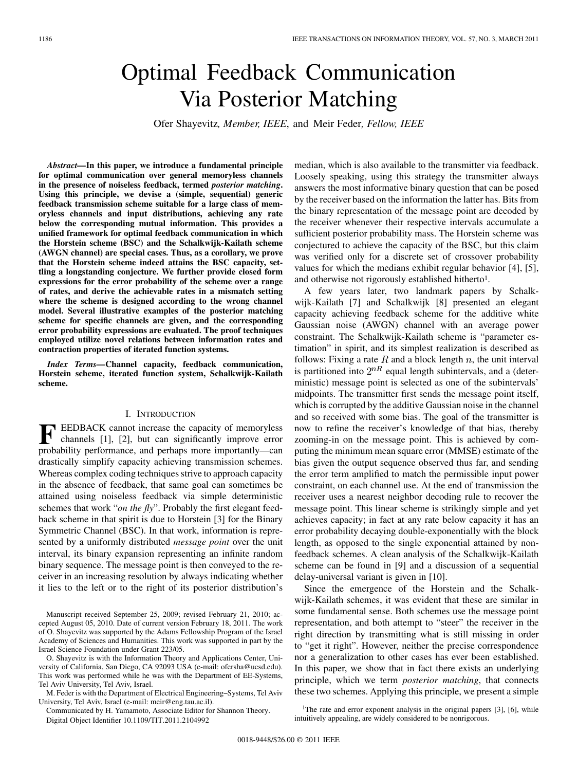# Optimal Feedback Communication Via Posterior Matching

Ofer Shayevitz, *Member, IEEE*, and Meir Feder, *Fellow, IEEE*

***Abstract*—In this paper, we introduce a fundamental principle for optimal communication over general memoryless channels in the presence of noiseless feedback, termed *posterior matching*. Using this principle, we devise a (simple, sequential) generic feedback transmission scheme suitable for a large class of memoryless channels and input distributions, achieving any rate below the corresponding mutual information. This provides a unified framework for optimal feedback communication in which the Horstein scheme (BSC) and the Schalkwijk-Kailath scheme (AWGN channel) are special cases. Thus, as a corollary, we prove that the Horstein scheme indeed attains the BSC capacity, settling a longstanding conjecture. We further provide closed form expressions for the error probability of the scheme over a range of rates, and derive the achievable rates in a mismatch setting where the scheme is designed according to the wrong channel model. Several illustrative examples of the posterior matching scheme for specific channels are given, and the corresponding error probability expressions are evaluated. The proof techniques employed utilize novel relations between information rates and contraction properties of iterated function systems.**

***Index Terms*—Channel capacity, feedback communication, Horstein scheme, iterated function system, Schalkwijk-Kailath scheme.**

## I. Introduction

FEEDBACK cannot increase the capacity of memoryless channels [1], [2], but can significantly improve error probability performance, and perhaps more importantly—can drastically simplify capacity achieving transmission schemes. Whereas complex coding techniques strive to approach capacity in the absence of feedback, that same goal can sometimes be attained using noiseless feedback via simple deterministic schemes that work "*on the fly*". Probably the first elegant feedback scheme in that spirit is due to Horstein [3] for the Binary Symmetric Channel (BSC). In that work, information is represented by a uniformly distributed *message point* over the unit interval, its binary expansion representing an infinite random binary sequence. The message point is then conveyed to the receiver in an increasing resolution by always indicating whether it lies to the left or to the right of its posterior distribution's median, which is also available to the transmitter via feedback. Loosely speaking, using this strategy the transmitter always answers the most informative binary question that can be posed by the receiver based on the information the latter has. Bits from the binary representation of the message point are decoded by the receiver whenever their respective intervals accumulate a sufficient posterior probability mass. The Horstein scheme was conjectured to achieve the capacity of the BSC, but this claim was verified only for a discrete set of crossover probability values for which the medians exhibit regular behavior [4], [5], and otherwise not rigorously established hitherto[1].

A few years later, two landmark papers by Schalkwijk-Kailath [7] and Schalkwijk [8] presented an elegant capacity achieving feedback scheme for the additive white Gaussian noise (AWGN) channel with an average power constraint. The Schalkwijk-Kailath scheme is "parameter estimation" in spirit, and its simplest realization is described as follows: Fixing a rate $R$ and a block length $n$, the unit interval is partitioned into $2^{nR}$ equal length subintervals, and a (deterministic) message point is selected as one of the subintervals' midpoints. The transmitter first sends the message point itself, which is corrupted by the additive Gaussian noise in the channel and so received with some bias. The goal of the transmitter is now to refine the receiver's knowledge of that bias, thereby zooming-in on the message point. This is achieved by computing the minimum mean square error (MMSE) estimate of the bias given the output sequence observed thus far, and sending the error term amplified to match the permissible input power constraint, on each channel use. At the end of transmission the receiver uses a nearest neighbor decoding rule to recover the message point. This linear scheme is strikingly simple and yet achieves capacity; in fact at any rate below capacity it has an error probability decaying double-exponentially with the block length, as opposed to the single exponential attained by non-feedback schemes. A clean analysis of the Schalkwijk-Kailath scheme can be found in [9] and a discussion of a sequential delay-universal variant is given in [10].

Since the emergence of the Horstein and the Schalkwijk-Kailath schemes, it was evident that these are similar in some fundamental sense. Both schemes use the message point representation, and both attempt to "steer" the receiver in the right direction by transmitting what is still missing in order to "get it right". However, neither the precise correspondence nor a generalization to other cases has ever been established. In this paper, we show that in fact there exists an underlying principle, which we term *posterior matching*, that connects these two schemes. Applying this principle, we present a simple

Manuscript received September 25, 2009; revised February 21, 2010; accepted August 05, 2010. Date of current version February 18, 2011. The work of O. Shayevitz was supported by the Adams Fellowship Program of the Israel Academy of Sciences and Humanities. This work was supported in part by the Israel Science Foundation under Grant 223/05.

O. Shayevitz is with the Information Theory and Applications Center, University of California, San Diego, CA 92093 USA (e-mail: ofersha@ucsd.edu). This work was performed while he was with the Department of EE-Systems, Tel Aviv University, Tel Aviv, Israel.

M. Feder is with the Department of Electrical Engineering–Systems, Tel Aviv University, Tel Aviv, Israel (e-mail: meir@eng.tau.ac.il).

Communicated by H. Yamamoto, Associate Editor for Shannon Theory.

Digital Object Identifier 10.1109/TIT.2011.2104992

[1]The rate and error exponent analysis in the original papers [3], [6], while intuitively appealing, are widely considered to be nonrigorous.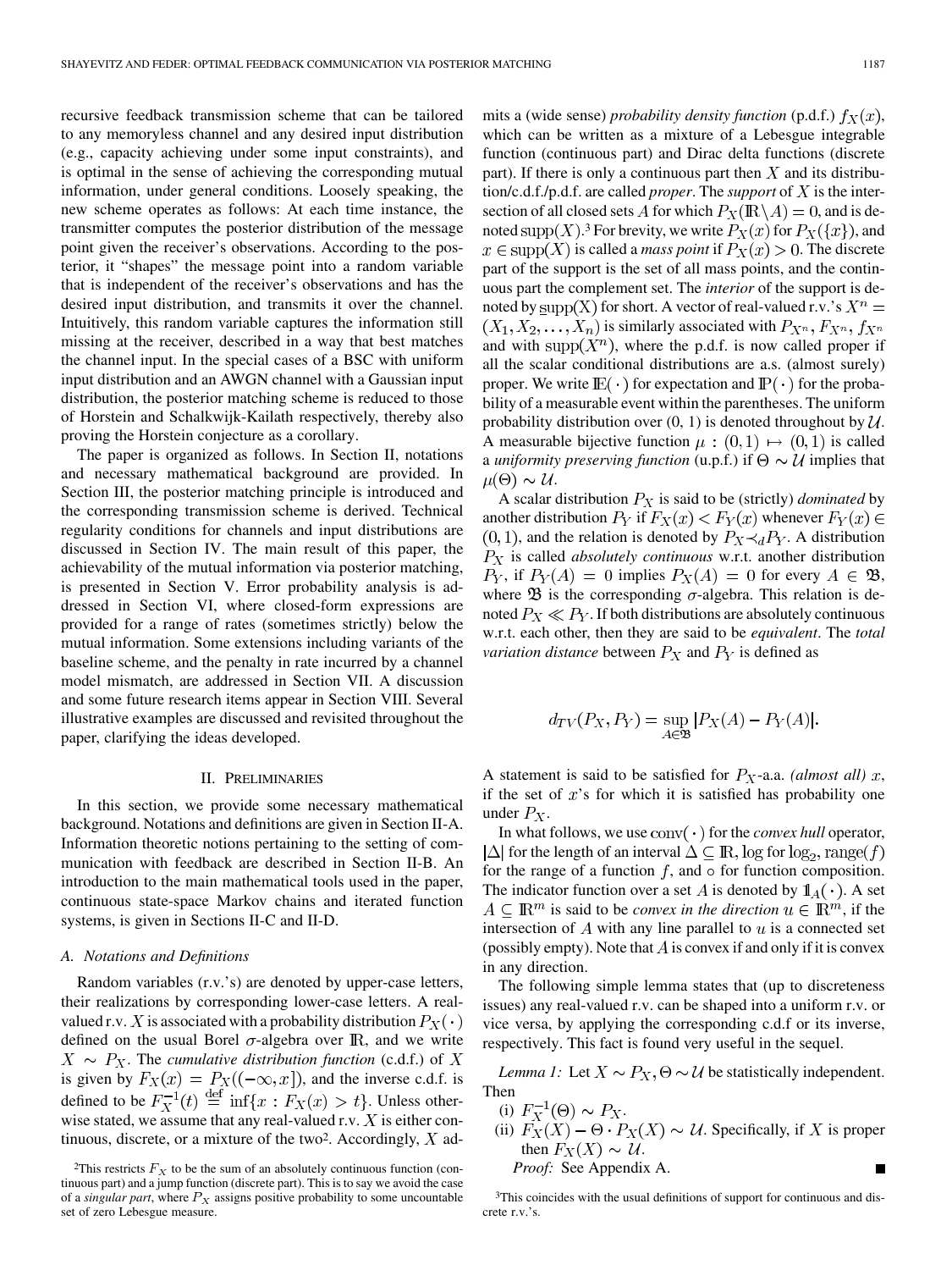recursive feedback transmission scheme that can be tailored to any memoryless channel and any desired input distribution (e.g., capacity achieving under some input constraints), and is optimal in the sense of achieving the corresponding mutual information, under general conditions. Loosely speaking, the new scheme operates as follows: At each time instance, the transmitter computes the posterior distribution of the message point given the receiver's observations. According to the posterior, it "shapes" the message point into a random variable that is independent of the receiver's observations and has the desired input distribution, and transmits it over the channel. Intuitively, this random variable captures the information still missing at the receiver, described in a way that best matches the channel input. In the special cases of a BSC with uniform input distribution and an AWGN channel with a Gaussian input distribution, the posterior matching scheme is reduced to those of Horstein and Schalkwijk-Kailath respectively, thereby also proving the Horstein conjecture as a corollary.

The paper is organized as follows. In Section II, notations and necessary mathematical background are provided. In Section III, the posterior matching principle is introduced and the corresponding transmission scheme is derived. Technical regularity conditions for channels and input distributions are discussed in Section IV. The main result of this paper, the achievability of the mutual information via posterior matching, is presented in Section V. Error probability analysis is addressed in Section VI, where closed-form expressions are provided for a range of rates (sometimes strictly) below the mutual information. Some extensions including variants of the baseline scheme, and the penalty in rate incurred by a channel model mismatch, are addressed in Section VII. A discussion and some future research items appear in Section VIII. Several illustrative examples are discussed and revisited throughout the paper, clarifying the ideas developed.

## II. Preliminaries

In this section, we provide some necessary mathematical background. Notations and definitions are given in Section II-A. Information theoretic notions pertaining to the setting of communication with feedback are described in Section II-B. An introduction to the main mathematical tools used in the paper, continuous state-space Markov chains and iterated function systems, is given in Sections II-C and II-D.

### A. Notations and Definitions

Random variables (r.v.'s) are denoted by upper-case letters, their realizations by corresponding lower-case letters. A real-valued r.v. $X$ is associated with a probability distribution $P_X(\cdot)$ defined on the usual Borel $\sigma$-algebra over $\mathbb{R}$, and we write $X \sim P_X$. The *cumulative distribution function* (c.d.f.) of $X$ is given by $F_X(x) = P_X((-\infty, x])$, and the inverse c.d.f. is defined to be $F_X^{-1}(t) \stackrel{\text{def}}{=} \inf\{x : F_X(x) > t\}$. Unless otherwise stated, we assume that any real-valued r.v. $X$ is either continuous, discrete, or a mixture of the two[2]. Accordingly, $X$ admits a (wide sense) *probability density function* (p.d.f.) $f_X(x)$, which can be written as a mixture of a Lebesgue integrable function (continuous part) and Dirac delta functions (discrete part). If there is only a continuous part then $X$ and its distribution/c.d.f./p.d.f. are called *proper*. The *support* of $X$ is the intersection of all closed sets $A$ for which $P_X(\mathbb{R}\setminus A) = 0$, and is denoted $\text{supp}(X)$.[3] For brevity, we write $P_X(x)$ for $P_X(\{x\})$, and $x \in \text{supp}(X)$ is called a *mass point* if $P_X(x) > 0$. The discrete part of the support is the set of all mass points, and the continuous part the complement set. The *interior* of the support is denoted by $\underline{\text{supp}}(X)$ for short. A vector of real-valued r.v.'s $X^n = (X_1, X_2, \ldots, X_n)$ is similarly associated with $P_{X^n}$, $F_{X^n}$, $f_{X^n}$ and with $\text{supp}(X^n)$, where the p.d.f. is now called proper if all the scalar conditional distributions are a.s. (almost surely) proper. We write $\mathbb{E}(\cdot)$ for expectation and $\mathbb{P}(\cdot)$ for the probability of a measurable event within the parentheses. The uniform probability distribution over $(0, 1)$ is denoted throughout by $\mathcal{U}$. A measurable bijective function $\mu : (0,1) \mapsto (0,1)$ is called a *uniformity preserving function* (u.p.f.) if $\Theta \sim \mathcal{U}$ implies that $\mu(\Theta) \sim \mathcal{U}$.

A scalar distribution $P_X$ is said to be (strictly) *dominated* by another distribution $P_Y$ if $F_X(x) < F_Y(x)$ whenever $F_Y(x) \in (0,1)$, and the relation is denoted by $P_X \prec_d P_Y$. A distribution $P_X$ is called *absolutely continuous* w.r.t. another distribution $P_Y$, if $P_Y(A) = 0$ implies $P_X(A) = 0$ for every $A \in \mathfrak{B}$, where $\mathfrak{B}$ is the corresponding $\sigma$-algebra. This relation is denoted $P_X \ll P_Y$. If both distributions are absolutely continuous w.r.t. each other, then they are said to be *equivalent*. The *total variation distance* between $P_X$ and $P_Y$ is defined as

$$d_{TV}(P_X, P_Y) = \sup_{A \in \mathfrak{B}} |P_X(A) - P_Y(A)|.$$

A statement is said to be satisfied for $P_X$-a.a. *(almost all)* $x$, if the set of $x$'s for which it is satisfied has probability one under $P_X$.

In what follows, we use $\text{conv}(\cdot)$ for the *convex hull* operator, $|\Delta|$ for the length of an interval $\Delta \subseteq \mathbb{R}$, $\log$ for $\log_2$, $\text{range}(f)$ for the range of a function $f$, and $\circ$ for function composition. The indicator function over a set $A$ is denoted by $\mathbb{1}_A(\cdot)$. A set $A \subseteq \mathbb{R}^m$ is said to be *convex in the direction* $u \in \mathbb{R}^m$, if the intersection of $A$ with any line parallel to $u$ is a connected set (possibly empty). Note that $A$ is convex if and only if it is convex in any direction.

The following simple lemma states that (up to discreteness issues) any real-valued r.v. can be shaped into a uniform r.v. or vice versa, by applying the corresponding c.d.f or its inverse, respectively. This fact is found very useful in the sequel.

*Lemma 1:* Let $X \sim P_X, \Theta \sim \mathcal{U}$ be statistically independent. Then

(i) $F_X^{-1}(\Theta) \sim P_X$.

(ii) $F_X(X) - \Theta \cdot P_X(X) \sim \mathcal{U}$. Specifically, if $X$ is proper then $F_X(X) \sim \mathcal{U}$.

*Proof:* See Appendix A. ∎

[2] This restricts $F_X$ to be the sum of an absolutely continuous function (continuous part) and a jump function (discrete part). This is to say we avoid the case of a *singular part*, where $P_X$ assigns positive probability to some uncountable set of zero Lebesgue measure.

[3] This coincides with the usual definitions of support for continuous and discrete r.v.'s.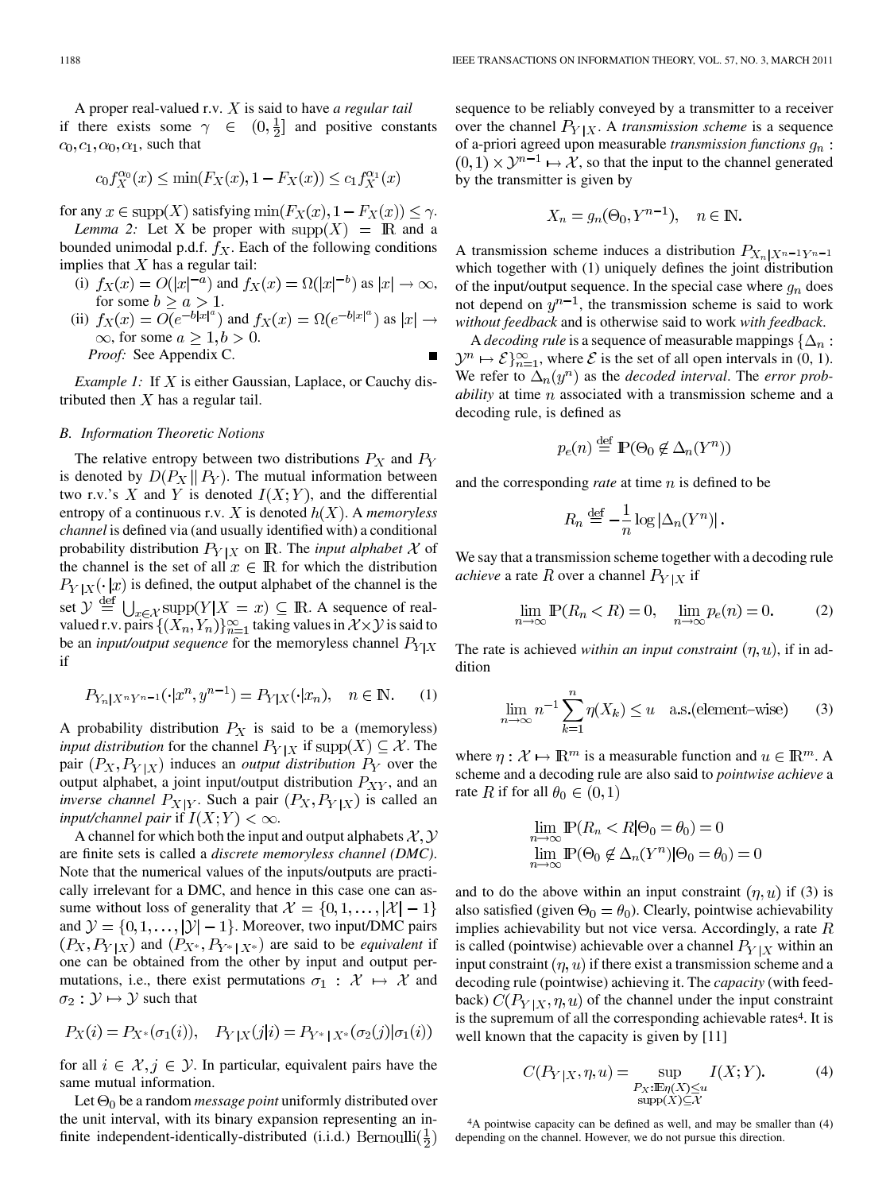A proper real-valued r.v. $X$ is said to have *a regular tail* if there exists some $\gamma \in (0, \frac{1}{2}]$ and positive constants $c_0, c_1, \alpha_0, \alpha_1$, such that

$$c_0 f_X^{\alpha_0}(x) \leq \min(F_X(x), 1 - F_X(x)) \leq c_1 f_X^{\alpha_1}(x)$$

for any $x \in \text{supp}(X)$ satisfying $\min(F_X(x), 1 - F_X(x)) \leq \gamma$.

*Lemma 2:* Let X be proper with $\text{supp}(X) = \mathbb{R}$ and a bounded unimodal p.d.f. $f_X$. Each of the following conditions implies that $X$ has a regular tail:

(i) $f_X(x) = O(|x|^{-a})$ and $f_X(x) = \Omega(|x|^{-b})$ as $|x| \to \infty$, for some $b \geq a > 1$.

(ii) $f_X(x) = O(e^{-b|x|^a})$ and $f_X(x) = \Omega(e^{-b|x|^a})$ as $|x| \to \infty$, for some $a \geq 1, b > 0$.

*Proof:* See Appendix C. ∎

*Example 1:* If $X$ is either Gaussian, Laplace, or Cauchy distributed then $X$ has a regular tail.

### B. Information Theoretic Notions

The relative entropy between two distributions $P_X$ and $P_Y$ is denoted by $D(P_X \| P_Y)$. The mutual information between two r.v.'s $X$ and $Y$ is denoted $I(X;Y)$, and the differential entropy of a continuous r.v. $X$ is denoted $h(X)$. A *memoryless channel* is defined via (and usually identified with) a conditional probability distribution $P_{Y|X}$ on $\mathbb{R}$. The *input alphabet* $\mathcal{X}$ of the channel is the set of all $x \in \mathbb{R}$ for which the distribution $P_{Y|X}(\cdot|x)$ is defined, the output alphabet of the channel is the set $\mathcal{Y} \stackrel{\text{def}}{=} \bigcup_{x \in \mathcal{X}} \text{supp}(Y|X = x) \subseteq \mathbb{R}$. A sequence of real-valued r.v. pairs $\{(X_n, Y_n)\}_{n=1}^{\infty}$ taking values in $\mathcal{X} \times \mathcal{Y}$ is said to be an *input/output sequence* for the memoryless channel $P_{Y|X}$ if

$$P_{Y_n|X^n Y^{n-1}}(\cdot|x^n, y^{n-1}) = P_{Y|X}(\cdot|x_n), \quad n \in \mathbb{N}. \tag{1}$$

A probability distribution $P_X$ is said to be a (memoryless) *input distribution* for the channel $P_{Y|X}$ if $\text{supp}(X) \subseteq \mathcal{X}$. The pair $(P_X, P_{Y|X})$ induces an *output distribution* $P_Y$ over the output alphabet, a joint input/output distribution $P_{XY}$, and an *inverse channel* $P_{X|Y}$. Such a pair $(P_X, P_{Y|X})$ is called an *input/channel pair* if $I(X;Y) < \infty$.

A channel for which both the input and output alphabets $\mathcal{X}, \mathcal{Y}$ are finite sets is called a *discrete memoryless channel (DMC)*. Note that the numerical values of the inputs/outputs are practically irrelevant for a DMC, and hence in this case one can assume without loss of generality that $\mathcal{X} = \{0, 1, \ldots, |\mathcal{X}| - 1\}$ and $\mathcal{Y} = \{0, 1, \ldots, |\mathcal{Y}| - 1\}$. Moreover, two input/DMC pairs $(P_X, P_{Y|X})$ and $(P_{X^*}, P_{Y^*|X^*})$ are said to be *equivalent* if one can be obtained from the other by input and output permutations, i.e., there exist permutations $\sigma_1 : \mathcal{X} \mapsto \mathcal{X}$ and $\sigma_2 : \mathcal{Y} \mapsto \mathcal{Y}$ such that

$$P_X(i) = P_{X^*}(\sigma_1(i)), \quad P_{Y|X}(j|i) = P_{Y^*|X^*}(\sigma_2(j)|\sigma_1(i))$$

for all $i \in \mathcal{X}, j \in \mathcal{Y}$. In particular, equivalent pairs have the same mutual information.

Let $\Theta_0$ be a random *message point* uniformly distributed over the unit interval, with its binary expansion representing an infinite independent-identically-distributed (i.i.d.) Bernoulli$(\frac{1}{2})$ sequence to be reliably conveyed by a transmitter to a receiver over the channel $P_{Y|X}$. A *transmission scheme* is a sequence of a-priori agreed upon measurable *transmission functions* $g_n : (0,1) \times \mathcal{Y}^{n-1} \mapsto \mathcal{X}$, so that the input to the channel generated by the transmitter is given by

$$X_n = g_n(\Theta_0, Y^{n-1}), \quad n \in \mathbb{N}.$$

A transmission scheme induces a distribution $P_{X_n|X^{n-1}Y^{n-1}}$ which together with (1) uniquely defines the joint distribution of the input/output sequence. In the special case where $g_n$ does not depend on $y^{n-1}$, the transmission scheme is said to work *without feedback* and is otherwise said to work *with feedback*.

A *decoding rule* is a sequence of measurable mappings $\{\Delta_n : \mathcal{Y}^n \mapsto \mathcal{E}\}_{n=1}^{\infty}$, where $\mathcal{E}$ is the set of all open intervals in (0, 1). We refer to $\Delta_n(y^n)$ as the *decoded interval*. The *error probability* at time $n$ associated with a transmission scheme and a decoding rule, is defined as

$$p_e(n) \stackrel{\text{def}}{=} \mathbb{P}(\Theta_0 \notin \Delta_n(Y^n))$$

and the corresponding *rate* at time $n$ is defined to be

$$R_n \stackrel{\text{def}}{=} -\frac{1}{n} \log |\Delta_n(Y^n)| .$$

We say that a transmission scheme together with a decoding rule *achieve* a rate $R$ over a channel $P_{Y|X}$ if

$$\lim_{n \to \infty} \mathbb{P}(R_n < R) = 0, \quad \lim_{n \to \infty} p_e(n) = 0. \tag{2}$$

The rate is achieved *within an input constraint* $(\eta, u)$, if in addition

$$\lim_{n \to \infty} n^{-1} \sum_{k=1}^{n} \eta(X_k) \leq u \quad \text{a.s.(element–wise)} \tag{3}$$

where $\eta : \mathcal{X} \mapsto \mathbb{R}^m$ is a measurable function and $u \in \mathbb{R}^m$. A scheme and a decoding rule are also said to *pointwise achieve* a rate $R$ if for all $\theta_0 \in (0,1)$

$$\lim_{n \to \infty} \mathbb{P}(R_n < R | \Theta_0 = \theta_0) = 0$$
$$\lim_{n \to \infty} \mathbb{P}(\Theta_0 \notin \Delta_n(Y^n) | \Theta_0 = \theta_0) = 0$$

and to do the above within an input constraint $(\eta, u)$ if (3) is also satisfied (given $\Theta_0 = \theta_0$). Clearly, pointwise achievability implies achievability but not vice versa. Accordingly, a rate $R$ is called (pointwise) achievable over a channel $P_{Y|X}$ within an input constraint $(\eta, u)$ if there exist a transmission scheme and a decoding rule (pointwise) achieving it. The *capacity* (with feedback) $C(P_{Y|X}, \eta, u)$ of the channel under the input constraint is the supremum of all the corresponding achievable rates[4]. It is well known that the capacity is given by [11]

$$C(P_{Y|X}, \eta, u) = \sup_{\substack{P_X : \mathbb{E}\eta(X) \leq u \\ \text{supp}(X) \subseteq \mathcal{X}}} I(X;Y). \tag{4}$$

[4]A pointwise capacity can be defined as well, and may be smaller than (4) depending on the channel. However, we do not pursue this direction.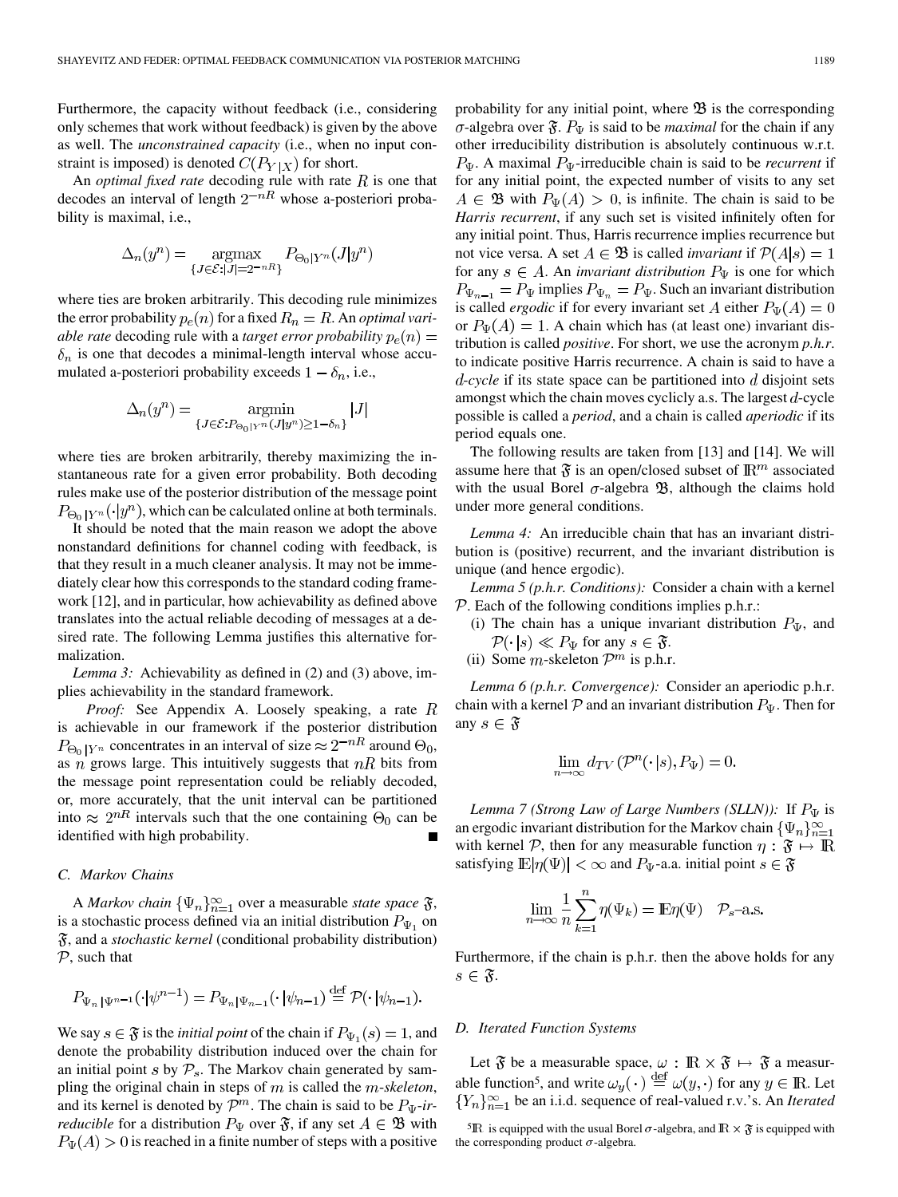Furthermore, the capacity without feedback (i.e., considering only schemes that work without feedback) is given by the above as well. The *unconstrained capacity* (i.e., when no input constraint is imposed) is denoted $C(P_{Y|X})$ for short.

An *optimal fixed rate* decoding rule with rate $R$ is one that decodes an interval of length $2^{-nR}$ whose a-posteriori probability is maximal, i.e.,

$$\Delta_n(y^n) = \underset{\{J\in\mathcal{E}:|J|=2^{-nR}\}}{\operatorname{argmax}} P_{\Theta_0|Y^n}(J|y^n)$$

where ties are broken arbitrarily. This decoding rule minimizes the error probability $p_e(n)$ for a fixed $R_n = R$. An *optimal variable rate* decoding rule with a *target error probability* $p_e(n) = \delta_n$ is one that decodes a minimal-length interval whose accumulated a-posteriori probability exceeds $1-\delta_n$, i.e.,

$$\Delta_n(y^n) = \underset{\{J\in\mathcal{E}:P_{\Theta_0|Y^n}(J|y^n)\geq 1-\delta_n\}}{\operatorname{argmin}} |J|$$

where ties are broken arbitrarily, thereby maximizing the instantaneous rate for a given error probability. Both decoding rules make use of the posterior distribution of the message point $P_{\Theta_0|Y^n}(\cdot|y^n)$, which can be calculated online at both terminals.

It should be noted that the main reason we adopt the above nonstandard definitions for channel coding with feedback, is that they result in a much cleaner analysis. It may not be immediately clear how this corresponds to the standard coding framework [12], and in particular, how achievability as defined above translates into the actual reliable decoding of messages at a desired rate. The following Lemma justifies this alternative formalization.

*Lemma 3:* Achievability as defined in (2) and (3) above, implies achievability in the standard framework.

*Proof:* See Appendix A. Loosely speaking, a rate $R$ is achievable in our framework if the posterior distribution $P_{\Theta_0|Y^n}$ concentrates in an interval of size $\approx 2^{-nR}$ around $\Theta_0$, as $n$ grows large. This intuitively suggests that $nR$ bits from the message point representation could be reliably decoded, or, more accurately, that the unit interval can be partitioned into $\approx 2^{nR}$ intervals such that the one containing $\Theta_0$ can be identified with high probability. ∎

### C. Markov Chains

A *Markov chain* $\{\Psi_n\}_{n=1}^{\infty}$ over a measurable *state space* $\mathfrak{F}$, is a stochastic process defined via an initial distribution $P_{\Psi_1}$ on $\mathfrak{F}$, and a *stochastic kernel* (conditional probability distribution) $\mathcal{P}$, such that

$$P_{\Psi_n|\Psi^{n-1}}(\cdot|\psi^{n-1}) = P_{\Psi_n|\Psi_{n-1}}(\cdot|\psi_{n-1}) \stackrel{\text{def}}{=} \mathcal{P}(\cdot|\psi_{n-1}).$$

We say $s\in\mathfrak{F}$ is the *initial point* of the chain if $P_{\Psi_1}(s) = 1$, and denote the probability distribution induced over the chain for an initial point $s$ by $\mathcal{P}_s$. The Markov chain generated by sampling the original chain in steps of $m$ is called the *m-skeleton*, and its kernel is denoted by $\mathcal{P}^m$. The chain is said to be $P_\Psi$*-irreducible* for a distribution $P_\Psi$ over $\mathfrak{F}$, if any set $A\in\mathfrak{B}$ with $P_\Psi(A) > 0$ is reached in a finite number of steps with a positive probability for any initial point, where $\mathfrak{B}$ is the corresponding $\sigma$-algebra over $\mathfrak{F}$. $P_\Psi$ is said to be *maximal* for the chain if any other irreducibility distribution is absolutely continuous w.r.t. $P_\Psi$. A maximal $P_\Psi$-irreducible chain is said to be *recurrent* if for any initial point, the expected number of visits to any set $A\in\mathfrak{B}$ with $P_\Psi(A) > 0$, is infinite. The chain is said to be *Harris recurrent*, if any such set is visited infinitely often for any initial point. Thus, Harris recurrence implies recurrence but not vice versa. A set $A\in\mathfrak{B}$ is called *invariant* if $\mathcal{P}(A|s) = 1$ for any $s\in A$. An *invariant distribution* $P_\Psi$ is one for which $P_{\Psi_{n-1}} = P_\Psi$ implies $P_{\Psi_n} = P_\Psi$. Such an invariant distribution is called *ergodic* if for every invariant set $A$ either $P_\Psi(A) = 0$ or $P_\Psi(A) = 1$. A chain which has (at least one) invariant distribution is called *positive*. For short, we use the acronym *p.h.r.* to indicate positive Harris recurrence. A chain is said to have a $d$*-cycle* if its state space can be partitioned into $d$ disjoint sets amongst which the chain moves cyclicly a.s. The largest $d$-cycle possible is called a *period*, and a chain is called *aperiodic* if its period equals one.

The following results are taken from [13] and [14]. We will assume here that $\mathfrak{F}$ is an open/closed subset of $\mathbb{R}^m$ associated with the usual Borel $\sigma$-algebra $\mathfrak{B}$, although the claims hold under more general conditions.

*Lemma 4:* An irreducible chain that has an invariant distribution is (positive) recurrent, and the invariant distribution is unique (and hence ergodic).

*Lemma 5 (p.h.r. Conditions):* Consider a chain with a kernel $\mathcal{P}$. Each of the following conditions implies p.h.r.:

(i) The chain has a unique invariant distribution $P_\Psi$, and $\mathcal{P}(\cdot|s) \ll P_\Psi$ for any $s\in\mathfrak{F}$.

(ii) Some $m$-skeleton $\mathcal{P}^m$ is p.h.r.

*Lemma 6 (p.h.r. Convergence):* Consider an aperiodic p.h.r. chain with a kernel $\mathcal{P}$ and an invariant distribution $P_\Psi$. Then for any $s\in\mathfrak{F}$

$$\lim_{n\to\infty} d_{TV}(\mathcal{P}^n(\cdot|s), P_\Psi) = 0.$$

*Lemma 7 (Strong Law of Large Numbers (SLLN)):* If $P_\Psi$ is an ergodic invariant distribution for the Markov chain $\{\Psi_n\}_{n=1}^{\infty}$ with kernel $\mathcal{P}$, then for any measurable function $\eta:\mathfrak{F}\mapsto\mathbb{R}$ satisfying $\mathbb{E}|\eta(\Psi)| < \infty$ and $P_\Psi$-a.a. initial point $s\in\mathfrak{F}$

$$\lim_{n\to\infty}\frac{1}{n}\sum_{k=1}^{n}\eta(\Psi_k) = \mathbb{E}\eta(\Psi) \quad \mathcal{P}_s\text{-a.s.}$$

Furthermore, if the chain is p.h.r. then the above holds for any $s\in\mathfrak{F}$.

### D. Iterated Function Systems

Let $\mathfrak{F}$ be a measurable space, $\omega:\mathbb{R}\times\mathfrak{F}\mapsto\mathfrak{F}$ a measurable function[5], and write $\omega_y(\cdot) \stackrel{\text{def}}{=} \omega(y,\cdot)$ for any $y\in\mathbb{R}$. Let $\{Y_n\}_{n=1}^{\infty}$ be an i.i.d. sequence of real-valued r.v.'s. An *Iterated*

[5] $\mathbb{R}$ is equipped with the usual Borel $\sigma$-algebra, and $\mathbb{R}\times\mathfrak{F}$ is equipped with the corresponding product $\sigma$-algebra.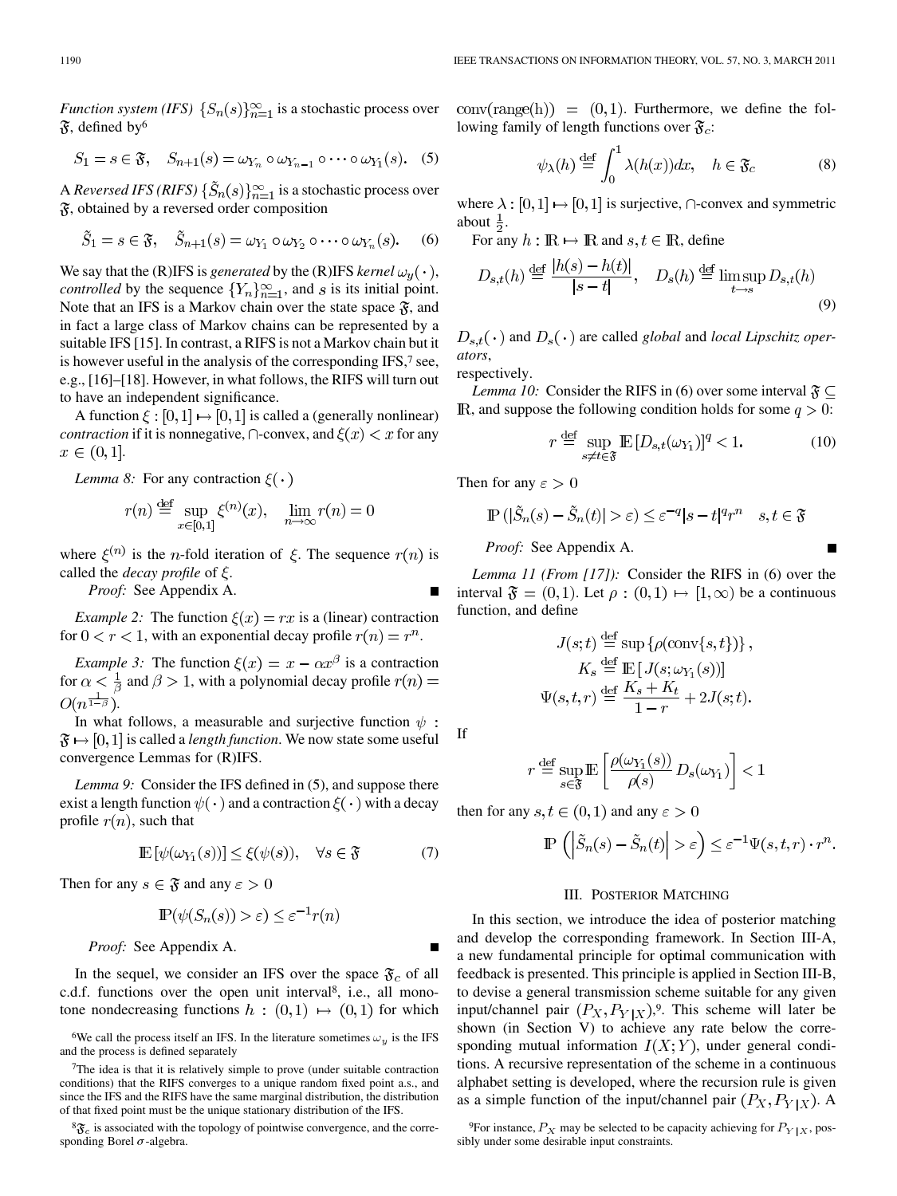*Function system (IFS)* $\{S_n(s)\}_{n=1}^\infty$ is a stochastic process over $\mathfrak{F}$, defined by[6]

$$S_1 = s \in \mathfrak{F}, \quad S_{n+1}(s) = \omega_{Y_n} \circ \omega_{Y_{n-1}} \circ \cdots \circ \omega_{Y_1}(s). \quad (5)$$

A *Reversed IFS (RIFS)* $\{\tilde{S}_n(s)\}_{n=1}^\infty$ is a stochastic process over $\mathfrak{F}$, obtained by a reversed order composition

$$\tilde{S}_1 = s \in \mathfrak{F}, \quad \tilde{S}_{n+1}(s) = \omega_{Y_1} \circ \omega_{Y_2} \circ \cdots \circ \omega_{Y_n}(s). \quad (6)$$

We say that the (R)IFS is *generated* by the (R)IFS *kernel* $\omega_y(\cdot)$, *controlled* by the sequence $\{Y_n\}_{n=1}^\infty$, and $s$ is its initial point. Note that an IFS is a Markov chain over the state space $\mathfrak{F}$, and in fact a large class of Markov chains can be represented by a suitable IFS [15]. In contrast, a RIFS is not a Markov chain but it is however useful in the analysis of the corresponding IFS,[7] see, e.g., [16]–[18]. However, in what follows, the RIFS will turn out to have an independent significance.

A function $\xi : [0,1] \mapsto [0,1]$ is called a (generally nonlinear) *contraction* if it is nonnegative, $\cap$-convex, and $\xi(x) < x$ for any $x \in (0,1]$.

*Lemma 8:* For any contraction $\xi(\cdot)$

$$r(n) \stackrel{\text{def}}{=} \sup_{x \in [0,1]} \xi^{(n)}(x), \quad \lim_{n\to\infty} r(n) = 0$$

where $\xi^{(n)}$ is the $n$-fold iteration of $\xi$. The sequence $r(n)$ is called the *decay profile* of $\xi$.

*Proof:* See Appendix A. ∎

*Example 2:* The function $\xi(x) = rx$ is a (linear) contraction for $0 < r < 1$, with an exponential decay profile $r(n) = r^n$.

*Example 3:* The function $\xi(x) = x - \alpha x^\beta$ is a contraction for $\alpha < \frac{1}{\beta}$ and $\beta > 1$, with a polynomial decay profile $r(n) = O(n^{\frac{1}{1-\beta}})$.

In what follows, a measurable and surjective function $\psi : \mathfrak{F} \mapsto [0,1]$ is called a *length function*. We now state some useful convergence Lemmas for (R)IFS.

*Lemma 9:* Consider the IFS defined in (5), and suppose there exist a length function $\psi(\cdot)$ and a contraction $\xi(\cdot)$ with a decay profile $r(n)$, such that

$$\mathbb{E}\left[\psi(\omega_{Y_1}(s))\right] \le \xi(\psi(s)), \quad \forall s \in \mathfrak{F} \quad (7)$$

Then for any $s \in \mathfrak{F}$ and any $\varepsilon > 0$

$$\mathbb{P}(\psi(S_n(s)) > \varepsilon) \le \varepsilon^{-1} r(n)$$

*Proof:* See Appendix A. ∎

In the sequel, we consider an IFS over the space $\mathfrak{F}_c$ of all c.d.f. functions over the open unit interval[8], i.e., all monotone nondecreasing functions $h : (0,1) \mapsto (0,1)$ for which $\mathrm{conv}(\mathrm{range}(h)) = (0,1)$. Furthermore, we define the following family of length functions over $\mathfrak{F}_c$:

$$\psi_\lambda(h) \stackrel{\text{def}}{=} \int_0^1 \lambda(h(x))dx, \quad h \in \mathfrak{F}_c \quad (8)$$

where $\lambda : [0,1] \mapsto [0,1]$ is surjective, $\cap$-convex and symmetric about $\frac{1}{2}$.

For any $h : \mathbb{R} \mapsto \mathbb{R}$ and $s, t \in \mathbb{R}$, define

$$D_{s,t}(h) \stackrel{\text{def}}{=} \frac{|h(s) - h(t)|}{|s - t|}, \quad D_s(h) \stackrel{\text{def}}{=} \limsup_{t \to s} D_{s,t}(h) \quad (9)$$

$D_{s,t}(\cdot)$ and $D_s(\cdot)$ are called *global* and *local Lipschitz operators*, respectively.

*Lemma 10:* Consider the RIFS in (6) over some interval $\mathfrak{F} \subseteq \mathbb{R}$, and suppose the following condition holds for some $q > 0$:

$$r \stackrel{\text{def}}{=} \sup_{s \neq t \in \mathfrak{F}} \mathbb{E}[D_{s,t}(\omega_{Y_1})]^q < 1. \quad (10)$$

Then for any $\varepsilon > 0$

$$\mathbb{P}(|\tilde{S}_n(s) - \tilde{S}_n(t)| > \varepsilon) \le \varepsilon^{-q}|s - t|^q r^n \quad s, t \in \mathfrak{F}$$

*Proof:* See Appendix A. ∎

*Lemma 11 (From [17]):* Consider the RIFS in (6) over the interval $\mathfrak{F} = (0,1)$. Let $\rho : (0,1) \mapsto [1,\infty)$ be a continuous function, and define

$$J(s;t) \stackrel{\text{def}}{=} \sup\{\rho(\mathrm{conv}\{s,t\})\},$$
$$K_s \stackrel{\text{def}}{=} \mathbb{E}\left[J(s; \omega_{Y_1}(s))\right]$$
$$\Psi(s,t,r) \stackrel{\text{def}}{=} \frac{K_s + K_t}{1 - r} + 2J(s;t).$$

If

$$r \stackrel{\text{def}}{=} \sup_{s \in \mathfrak{F}} \mathbb{E}\left[\frac{\rho(\omega_{Y_1}(s))}{\rho(s)} D_s(\omega_{Y_1})\right] < 1$$

then for any $s, t \in (0,1)$ and any $\varepsilon > 0$

$$\mathbb{P}\left(\left|\tilde{S}_n(s) - \tilde{S}_n(t)\right| > \varepsilon\right) \le \varepsilon^{-1}\Psi(s,t,r) \cdot r^n.$$

## III. Posterior Matching

In this section, we introduce the idea of posterior matching and develop the corresponding framework. In Section III-A, a new fundamental principle for optimal communication with feedback is presented. This principle is applied in Section III-B, to devise a general transmission scheme suitable for any given input/channel pair $(P_X, P_{Y|X})$,[9]. This scheme will later be shown (in Section V) to achieve any rate below the corresponding mutual information $I(X;Y)$, under general conditions. A recursive representation of the scheme in a continuous alphabet setting is developed, where the recursion rule is given as a simple function of the input/channel pair $(P_X, P_{Y|X})$. A

---

[6] We call the process itself an IFS. In the literature sometimes $\omega_y$ is the IFS and the process is defined separately

[7] The idea is that it is relatively simple to prove (under suitable contraction conditions) that the RIFS converges to a unique random fixed point a.s., and since the IFS and the RIFS have the same marginal distribution, the distribution of that fixed point must be the unique stationary distribution of the IFS.

[8] $\mathfrak{F}_c$ is associated with the topology of pointwise convergence, and the corresponding Borel $\sigma$-algebra.

[9] For instance, $P_X$ may be selected to be capacity achieving for $P_{Y|X}$, possibly under some desirable input constraints.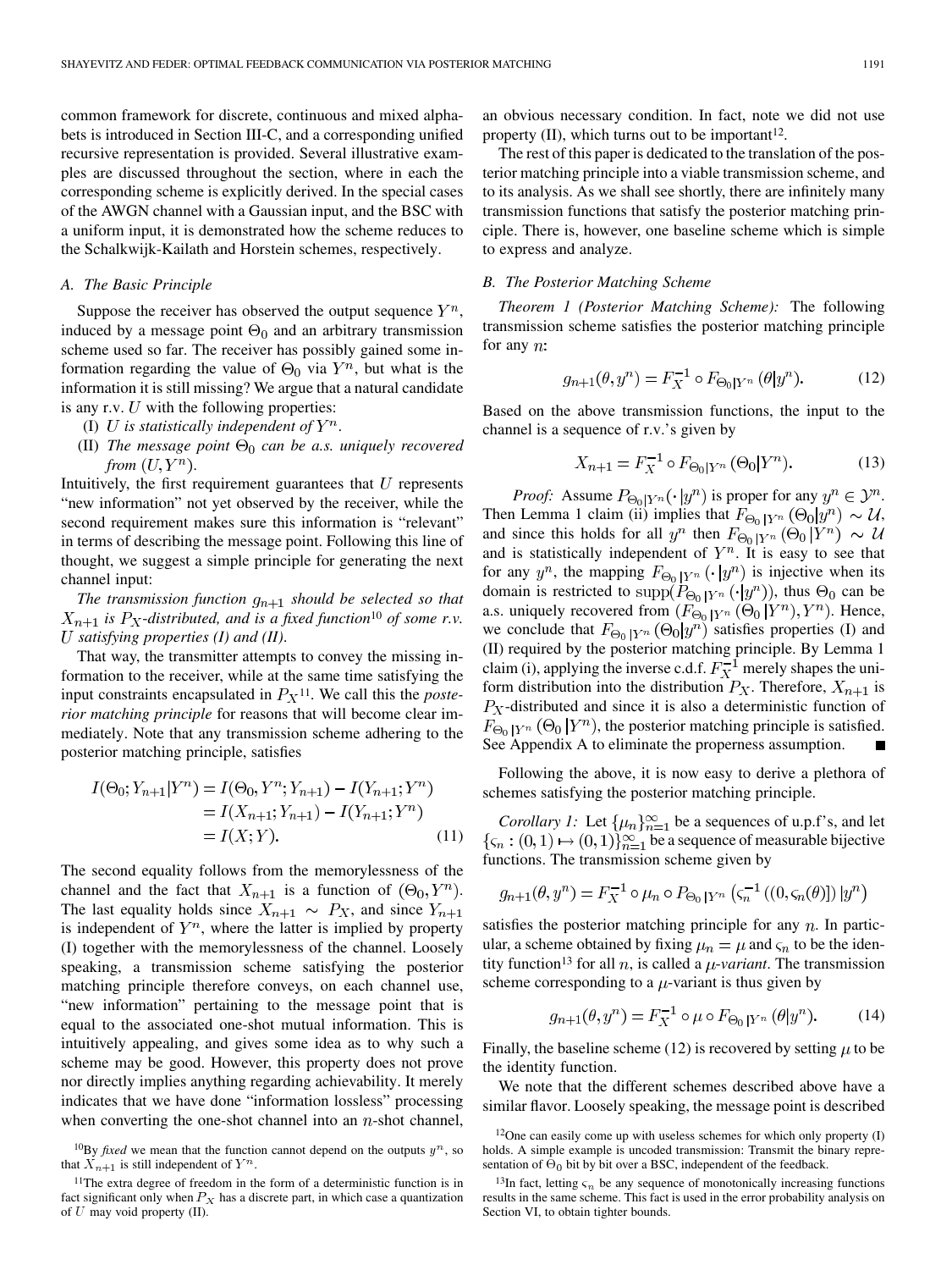common framework for discrete, continuous and mixed alphabets is introduced in Section III-C, and a corresponding unified recursive representation is provided. Several illustrative examples are discussed throughout the section, where in each the corresponding scheme is explicitly derived. In the special cases of the AWGN channel with a Gaussian input, and the BSC with a uniform input, it is demonstrated how the scheme reduces to the Schalkwijk-Kailath and Horstein schemes, respectively.

### A. The Basic Principle

Suppose the receiver has observed the output sequence $Y^n$, induced by a message point $\Theta_0$ and an arbitrary transmission scheme used so far. The receiver has possibly gained some information regarding the value of $\Theta_0$ via $Y^n$, but what is the information it is still missing? We argue that a natural candidate is any r.v. $U$ with the following properties:

(I) *$U$ is statistically independent of $Y^n$.*

(II) *The message point $\Theta_0$ can be a.s. uniquely recovered from $(U, Y^n)$.*

Intuitively, the first requirement guarantees that $U$ represents "new information" not yet observed by the receiver, while the second requirement makes sure this information is "relevant" in terms of describing the message point. Following this line of thought, we suggest a simple principle for generating the next channel input:

*The transmission function $g_{n+1}$ should be selected so that $X_{n+1}$ is $P_X$-distributed, and is a fixed function*[10] *of some r.v. $U$ satisfying properties (I) and (II).*

That way, the transmitter attempts to convey the missing information to the receiver, while at the same time satisfying the input constraints encapsulated in $P_X$[11]. We call this the *posterior matching principle* for reasons that will become clear immediately. Note that any transmission scheme adhering to the posterior matching principle, satisfies

$$\begin{aligned} I(\Theta_0; Y_{n+1}|Y^n) &= I(\Theta_0, Y^n; Y_{n+1}) - I(Y_{n+1}; Y^n) \\ &= I(X_{n+1}; Y_{n+1}) - I(Y_{n+1}; Y^n) \\ &= I(X; Y). \end{aligned} \tag{11}$$

The second equality follows from the memorylessness of the channel and the fact that $X_{n+1}$ is a function of $(\Theta_0, Y^n)$. The last equality holds since $X_{n+1} \sim P_X$, and since $Y_{n+1}$ is independent of $Y^n$, where the latter is implied by property (I) together with the memorylessness of the channel. Loosely speaking, a transmission scheme satisfying the posterior matching principle therefore conveys, on each channel use, "new information" pertaining to the message point that is equal to the associated one-shot mutual information. This is intuitively appealing, and gives some idea as to why such a scheme may be good. However, this property does not prove nor directly implies anything regarding achievability. It merely indicates that we have done "information lossless" processing when converting the one-shot channel into an $n$-shot channel, an obvious necessary condition. In fact, note we did not use property (II), which turns out to be important[12].

The rest of this paper is dedicated to the translation of the posterior matching principle into a viable transmission scheme, and to its analysis. As we shall see shortly, there are infinitely many transmission functions that satisfy the posterior matching principle. There is, however, one baseline scheme which is simple to express and analyze.

### B. The Posterior Matching Scheme

*Theorem 1 (Posterior Matching Scheme):* The following transmission scheme satisfies the posterior matching principle for any $n$:

$$g_{n+1}(\theta, y^n) = F_X^{-1} \circ F_{\Theta_0|Y^n}(\theta|y^n). \tag{12}$$

Based on the above transmission functions, the input to the channel is a sequence of r.v.'s given by

$$X_{n+1} = F_X^{-1} \circ F_{\Theta_0|Y^n}(\Theta_0|Y^n). \tag{13}$$

*Proof:* Assume $P_{\Theta_0|Y^n}(\cdot|y^n)$ is proper for any $y^n \in \mathcal{Y}^n$. Then Lemma 1 claim (ii) implies that $F_{\Theta_0|Y^n}(\Theta_0|y^n) \sim \mathcal{U}$, and since this holds for all $y^n$ then $F_{\Theta_0|Y^n}(\Theta_0|Y^n) \sim \mathcal{U}$ and is statistically independent of $Y^n$. It is easy to see that for any $y^n$, the mapping $F_{\Theta_0|Y^n}(\cdot|y^n)$ is injective when its domain is restricted to $\mathrm{supp}(P_{\Theta_0|Y^n}(\cdot|y^n))$, thus $\Theta_0$ can be a.s. uniquely recovered from $(F_{\Theta_0|Y^n}(\Theta_0|Y^n), Y^n)$. Hence, we conclude that $F_{\Theta_0|Y^n}(\Theta_0|y^n)$ satisfies properties (I) and (II) required by the posterior matching principle. By Lemma 1 claim (i), applying the inverse c.d.f. $F_X^{-1}$ merely shapes the uniform distribution into the distribution $P_X$. Therefore, $X_{n+1}$ is $P_X$-distributed and since it is also a deterministic function of $F_{\Theta_0|Y^n}(\Theta_0|Y^n)$, the posterior matching principle is satisfied. See Appendix A to eliminate the properness assumption. ∎

Following the above, it is now easy to derive a plethora of schemes satisfying the posterior matching principle.

*Corollary 1:* Let $\{\mu_n\}_{n=1}^{\infty}$ be a sequences of u.p.f's, and let $\{\varsigma_n : (0,1) \mapsto (0,1)\}_{n=1}^{\infty}$ be a sequence of measurable bijective functions. The transmission scheme given by

$$g_{n+1}(\theta, y^n) = F_X^{-1} \circ \mu_n \circ P_{\Theta_0|Y^n}\left(\varsigma_n^{-1}\left((0, \varsigma_n(\theta)]\right)|y^n\right)$$

satisfies the posterior matching principle for any $n$. In particular, a scheme obtained by fixing $\mu_n = \mu$ and $\varsigma_n$ to be the identity function[13] for all $n$, is called a *$\mu$-variant*. The transmission scheme corresponding to a $\mu$-variant is thus given by

$$g_{n+1}(\theta, y^n) = F_X^{-1} \circ \mu \circ F_{\Theta_0|Y^n}(\theta|y^n). \tag{14}$$

Finally, the baseline scheme (12) is recovered by setting $\mu$ to be the identity function.

We note that the different schemes described above have a similar flavor. Loosely speaking, the message point is described

---

[10] By *fixed* we mean that the function cannot depend on the outputs $y^n$, so that $X_{n+1}$ is still independent of $Y^n$.

[11] The extra degree of freedom in the form of a deterministic function is in fact significant only when $P_X$ has a discrete part, in which case a quantization of $U$ may void property (II).

[12] One can easily come up with useless schemes for which only property (I) holds. A simple example is uncoded transmission: Transmit the binary representation of $\Theta_0$ bit by bit over a BSC, independent of the feedback.

[13] In fact, letting $\varsigma_n$ be any sequence of monotonically increasing functions results in the same scheme. This fact is used in the error probability analysis on Section VI, to obtain tighter bounds.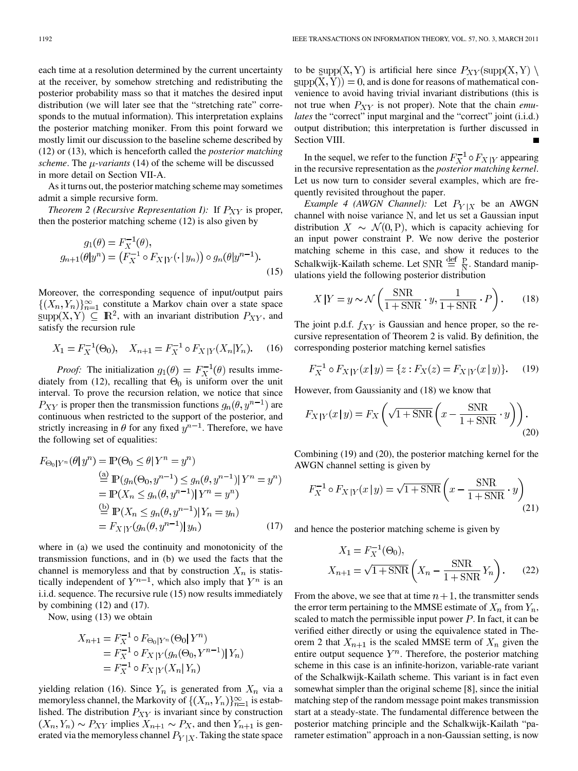each time at a resolution determined by the current uncertainty at the receiver, by somehow stretching and redistributing the posterior probability mass so that it matches the desired input distribution (we will later see that the "stretching rate" corresponds to the mutual information). This interpretation explains the posterior matching moniker. From this point forward we mostly limit our discussion to the baseline scheme described by (12) or (13), which is henceforth called the *posterior matching scheme*. The $\mu$*-variants* (14) of the scheme will be discussed in more detail on Section VII-A.

As it turns out, the posterior matching scheme may sometimes admit a simple recursive form.

*Theorem 2 (Recursive Representation I):* If $P_{XY}$ is proper, then the posterior matching scheme (12) is also given by

$$
\begin{aligned}
g_1(\theta) &= F_X^{-1}(\theta), \\
g_{n+1}(\theta|y^n) &= \left(F_X^{-1}\circ F_{X|Y}(\cdot\,|\,y_n)\right)\circ g_n(\theta|y^{n-1}).
\end{aligned}
\tag{15}
$$

Moreover, the corresponding sequence of input/output pairs $\{(X_n,Y_n)\}_{n=1}^{\infty}$ constitute a Markov chain over a state space $\underline{\mathrm{supp}}(\mathrm{X},\mathrm{Y})\subseteq\mathbb{R}^2$, with an invariant distribution $P_{XY}$, and satisfy the recursion rule

$$
X_1 = F_X^{-1}(\Theta_0), \quad X_{n+1} = F_X^{-1}\circ F_{X|Y}(X_n|Y_n). \tag{16}
$$

*Proof:* The initialization $g_1(\theta)=F_X^{-1}(\theta)$ results immediately from (12), recalling that $\Theta_0$ is uniform over the unit interval. To prove the recursion relation, we notice that since $P_{XY}$ is proper then the transmission functions $g_n(\theta,y^{n-1})$ are continuous when restricted to the support of the posterior, and strictly increasing in $\theta$ for any fixed $y^{n-1}$. Therefore, we have the following set of equalities:

$$
\begin{aligned}
F_{\Theta_0|Y^n}(\theta|y^n) &= \mathbb{P}(\Theta_0\le\theta|Y^n=y^n) \\
&\overset{(a)}{=} \mathbb{P}(g_n(\Theta_0,y^{n-1})\le g_n(\theta,y^{n-1})|Y^n=y^n) \\
&= \mathbb{P}(X_n\le g_n(\theta,y^{n-1})|Y^n=y^n) \\
&\overset{(b)}{=} \mathbb{P}(X_n\le g_n(\theta,y^{n-1})|Y_n=y_n) \\
&= F_{X|Y}(g_n(\theta,y^{n-1})|y_n)
\end{aligned}
\tag{17}
$$

where in (a) we used the continuity and monotonicity of the transmission functions, and in (b) we used the facts that the channel is memoryless and that by construction $X_n$ is statistically independent of $Y^{n-1}$, which also imply that $Y^n$ is an i.i.d. sequence. The recursive rule (15) now results immediately by combining (12) and (17).

Now, using (13) we obtain

$$
\begin{aligned}
X_{n+1} &= F_X^{-1}\circ F_{\Theta_0|Y^n}(\Theta_0|Y^n) \\
&= F_X^{-1}\circ F_{X|Y}(g_n(\Theta_0,Y^{n-1})|Y_n) \\
&= F_X^{-1}\circ F_{X|Y}(X_n|Y_n)
\end{aligned}
$$

yielding relation (16). Since $Y_n$ is generated from $X_n$ via a memoryless channel, the Markovity of $\{(X_n,Y_n)\}_{n=1}^{\infty}$ is established. The distribution $P_{XY}$ is invariant since by construction $(X_n,Y_n)\sim P_{XY}$ implies $X_{n+1}\sim P_X$, and then $Y_{n+1}$ is generated via the memoryless channel $P_{Y|X}$. Taking the state space to be $\underline{\mathrm{supp}}(\mathrm{X},\mathrm{Y})$ is artificial here since $P_{XY}(\mathrm{supp}(\mathrm{X},\mathrm{Y})\setminus\underline{\mathrm{supp}}(\mathrm{X},\mathrm{Y}))=0$, and is done for reasons of mathematical convenience to avoid having trivial invariant distributions (this is not true when $P_{XY}$ is not proper). Note that the chain *emulates* the "correct" input marginal and the "correct" joint (i.i.d.) output distribution; this interpretation is further discussed in Section VIII. ■

In the sequel, we refer to the function $F_X^{-1}\circ F_{X|Y}$ appearing in the recursive representation as the *posterior matching kernel*. Let us now turn to consider several examples, which are frequently revisited throughout the paper.

*Example 4 (AWGN Channel):* Let $P_{Y|X}$ be an AWGN channel with noise variance $\mathrm{N}$, and let us set a Gaussian input distribution $X\sim\mathcal{N}(0,\mathrm{P})$, which is capacity achieving for an input power constraint $\mathrm{P}$. We now derive the posterior matching scheme in this case, and show it reduces to the Schalkwijk-Kailath scheme. Let $\mathrm{SNR}\overset{\mathrm{def}}{=}\frac{\mathrm{P}}{\mathrm{N}}$. Standard manipulations yield the following posterior distribution

$$
X|Y=y\sim\mathcal{N}\left(\frac{\mathrm{SNR}}{1+\mathrm{SNR}}\cdot y,\frac{1}{1+\mathrm{SNR}}\cdot P\right). \tag{18}
$$

The joint p.d.f. $f_{XY}$ is Gaussian and hence proper, so the recursive representation of Theorem 2 is valid. By definition, the corresponding posterior matching kernel satisfies

$$
F_X^{-1}\circ F_{X|Y}(x|y)=\{z:F_X(z)=F_{X|Y}(x|y)\}. \tag{19}
$$

However, from Gaussianity and (18) we know that

$$
F_{X|Y}(x|y)=F_X\left(\sqrt{1+\mathrm{SNR}}\left(x-\frac{\mathrm{SNR}}{1+\mathrm{SNR}}\cdot y\right)\right). \tag{20}
$$

Combining (19) and (20), the posterior matching kernel for the AWGN channel setting is given by

$$
F_X^{-1}\circ F_{X|Y}(x|y)=\sqrt{1+\mathrm{SNR}}\left(x-\frac{\mathrm{SNR}}{1+\mathrm{SNR}}\cdot y\right) \tag{21}
$$

and hence the posterior matching scheme is given by

$$
\begin{aligned}
X_1 &= F_X^{-1}(\Theta_0), \\
X_{n+1} &= \sqrt{1+\mathrm{SNR}}\left(X_n-\frac{\mathrm{SNR}}{1+\mathrm{SNR}}Y_n\right).
\end{aligned}
\tag{22}
$$

From the above, we see that at time $n+1$, the transmitter sends the error term pertaining to the MMSE estimate of $X_n$ from $Y_n$, scaled to match the permissible input power $P$. In fact, it can be verified either directly or using the equivalence stated in Theorem 2 that $X_{n+1}$ is the scaled MMSE term of $X_n$ given the entire output sequence $Y^n$. Therefore, the posterior matching scheme in this case is an infinite-horizon, variable-rate variant of the Schalkwijk-Kailath scheme. This variant is in fact even somewhat simpler than the original scheme [8], since the initial matching step of the random message point makes transmission start at a steady-state. The fundamental difference between the posterior matching principle and the Schalkwijk-Kailath "parameter estimation" approach in a non-Gaussian setting, is now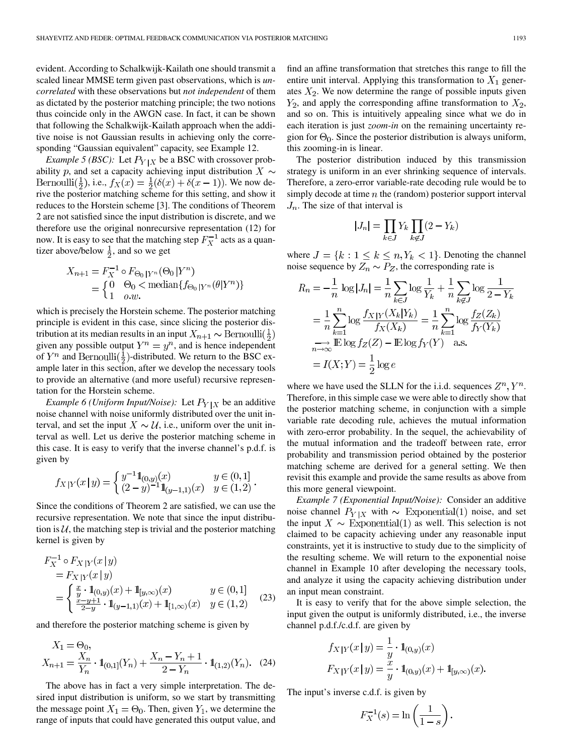evident. According to Schalkwijk-Kailath one should transmit a scaled linear MMSE term given past observations, which is *uncorrelated* with these observations but *not independent* of them as dictated by the posterior matching principle; the two notions thus coincide only in the AWGN case. In fact, it can be shown that following the Schalkwijk-Kailath approach when the additive noise is not Gaussian results in achieving only the corresponding "Gaussian equivalent" capacity, see Example 12.

*Example 5 (BSC):* Let $P_{Y|X}$ be a BSC with crossover probability $p$, and set a capacity achieving input distribution $X \sim \mathrm{Bernoulli}(\frac{1}{2})$, i.e., $f_X(x) = \frac{1}{2}(\delta(x) + \delta(x-1))$. We now derive the posterior matching scheme for this setting, and show it reduces to the Horstein scheme [3]. The conditions of Theorem 2 are not satisfied since the input distribution is discrete, and we therefore use the original nonrecursive representation (12) for now. It is easy to see that the matching step $F_X^{-1}$ acts as a quantizer above/below $\frac{1}{2}$, and so we get

$$X_{n+1} = F_X^{-1} \circ F_{\Theta_0|Y^n}(\Theta_0|Y^n) = \begin{cases} 0 & \Theta_0 < \mathrm{median}\{f_{\Theta_0|Y^n}(\theta|Y^n)\} \\ 1 & o.w. \end{cases}$$

which is precisely the Horstein scheme. The posterior matching principle is evident in this case, since slicing the posterior distribution at its median results in an input $X_{n+1} \sim \mathrm{Bernoulli}(\frac{1}{2})$ given any possible output $Y^n = y^n$, and is hence independent of $Y^n$ and $\mathrm{Bernoulli}(\frac{1}{2})$-distributed. We return to the BSC example later in this section, after we develop the necessary tools to provide an alternative (and more useful) recursive representation for the Horstein scheme.

*Example 6 (Uniform Input/Noise):* Let $P_{Y|X}$ be an additive noise channel with noise uniformly distributed over the unit interval, and set the input $X \sim \mathcal{U}$, i.e., uniform over the unit interval as well. Let us derive the posterior matching scheme in this case. It is easy to verify that the inverse channel's p.d.f. is given by

$$f_{X|Y}(x|y) = \begin{cases} y^{-1}\mathbb{1}_{(0,y)}(x) & y \in (0,1] \\ (2-y)^{-1}\mathbb{1}_{(y-1,1)}(x) & y \in (1,2) \end{cases}.$$

Since the conditions of Theorem 2 are satisfied, we can use the recursive representation. We note that since the input distribution is $\mathcal{U}$, the matching step is trivial and the posterior matching kernel is given by

$$\begin{aligned} F_X^{-1} \circ F_{X|Y}(x|y) &= F_{X|Y}(x|y) \\ &= \begin{cases} \frac{x}{y} \cdot \mathbb{1}_{(0,y)}(x) + \mathbb{1}_{[y,\infty)}(x) & y \in (0,1] \\ \frac{x-y+1}{2-y} \cdot \mathbb{1}_{(y-1,1)}(x) + \mathbb{1}_{[1,\infty)}(x) & y \in (1,2) \end{cases} \end{aligned} \tag{23}$$

and therefore the posterior matching scheme is given by

$$\begin{aligned} X_1 &= \Theta_0, \\ X_{n+1} &= \frac{X_n}{Y_n} \cdot \mathbb{1}_{(0,1]}(Y_n) + \frac{X_n - Y_n + 1}{2 - Y_n} \cdot \mathbb{1}_{(1,2)}(Y_n). \end{aligned} \tag{24}$$

The above has in fact a very simple interpretation. The desired input distribution is uniform, so we start by transmitting the message point $X_1 = \Theta_0$. Then, given $Y_1$, we determine the range of inputs that could have generated this output value, and find an affine transformation that stretches this range to fill the entire unit interval. Applying this transformation to $X_1$ generates $X_2$. We now determine the range of possible inputs given $Y_2$, and apply the corresponding affine transformation to $X_2$, and so on. This is intuitively appealing since what we do in each iteration is just *zoom-in* on the remaining uncertainty region for $\Theta_0$. Since the posterior distribution is always uniform, this zooming-in is linear.

The posterior distribution induced by this transmission strategy is uniform in an ever shrinking sequence of intervals. Therefore, a zero-error variable-rate decoding rule would be to simply decode at time $n$ the (random) posterior support interval $J_n$. The size of that interval is

$$|J_n| = \prod_{k \in J} Y_k \prod_{k \notin J} (2 - Y_k)$$

where $J = \{k : 1 \le k \le n, Y_k < 1\}$. Denoting the channel noise sequence by $Z_n \sim P_Z$, the corresponding rate is

$$\begin{aligned} R_n &= -\frac{1}{n}\log|J_n| = \frac{1}{n}\sum_{k \in J} \log\frac{1}{Y_k} + \frac{1}{n}\sum_{k \notin J}\log\frac{1}{2 - Y_k} \\ &= \frac{1}{n}\sum_{k=1}^{n}\log\frac{f_{X|Y}(X_k|Y_k)}{f_X(X_k)} = \frac{1}{n}\sum_{k=1}^{n}\log\frac{f_Z(Z_k)}{f_Y(Y_k)} \\ &\xrightarrow[n\to\infty]{} \mathbb{E}\log f_Z(Z) - \mathbb{E}\log f_Y(Y) \quad \text{a.s.} \\ &= I(X;Y) = \frac{1}{2}\log e \end{aligned}$$

where we have used the SLLN for the i.i.d. sequences $Z^n, Y^n$. Therefore, in this simple case we were able to directly show that the posterior matching scheme, in conjunction with a simple variable rate decoding rule, achieves the mutual information with zero-error probability. In the sequel, the achievability of the mutual information and the tradeoff between rate, error probability and transmission period obtained by the posterior matching scheme are derived for a general setting. We then revisit this example and provide the same results as above from this more general viewpoint.

*Example 7 (Exponential Input/Noise):* Consider an additive noise channel $P_{Y|X}$ with $\sim \mathrm{Exponential}(1)$ noise, and set the input $X \sim \mathrm{Exponential}(1)$ as well. This selection is not claimed to be capacity achieving under any reasonable input constraints, yet it is instructive to study due to the simplicity of the resulting scheme. We will return to the exponential noise channel in Example 10 after developing the necessary tools, and analyze it using the capacity achieving distribution under an input mean constraint.

It is easy to verify that for the above simple selection, the input given the output is uniformly distributed, i.e., the inverse channel p.d.f./c.d.f. are given by

$$f_{X|Y}(x|y) = \frac{1}{y} \cdot \mathbb{1}_{(0,y)}(x)$$
$$F_{X|Y}(x|y) = \frac{x}{y} \cdot \mathbb{1}_{(0,y)}(x) + \mathbb{1}_{[y,\infty)}(x).$$

The input's inverse c.d.f. is given by

$$F_X^{-1}(s) = \ln\left(\frac{1}{1-s}\right).$$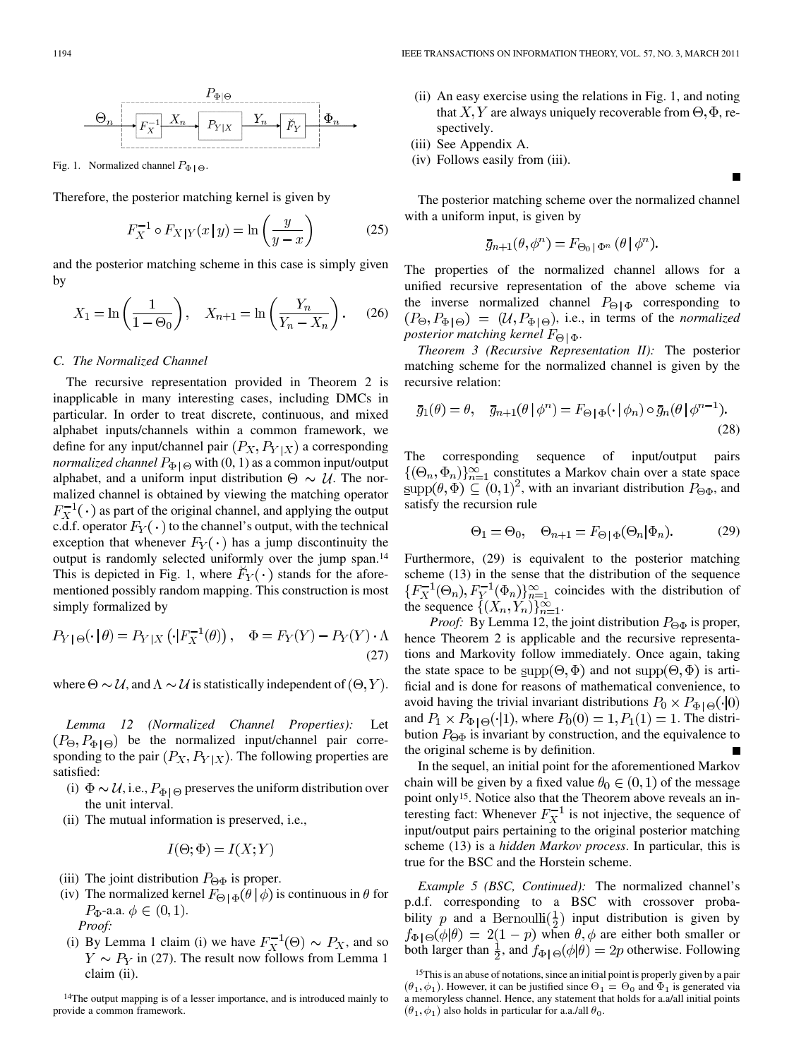Fig. 1. Normalized channel $P_{\Phi|\Theta}$.

Therefore, the posterior matching kernel is given by

$$F_X^{-1} \circ F_{X|Y}(x|y) = \ln\left(\frac{y}{y-x}\right) \tag{25}$$

and the posterior matching scheme in this case is simply given by

$$X_1 = \ln\left(\frac{1}{1-\Theta_0}\right), \quad X_{n+1} = \ln\left(\frac{Y_n}{Y_n - X_n}\right). \tag{26}$$

### C. The Normalized Channel

The recursive representation provided in Theorem 2 is inapplicable in many interesting cases, including DMCs in particular. In order to treat discrete, continuous, and mixed alphabet inputs/channels within a common framework, we define for any input/channel pair $(P_X, P_{Y|X})$ a corresponding *normalized channel* $P_{\Phi|\Theta}$ with (0, 1) as a common input/output alphabet, and a uniform input distribution $\Theta \sim \mathcal{U}$. The normalized channel is obtained by viewing the matching operator $F_X^{-1}(\cdot)$ as part of the original channel, and applying the output c.d.f. operator $F_Y(\cdot)$ to the channel's output, with the technical exception that whenever $F_Y(\cdot)$ has a jump discontinuity the output is randomly selected uniformly over the jump span.[14] This is depicted in Fig. 1, where $\breve{F}_Y(\cdot)$ stands for the aforementioned possibly random mapping. This construction is most simply formalized by

$$P_{Y|\Theta}(\cdot|\theta) = P_{Y|X}\left(\cdot|F_X^{-1}(\theta)\right), \quad \Phi = F_Y(Y) - P_Y(Y)\cdot\Lambda \tag{27}$$

where $\Theta \sim \mathcal{U}$, and $\Lambda \sim \mathcal{U}$ is statistically independent of $(\Theta, Y)$.

*Lemma 12 (Normalized Channel Properties):* Let $(P_\Theta, P_{\Phi|\Theta})$ be the normalized input/channel pair corresponding to the pair $(P_X, P_{Y|X})$. The following properties are satisfied:

- (i) $\Phi \sim \mathcal{U}$, i.e., $P_{\Phi|\Theta}$ preserves the uniform distribution over the unit interval.
- (ii) The mutual information is preserved, i.e.,
$$I(\Theta;\Phi) = I(X;Y)$$
- (iii) The joint distribution $P_{\Theta\Phi}$ is proper.
- (iv) The normalized kernel $F_{\Theta|\Phi}(\theta|\phi)$ is continuous in $\theta$ for $P_\Phi$-a.a. $\phi \in (0,1)$.

*Proof:*

- (i) By Lemma 1 claim (i) we have $F_X^{-1}(\Theta) \sim P_X$, and so $Y \sim P_Y$ in (27). The result now follows from Lemma 1 claim (ii).
- (ii) An easy exercise using the relations in Fig. 1, and noting that $X, Y$ are always uniquely recoverable from $\Theta, \Phi$, respectively.
- (iii) See Appendix A.
- (iv) Follows easily from (iii). ∎

The posterior matching scheme over the normalized channel with a uniform input, is given by

$$\bar{g}_{n+1}(\theta, \phi^n) = F_{\Theta_0|\Phi^n}(\theta|\phi^n).$$

The properties of the normalized channel allows for a unified recursive representation of the above scheme via the inverse normalized channel $P_{\Theta|\Phi}$ corresponding to $(P_\Theta, P_{\Phi|\Theta}) = (\mathcal{U}, P_{\Phi|\Theta})$, i.e., in terms of the *normalized posterior matching kernel* $F_{\Theta|\Phi}$.

*Theorem 3 (Recursive Representation II):* The posterior matching scheme for the normalized channel is given by the recursive relation:

$$\bar{g}_1(\theta) = \theta, \quad \bar{g}_{n+1}(\theta|\phi^n) = F_{\Theta|\Phi}(\cdot|\phi_n) \circ \bar{g}_n(\theta|\phi^{n-1}). \tag{28}$$

The corresponding sequence of input/output pairs $\{(\Theta_n, \Phi_n)\}_{n=1}^\infty$ constitutes a Markov chain over a state space $\underline{\text{supp}}(\theta, \Phi) \subseteq (0,1)^2$, with an invariant distribution $P_{\Theta\Phi}$, and satisfy the recursion rule

$$\Theta_1 = \Theta_0, \quad \Theta_{n+1} = F_{\Theta|\Phi}(\Theta_n|\Phi_n). \tag{29}$$

Furthermore, (29) is equivalent to the posterior matching scheme (13) in the sense that the distribution of the sequence $\{F_X^{-1}(\Theta_n), F_Y^{-1}(\Phi_n)\}_{n=1}^\infty$ coincides with the distribution of the sequence $\{(X_n, Y_n)\}_{n=1}^\infty$.

*Proof:* By Lemma 12, the joint distribution $P_{\Theta\Phi}$ is proper, hence Theorem 2 is applicable and the recursive representations and Markovity follow immediately. Once again, taking the state space to be $\underline{\text{supp}}(\Theta, \Phi)$ and not $\text{supp}(\Theta, \Phi)$ is artificial and is done for reasons of mathematical convenience, to avoid having the trivial invariant distributions $P_0 \times P_{\Phi|\Theta}(\cdot|0)$ and $P_1 \times P_{\Phi|\Theta}(\cdot|1)$, where $P_0(0) = 1, P_1(1) = 1$. The distribution $P_{\Theta\Phi}$ is invariant by construction, and the equivalence to the original scheme is by definition. ∎

In the sequel, an initial point for the aforementioned Markov chain will be given by a fixed value $\theta_0 \in (0,1)$ of the message point only[15]. Notice also that the Theorem above reveals an interesting fact: Whenever $F_X^{-1}$ is not injective, the sequence of input/output pairs pertaining to the original posterior matching scheme (13) is a *hidden Markov process*. In particular, this is true for the BSC and the Horstein scheme.

*Example 5 (BSC, Continued):* The normalized channel's p.d.f. corresponding to a BSC with crossover probability $p$ and a $\text{Bernoulli}(\frac{1}{2})$ input distribution is given by $f_{\Phi|\Theta}(\phi|\theta) = 2(1-p)$ when $\theta, \phi$ are either both smaller or both larger than $\frac{1}{2}$, and $f_{\Phi|\Theta}(\phi|\theta) = 2p$ otherwise. Following

[14] The output mapping is of a lesser importance, and is introduced mainly to provide a common framework.

[15] This is an abuse of notations, since an initial point is properly given by a pair $(\theta_1, \phi_1)$. However, it can be justified since $\Theta_1 = \Theta_0$ and $\Phi_1$ is generated via a memoryless channel. Hence, any statement that holds for a.a/all initial points $(\theta_1, \phi_1)$ also holds in particular for a.a./all $\theta_0$.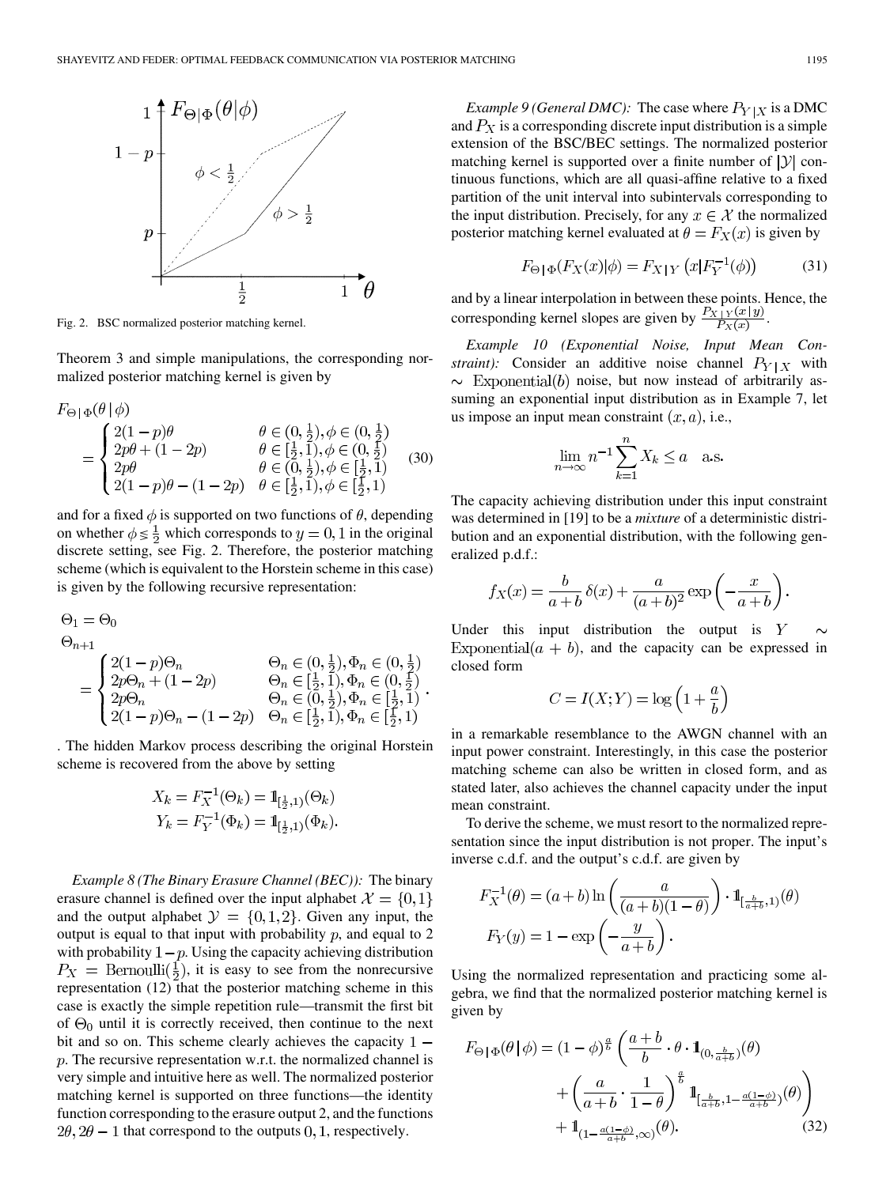Fig. 2. BSC normalized posterior matching kernel.

Theorem 3 and simple manipulations, the corresponding normalized posterior matching kernel is given by

$$F_{\Theta|\Phi}(\theta|\phi) = \begin{cases} 2(1-p)\theta & \theta\in(0,\frac{1}{2}),\phi\in(0,\frac{1}{2}) \\ 2p\theta+(1-2p) & \theta\in[\frac{1}{2},1),\phi\in(0,\frac{1}{2}) \\ 2p\theta & \theta\in(0,\frac{1}{2}),\phi\in[\frac{1}{2},1) \\ 2(1-p)\theta-(1-2p) & \theta\in[\frac{1}{2},1),\phi\in[\frac{1}{2},1) \end{cases} \quad (30)$$

and for a fixed $\phi$ is supported on two functions of $\theta$, depending on whether $\phi \lessgtr \frac{1}{2}$ which corresponds to $y=0,1$ in the original discrete setting, see Fig. 2. Therefore, the posterior matching scheme (which is equivalent to the Horstein scheme in this case) is given by the following recursive representation:

$$\Theta_1 = \Theta_0$$

$$\Theta_{n+1} = \begin{cases} 2(1-p)\Theta_n & \Theta_n\in(0,\frac{1}{2}),\Phi_n\in(0,\frac{1}{2}) \\ 2p\Theta_n+(1-2p) & \Theta_n\in[\frac{1}{2},1),\Phi_n\in(0,\frac{1}{2}) \\ 2p\Theta_n & \Theta_n\in(0,\frac{1}{2}),\Phi_n\in[\frac{1}{2},1) \\ 2(1-p)\Theta_n-(1-2p) & \Theta_n\in[\frac{1}{2},1),\Phi_n\in[\frac{1}{2},1) \end{cases}.$$

. The hidden Markov process describing the original Horstein scheme is recovered from the above by setting

$$X_k = F_X^{-1}(\Theta_k) = \mathbb{1}_{[\frac{1}{2},1)}(\Theta_k)$$
$$Y_k = F_Y^{-1}(\Phi_k) = \mathbb{1}_{[\frac{1}{2},1)}(\Phi_k).$$

*Example 8 (The Binary Erasure Channel (BEC)):* The binary erasure channel is defined over the input alphabet $\mathcal{X}=\{0,1\}$ and the output alphabet $\mathcal{Y}=\{0,1,2\}$. Given any input, the output is equal to that input with probability $p$, and equal to 2 with probability $1-p$. Using the capacity achieving distribution $P_X = \text{Bernoulli}(\frac{1}{2})$, it is easy to see from the nonrecursive representation (12) that the posterior matching scheme in this case is exactly the simple repetition rule—transmit the first bit of $\Theta_0$ until it is correctly received, then continue to the next bit and so on. This scheme clearly achieves the capacity $1-p$. The recursive representation w.r.t. the normalized channel is very simple and intuitive here as well. The normalized posterior matching kernel is supported on three functions—the identity function corresponding to the erasure output 2, and the functions $2\theta, 2\theta-1$ that correspond to the outputs $0,1$, respectively.

*Example 9 (General DMC):* The case where $P_{Y|X}$ is a DMC and $P_X$ is a corresponding discrete input distribution is a simple extension of the BSC/BEC settings. The normalized posterior matching kernel is supported over a finite number of $|\mathcal{Y}|$ continuous functions, which are all quasi-affine relative to a fixed partition of the unit interval into subintervals corresponding to the input distribution. Precisely, for any $x\in\mathcal{X}$ the normalized posterior matching kernel evaluated at $\theta = F_X(x)$ is given by

$$F_{\Theta|\Phi}(F_X(x)|\phi) = F_{X|Y}\left(x|F_Y^{-1}(\phi)\right) \quad (31)$$

and by a linear interpolation in between these points. Hence, the corresponding kernel slopes are given by $\frac{P_{X|Y}(x|y)}{P_X(x)}$.

*Example 10 (Exponential Noise, Input Mean Constraint):* Consider an additive noise channel $P_{Y|X}$ with $\sim \text{Exponential}(b)$ noise, but now instead of arbitrarily assuming an exponential input distribution as in Example 7, let us impose an input mean constraint $(x,a)$, i.e.,

$$\lim_{n\to\infty} n^{-1}\sum_{k=1}^{n} X_k \le a \quad \text{a.s.}$$

The capacity achieving distribution under this input constraint was determined in [19] to be a *mixture* of a deterministic distribution and an exponential distribution, with the following generalized p.d.f.:

$$f_X(x) = \frac{b}{a+b}\,\delta(x) + \frac{a}{(a+b)^2}\exp\left(-\frac{x}{a+b}\right).$$

Under this input distribution the output is $Y \sim \text{Exponential}(a+b)$, and the capacity can be expressed in closed form

$$C = I(X;Y) = \log\left(1+\frac{a}{b}\right)$$

in a remarkable resemblance to the AWGN channel with an input power constraint. Interestingly, in this case the posterior matching scheme can also be written in closed form, and as stated later, also achieves the channel capacity under the input mean constraint.

To derive the scheme, we must resort to the normalized representation since the input distribution is not proper. The input's inverse c.d.f. and the output's c.d.f. are given by

$$F_X^{-1}(\theta) = (a+b)\ln\left(\frac{a}{(a+b)(1-\theta)}\right)\cdot \mathbb{1}_{[\frac{b}{a+b},1)}(\theta)$$
$$F_Y(y) = 1-\exp\left(-\frac{y}{a+b}\right).$$

Using the normalized representation and practicing some algebra, we find that the normalized posterior matching kernel is given by

$$F_{\Theta|\Phi}(\theta|\phi) = (1-\phi)^{\frac{a}{b}}\left(\frac{a+b}{b}\cdot\theta\cdot\mathbb{1}_{(0,\frac{b}{a+b})}(\theta) + \left(\frac{a}{a+b}\cdot\frac{1}{1-\theta}\right)^{\frac{a}{b}}\mathbb{1}_{[\frac{b}{a+b},1-\frac{a(1-\phi)}{a+b})}(\theta)\right) + \mathbb{1}_{(1-\frac{a(1-\phi)}{a+b},\infty)}(\theta). \quad (32)$$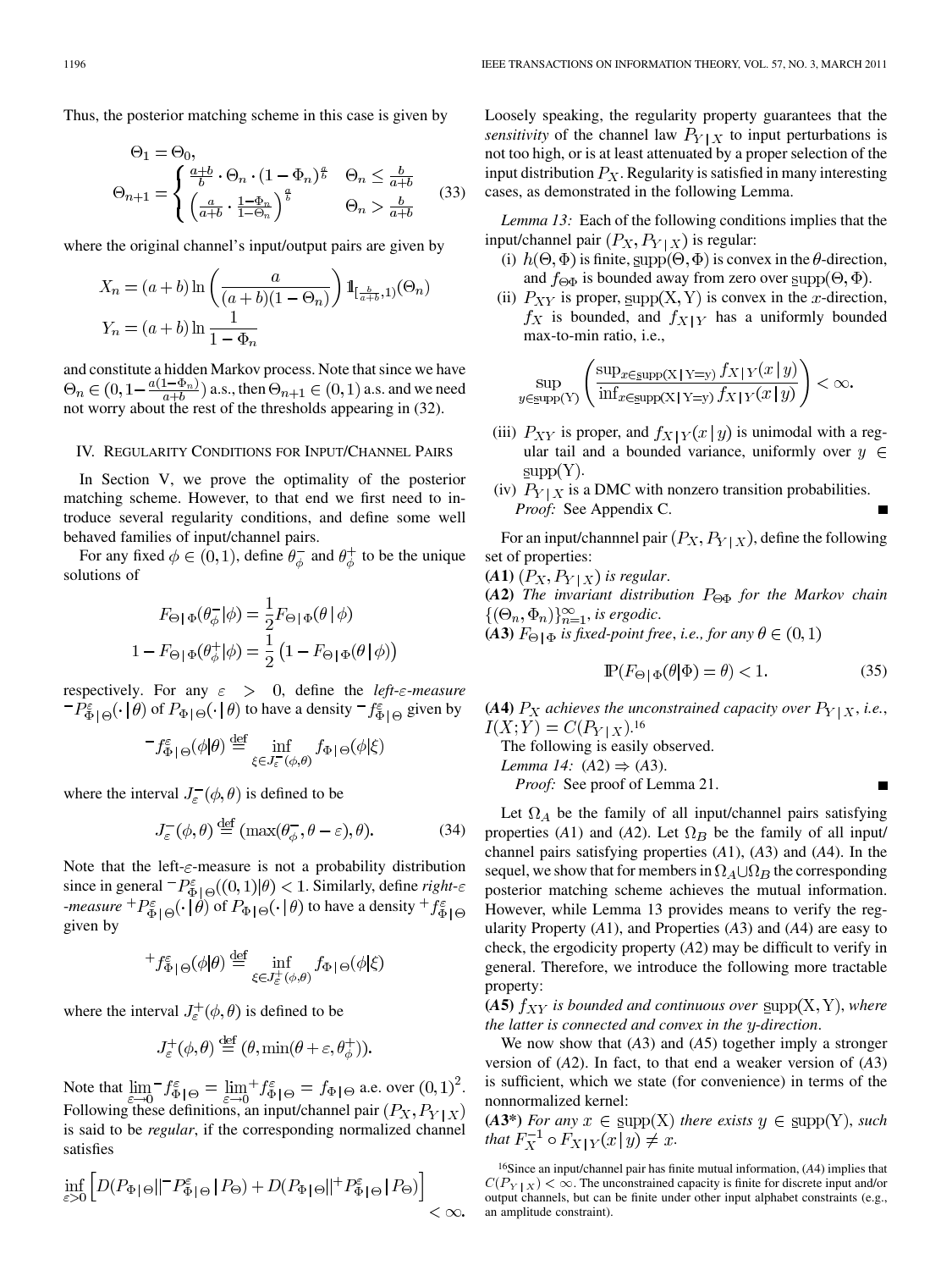Thus, the posterior matching scheme in this case is given by

$$\Theta_1 = \Theta_0,$$
$$\Theta_{n+1} = \begin{cases} \frac{a+b}{b} \cdot \Theta_n \cdot (1-\Phi_n)^{\frac{a}{b}} & \Theta_n \le \frac{b}{a+b} \\ \left(\frac{a}{a+b} \cdot \frac{1-\Phi_n}{1-\Theta_n}\right)^{\frac{a}{b}} & \Theta_n > \frac{b}{a+b} \end{cases} \quad (33)$$

where the original channel's input/output pairs are given by

$$X_n = (a+b)\ln\left(\frac{a}{(a+b)(1-\Theta_n)}\right) \mathbb{1}_{[\frac{b}{a+b},1)}(\Theta_n)$$
$$Y_n = (a+b)\ln\frac{1}{1-\Phi_n}$$

and constitute a hidden Markov process. Note that since we have $\Theta_n \in (0, 1-\frac{a(1-\Phi_n)}{a+b})$ a.s., then $\Theta_{n+1} \in (0,1)$ a.s. and we need not worry about the rest of the thresholds appearing in (32).

## IV. Regularity Conditions for Input/Channel Pairs

In Section V, we prove the optimality of the posterior matching scheme. However, to that end we first need to introduce several regularity conditions, and define some well behaved families of input/channel pairs.

For any fixed $\phi \in (0,1)$, define $\theta_\phi^-$ and $\theta_\phi^+$ to be the unique solutions of

$$F_{\Theta|\Phi}(\theta_\phi^-|\phi) = \frac{1}{2}F_{\Theta|\Phi}(\theta\,|\,\phi)$$
$$1 - F_{\Theta|\Phi}(\theta_\phi^+|\phi) = \frac{1}{2}\left(1 - F_{\Theta|\Phi}(\theta\,|\,\phi)\right)$$

respectively. For any $\varepsilon > 0$, define the *left-$\varepsilon$-measure* ${}^-P_{\Phi|\Theta}^{\varepsilon}(\cdot\,|\theta)$ of $P_{\Phi|\Theta}(\cdot\,|\theta)$ to have a density ${}^-f_{\Phi|\Theta}^{\varepsilon}$ given by

$${}^-f_{\Phi|\Theta}^{\varepsilon}(\phi|\theta) \stackrel{\text{def}}{=} \inf_{\xi \in J_\varepsilon^-(\phi,\theta)} f_{\Phi|\Theta}(\phi|\xi)$$

where the interval $J_\varepsilon^-(\phi,\theta)$ is defined to be

$$J_\varepsilon^-(\phi,\theta) \stackrel{\text{def}}{=} (\max(\theta_\phi^-, \theta-\varepsilon), \theta). \quad (34)$$

Note that the left-$\varepsilon$-measure is not a probability distribution since in general ${}^-P_{\Phi|\Theta}^{\varepsilon}((0,1)|\theta) < 1$. Similarly, define *right-$\varepsilon$-measure* ${}^+P_{\Phi|\Theta}^{\varepsilon}(\cdot\,|\theta)$ of $P_{\Phi|\Theta}(\cdot\,|\theta)$ to have a density ${}^+f_{\Phi|\Theta}^{\varepsilon}$ given by

$${}^+f_{\Phi|\Theta}^{\varepsilon}(\phi|\theta) \stackrel{\text{def}}{=} \inf_{\xi \in J_\varepsilon^+(\phi,\theta)} f_{\Phi|\Theta}(\phi|\xi)$$

where the interval $J_\varepsilon^+(\phi,\theta)$ is defined to be

$$J_\varepsilon^+(\phi,\theta) \stackrel{\text{def}}{=} (\theta, \min(\theta+\varepsilon, \theta_\phi^+)).$$

Note that $\lim_{\varepsilon\to 0} {}^-f_{\Phi|\Theta}^{\varepsilon} = \lim_{\varepsilon\to 0} {}^+f_{\Phi|\Theta}^{\varepsilon} = f_{\Phi|\Theta}$ a.e. over $(0,1)^2$. Following these definitions, an input/channel pair $(P_X, P_{Y|X})$ is said to be *regular*, if the corresponding normalized channel satisfies

$$\inf_{\varepsilon>0}\left[D(P_{\Phi|\Theta}\|{}^-P_{\Phi|\Theta}^{\varepsilon}\,|\,P_\Theta) + D(P_{\Phi|\Theta}\|{}^+P_{\Phi|\Theta}^{\varepsilon}\,|\,P_\Theta)\right] < \infty.$$

Loosely speaking, the regularity property guarantees that the *sensitivity* of the channel law $P_{Y|X}$ to input perturbations is not too high, or is at least attenuated by a proper selection of the input distribution $P_X$. Regularity is satisfied in many interesting cases, as demonstrated in the following Lemma.

*Lemma 13:* Each of the following conditions implies that the input/channel pair $(P_X, P_{Y|X})$ is regular:

- (i) $h(\Theta,\Phi)$ is finite, $\mathrm{supp}(\Theta,\Phi)$ is convex in the $\theta$-direction, and $f_{\Theta\Phi}$ is bounded away from zero over $\mathrm{supp}(\Theta,\Phi)$.
- (ii) $P_{XY}$ is proper, $\mathrm{supp}(X,Y)$ is convex in the $x$-direction, $f_X$ is bounded, and $f_{X|Y}$ has a uniformly bounded max-to-min ratio, i.e.,

$$\sup_{y\in\mathrm{supp}(Y)}\left(\frac{\sup_{x\in\mathrm{supp}(X|Y=y)} f_{X|Y}(x\,|\,y)}{\inf_{x\in\mathrm{supp}(X|Y=y)} f_{X|Y}(x\,|\,y)}\right) < \infty.$$

- (iii) $P_{XY}$ is proper, and $f_{X|Y}(x\,|\,y)$ is unimodal with a regular tail and a bounded variance, uniformly over $y \in \mathrm{supp}(Y)$.
- (iv) $P_{Y|X}$ is a DMC with nonzero transition probabilities.

*Proof:* See Appendix C. ∎

For an input/channnel pair $(P_X, P_{Y|X})$, define the following set of properties:

**(A1)** *$(P_X, P_{Y|X})$ is regular.*

**(A2)** *The invariant distribution $P_{\Theta\Phi}$ for the Markov chain $\{(\Theta_n,\Phi_n)\}_{n=1}^\infty$, is ergodic.*

**(A3)** *$F_{\Theta|\Phi}$ is fixed-point free, i.e., for any $\theta \in (0,1)$*

$$\mathbb{P}(F_{\Theta|\Phi}(\theta|\Phi) = \theta) < 1. \quad (35)$$

**(A4)** *$P_X$ achieves the unconstrained capacity over $P_{Y|X}$, i.e., $I(X;Y) = C(P_{Y|X})$.*[16]

The following is easily observed.

*Lemma 14:* (A2) ⇒ (A3).

*Proof:* See proof of Lemma 21. ∎

Let $\Omega_A$ be the family of all input/channel pairs satisfying properties (A1) and (A2). Let $\Omega_B$ be the family of all input/channel pairs satisfying properties (A1), (A3) and (A4). In the sequel, we show that for members in $\Omega_A \cup \Omega_B$ the corresponding posterior matching scheme achieves the mutual information. However, while Lemma 13 provides means to verify the regularity Property (A1), and Properties (A3) and (A4) are easy to check, the ergodicity property (A2) may be difficult to verify in general. Therefore, we introduce the following more tractable property:

**(A5)** *$f_{XY}$ is bounded and continuous over $\mathrm{supp}(X,Y)$, where the latter is connected and convex in the $y$-direction.*

We now show that (A3) and (A5) together imply a stronger version of (A2). In fact, to that end a weaker version of (A3) is sufficient, which we state (for convenience) in terms of the nonnormalized kernel:

**(A3\*)** *For any $x \in \mathrm{supp}(X)$ there exists $y \in \mathrm{supp}(Y)$, such that $F_X^{-1} \circ F_{X|Y}(x\,|\,y) \neq x$.*

[16]Since an input/channel pair has finite mutual information, (A4) implies that $C(P_{Y|X}) < \infty$. The unconstrained capacity is finite for discrete input and/or output channels, but can be finite under other input alphabet constraints (e.g., an amplitude constraint).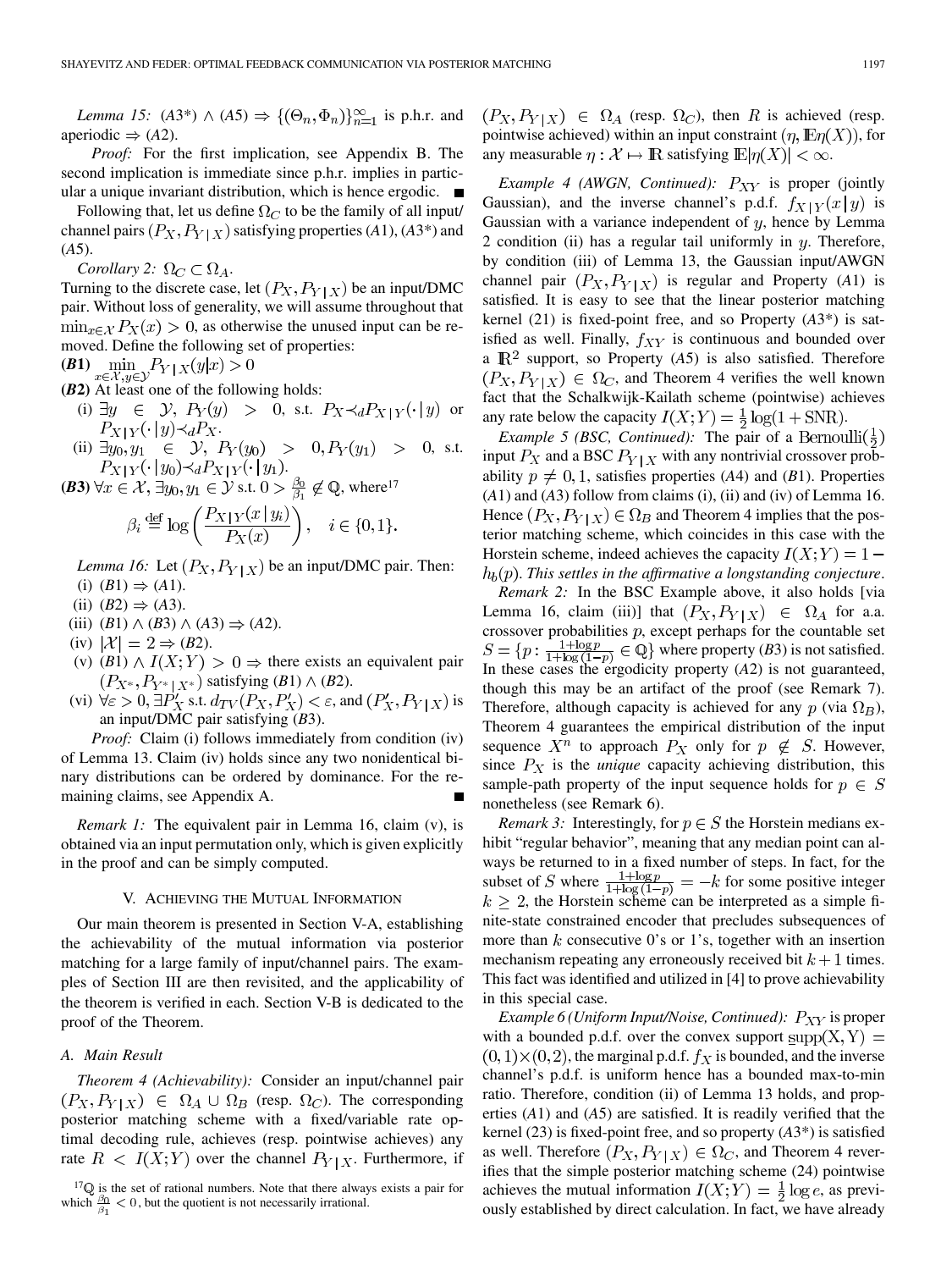*Lemma 15:* $(A3^*) \wedge (A5) \Rightarrow \{(\Theta_n, \Phi_n)\}_{n=1}^{\infty}$ is p.h.r. and aperiodic $\Rightarrow (A2)$.

*Proof:* For the first implication, see Appendix B. The second implication is immediate since p.h.r. implies in particular a unique invariant distribution, which is hence ergodic. ∎

Following that, let us define $\Omega_C$ to be the family of all input/channel pairs $(P_X, P_{Y|X})$ satisfying properties $(A1)$, $(A3^*)$ and $(A5)$.

*Corollary 2:* $\Omega_C \subset \Omega_A$.

Turning to the discrete case, let $(P_X, P_{Y|X})$ be an input/DMC pair. Without loss of generality, we will assume throughout that $\min_{x\in\mathcal{X}} P_X(x) > 0$, as otherwise the unused input can be removed. Define the following set of properties:

**(*B*1)** $\min_{x\in\mathcal{X}, y\in\mathcal{Y}} P_{Y|X}(y|x) > 0$

**(*B*2)** At least one of the following holds:

(i) $\exists y \in \mathcal{Y},\ P_Y(y) > 0$, s.t. $P_X \prec_d P_{X|Y}(\cdot|y)$ or $P_{X|Y}(\cdot|y) \prec_d P_X$.

(ii) $\exists y_0, y_1 \in \mathcal{Y},\ P_Y(y_0) > 0, P_Y(y_1) > 0$, s.t. $P_{X|Y}(\cdot|y_0) \prec_d P_{X|Y}(\cdot|y_1)$.

**(*B*3)** $\forall x \in \mathcal{X}, \exists y_0, y_1 \in \mathcal{Y}$ s.t. $0 > \frac{\beta_0}{\beta_1} \notin \mathbb{Q}$, where[17]

$$\beta_i \stackrel{\text{def}}{=} \log\left(\frac{P_{X|Y}(x|y_i)}{P_X(x)}\right), \quad i \in \{0, 1\}.$$

*Lemma 16:* Let $(P_X, P_{Y|X})$ be an input/DMC pair. Then:

(i) $(B1) \Rightarrow (A1)$.

(ii) $(B2) \Rightarrow (A3)$.

(iii) $(B1) \wedge (B3) \wedge (A3) \Rightarrow (A2)$.

(iv) $|\mathcal{X}| = 2 \Rightarrow (B2)$.

(v) $(B1) \wedge I(X;Y) > 0 \Rightarrow$ there exists an equivalent pair $(P_{X^*}, P_{Y^*|X^*})$ satisfying $(B1) \wedge (B2)$.

(vi) $\forall \varepsilon > 0, \exists P'_X$ s.t. $d_{TV}(P_X, P'_X) < \varepsilon$, and $(P'_X, P_{Y|X})$ is an input/DMC pair satisfying $(B3)$.

*Proof:* Claim (i) follows immediately from condition (iv) of Lemma 13. Claim (iv) holds since any two nonidentical binary distributions can be ordered by dominance. For the remaining claims, see Appendix A. ∎

*Remark 1:* The equivalent pair in Lemma 16, claim (v), is obtained via an input permutation only, which is given explicitly in the proof and can be simply computed.

## V. Achieving the Mutual Information

Our main theorem is presented in Section V-A, establishing the achievability of the mutual information via posterior matching for a large family of input/channel pairs. The examples of Section III are then revisited, and the applicability of the theorem is verified in each. Section V-B is dedicated to the proof of the Theorem.

### A. Main Result

*Theorem 4 (Achievability):* Consider an input/channel pair $(P_X, P_{Y|X}) \in \Omega_A \cup \Omega_B$ (resp. $\Omega_C$). The corresponding posterior matching scheme with a fixed/variable rate optimal decoding rule, achieves (resp. pointwise achieves) any rate $R < I(X;Y)$ over the channel $P_{Y|X}$. Furthermore, if $(P_X, P_{Y|X}) \in \Omega_A$ (resp. $\Omega_C$), then $R$ is achieved (resp. pointwise achieved) within an input constraint $(\eta, \mathbb{E}\eta(X))$, for any measurable $\eta : \mathcal{X} \mapsto \mathbb{R}$ satisfying $\mathbb{E}|\eta(X)| < \infty$.

*Example 4 (AWGN, Continued):* $P_{XY}$ is proper (jointly Gaussian), and the inverse channel's p.d.f. $f_{X|Y}(x|y)$ is Gaussian with a variance independent of $y$, hence by Lemma 2 condition (ii) has a regular tail uniformly in $y$. Therefore, by condition (iii) of Lemma 13, the Gaussian input/AWGN channel pair $(P_X, P_{Y|X})$ is regular and Property $(A1)$ is satisfied. It is easy to see that the linear posterior matching kernel (21) is fixed-point free, and so Property $(A3^*)$ is satisfied as well. Finally, $f_{XY}$ is continuous and bounded over a $\mathbb{R}^2$ support, so Property $(A5)$ is also satisfied. Therefore $(P_X, P_{Y|X}) \in \Omega_C$, and Theorem 4 verifies the well known fact that the Schalkwijk-Kailath scheme (pointwise) achieves any rate below the capacity $I(X;Y) = \frac{1}{2}\log(1 + \text{SNR})$.

*Example 5 (BSC, Continued):* The pair of a Bernoulli$(\frac{1}{2})$ input $P_X$ and a BSC $P_{Y|X}$ with any nontrivial crossover probability $p \neq 0, 1$, satisfies properties $(A4)$ and $(B1)$. Properties $(A1)$ and $(A3)$ follow from claims (i), (ii) and (iv) of Lemma 16. Hence $(P_X, P_{Y|X}) \in \Omega_B$ and Theorem 4 implies that the posterior matching scheme, which coincides in this case with the Horstein scheme, indeed achieves the capacity $I(X;Y) = 1 - h_b(p)$. *This settles in the affirmative a longstanding conjecture.*

*Remark 2:* In the BSC Example above, it also holds [via Lemma 16, claim (iii)] that $(P_X, P_{Y|X}) \in \Omega_A$ for a.a. crossover probabilities $p$, except perhaps for the countable set $S = \{p : \frac{1+\log p}{1+\log(1-p)} \in \mathbb{Q}\}$ where property $(B3)$ is not satisfied. In these cases the ergodicity property $(A2)$ is not guaranteed, though this may be an artifact of the proof (see Remark 7). Therefore, although capacity is achieved for any $p$ (via $\Omega_B$), Theorem 4 guarantees the empirical distribution of the input sequence $X^n$ to approach $P_X$ only for $p \notin S$. However, since $P_X$ is the *unique* capacity achieving distribution, this sample-path property of the input sequence holds for $p \in S$ nonetheless (see Remark 6).

*Remark 3:* Interestingly, for $p \in S$ the Horstein medians exhibit "regular behavior", meaning that any median point can always be returned to in a fixed number of steps. In fact, for the subset of $S$ where $\frac{1+\log p}{1+\log(1-p)} = -k$ for some positive integer $k \geq 2$, the Horstein scheme can be interpreted as a simple finite-state constrained encoder that precludes subsequences of more than $k$ consecutive 0's or 1's, together with an insertion mechanism repeating any erroneously received bit $k+1$ times. This fact was identified and utilized in [4] to prove achievability in this special case.

*Example 6 (Uniform Input/Noise, Continued):* $P_{XY}$ is proper with a bounded p.d.f. over the convex support $\text{supp}(X,Y) = (0,1)\times(0,2)$, the marginal p.d.f. $f_X$ is bounded, and the inverse channel's p.d.f. is uniform hence has a bounded max-to-min ratio. Therefore, condition (ii) of Lemma 13 holds, and properties $(A1)$ and $(A5)$ are satisfied. It is readily verified that the kernel (23) is fixed-point free, and so property $(A3^*)$ is satisfied as well. Therefore $(P_X, P_{Y|X}) \in \Omega_C$, and Theorem 4 reverifies that the simple posterior matching scheme (24) pointwise achieves the mutual information $I(X;Y) = \frac{1}{2}\log e$, as previously established by direct calculation. In fact, we have already

[17] $\mathbb{Q}$ is the set of rational numbers. Note that there always exists a pair for which $\frac{\beta_0}{\beta_1} < 0$, but the quotient is not necessarily irrational.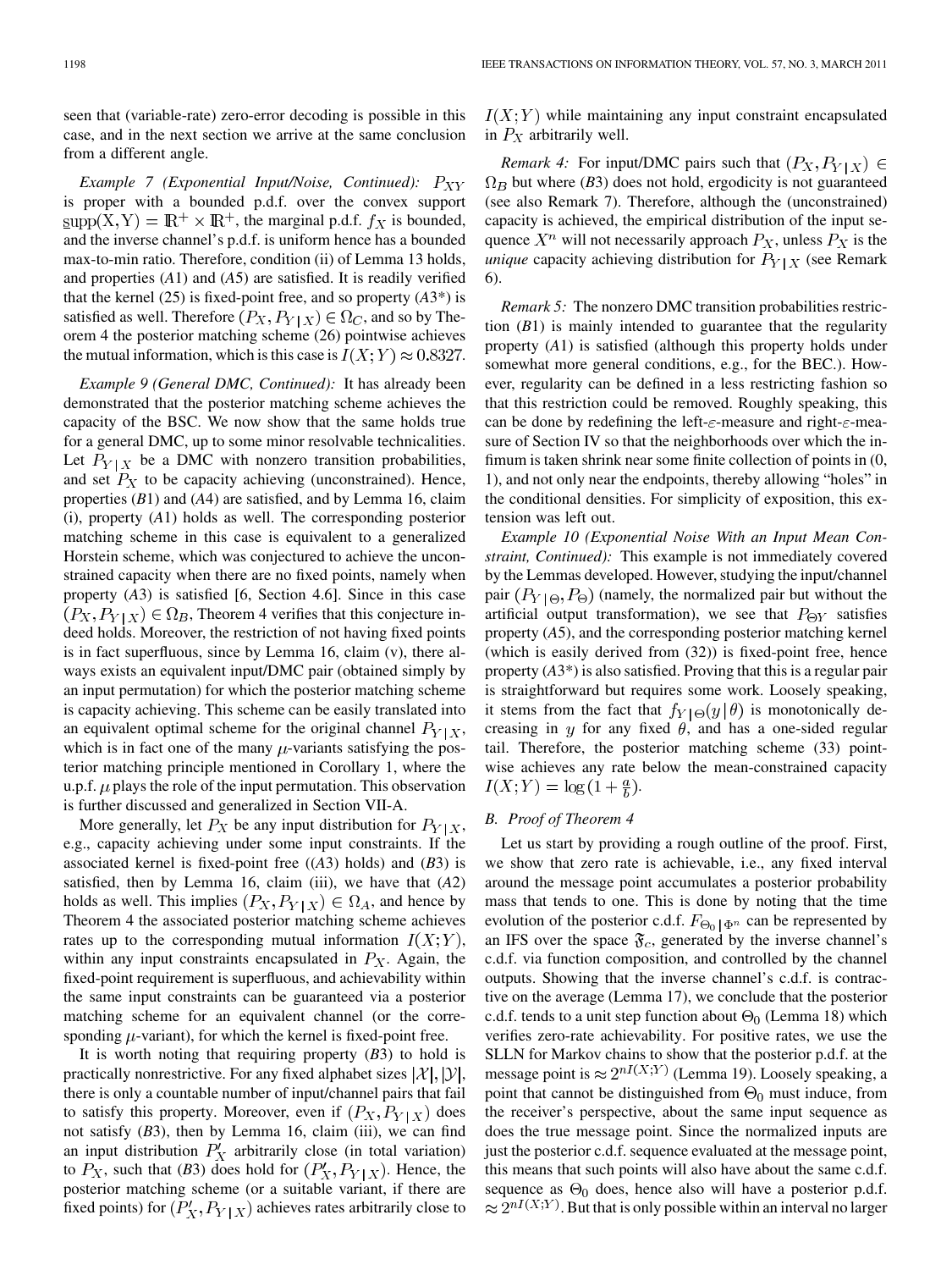seen that (variable-rate) zero-error decoding is possible in this case, and in the next section we arrive at the same conclusion from a different angle.

*Example 7 (Exponential Input/Noise, Continued):* $P_{XY}$ is proper with a bounded p.d.f. over the convex support $\underline{\mathrm{supp}}(X, Y) = \mathbb{R}^+ \times \mathbb{R}^+$, the marginal p.d.f. $f_X$ is bounded, and the inverse channel's p.d.f. is uniform hence has a bounded max-to-min ratio. Therefore, condition (ii) of Lemma 13 holds, and properties (*A*1) and (*A*5) are satisfied. It is readily verified that the kernel (25) is fixed-point free, and so property (*A*3*) is satisfied as well. Therefore $(P_X, P_{Y|X}) \in \Omega_C$, and so by Theorem 4 the posterior matching scheme (26) pointwise achieves the mutual information, which is this case is $I(X;Y) \approx 0.8327$.

*Example 9 (General DMC, Continued):* It has already been demonstrated that the posterior matching scheme achieves the capacity of the BSC. We now show that the same holds true for a general DMC, up to some minor resolvable technicalities. Let $P_{Y|X}$ be a DMC with nonzero transition probabilities, and set $P_X$ to be capacity achieving (unconstrained). Hence, properties (*B*1) and (*A*4) are satisfied, and by Lemma 16, claim (i), property (*A*1) holds as well. The corresponding posterior matching scheme in this case is equivalent to a generalized Horstein scheme, which was conjectured to achieve the unconstrained capacity when there are no fixed points, namely when property (*A*3) is satisfied [6, Section 4.6]. Since in this case $(P_X, P_{Y|X}) \in \Omega_B$, Theorem 4 verifies that this conjecture indeed holds. Moreover, the restriction of not having fixed points is in fact superfluous, since by Lemma 16, claim (v), there always exists an equivalent input/DMC pair (obtained simply by an input permutation) for which the posterior matching scheme is capacity achieving. This scheme can be easily translated into an equivalent optimal scheme for the original channel $P_{Y|X}$, which is in fact one of the many $\mu$-variants satisfying the posterior matching principle mentioned in Corollary 1, where the u.p.f. $\mu$ plays the role of the input permutation. This observation is further discussed and generalized in Section VII-A.

More generally, let $P_X$ be any input distribution for $P_{Y|X}$, e.g., capacity achieving under some input constraints. If the associated kernel is fixed-point free ((*A*3) holds) and (*B*3) is satisfied, then by Lemma 16, claim (iii), we have that (*A*2) holds as well. This implies $(P_X, P_{Y|X}) \in \Omega_A$, and hence by Theorem 4 the associated posterior matching scheme achieves rates up to the corresponding mutual information $I(X;Y)$, within any input constraints encapsulated in $P_X$. Again, the fixed-point requirement is superfluous, and achievability within the same input constraints can be guaranteed via a posterior matching scheme for an equivalent channel (or the corresponding $\mu$-variant), for which the kernel is fixed-point free.

It is worth noting that requiring property (*B*3) to hold is practically nonrestrictive. For any fixed alphabet sizes $|\mathcal{X}|, |\mathcal{Y}|$, there is only a countable number of input/channel pairs that fail to satisfy this property. Moreover, even if $(P_X, P_{Y|X})$ does not satisfy (*B*3), then by Lemma 16, claim (iii), we can find an input distribution $P'_X$ arbitrarily close (in total variation) to $P_X$, such that (*B*3) does hold for $(P'_X, P_{Y|X})$. Hence, the posterior matching scheme (or a suitable variant, if there are fixed points) for $(P'_X, P_{Y|X})$ achieves rates arbitrarily close to $I(X;Y)$ while maintaining any input constraint encapsulated in $P_X$ arbitrarily well.

*Remark 4:* For input/DMC pairs such that $(P_X, P_{Y|X}) \in \Omega_B$ but where (*B*3) does not hold, ergodicity is not guaranteed (see also Remark 7). Therefore, although the (unconstrained) capacity is achieved, the empirical distribution of the input sequence $X^n$ will not necessarily approach $P_X$, unless $P_X$ is the *unique* capacity achieving distribution for $P_{Y|X}$ (see Remark 6).

*Remark 5:* The nonzero DMC transition probabilities restriction (*B*1) is mainly intended to guarantee that the regularity property (*A*1) is satisfied (although this property holds under somewhat more general conditions, e.g., for the BEC.). However, regularity can be defined in a less restricting fashion so that this restriction could be removed. Roughly speaking, this can be done by redefining the left-$\varepsilon$-measure and right-$\varepsilon$-measure of Section IV so that the neighborhoods over which the infimum is taken shrink near some finite collection of points in (0, 1), and not only near the endpoints, thereby allowing "holes" in the conditional densities. For simplicity of exposition, this extension was left out.

*Example 10 (Exponential Noise With an Input Mean Constraint, Continued):* This example is not immediately covered by the Lemmas developed. However, studying the input/channel pair $(P_{Y|\Theta}, P_\Theta)$ (namely, the normalized pair but without the artificial output transformation), we see that $P_{\Theta Y}$ satisfies property (*A*5), and the corresponding posterior matching kernel (which is easily derived from (32)) is fixed-point free, hence property (*A*3*) is also satisfied. Proving that this is a regular pair is straightforward but requires some work. Loosely speaking, it stems from the fact that $f_{Y|\Theta}(y|\theta)$ is monotonically decreasing in $y$ for any fixed $\theta$, and has a one-sided regular tail. Therefore, the posterior matching scheme (33) pointwise achieves any rate below the mean-constrained capacity $I(X;Y) = \log(1 + \frac{a}{b})$.

### B. Proof of Theorem 4

Let us start by providing a rough outline of the proof. First, we show that zero rate is achievable, i.e., any fixed interval around the message point accumulates a posterior probability mass that tends to one. This is done by noting that the time evolution of the posterior c.d.f. $F_{\Theta_0|\Phi^n}$ can be represented by an IFS over the space $\mathfrak{F}_c$, generated by the inverse channel's c.d.f. via function composition, and controlled by the channel outputs. Showing that the inverse channel's c.d.f. is contractive on the average (Lemma 17), we conclude that the posterior c.d.f. tends to a unit step function about $\Theta_0$ (Lemma 18) which verifies zero-rate achievability. For positive rates, we use the SLLN for Markov chains to show that the posterior p.d.f. at the message point is $\approx 2^{nI(X;Y)}$ (Lemma 19). Loosely speaking, a point that cannot be distinguished from $\Theta_0$ must induce, from the receiver's perspective, about the same input sequence as does the true message point. Since the normalized inputs are just the posterior c.d.f. sequence evaluated at the message point, this means that such points will also have about the same c.d.f. sequence as $\Theta_0$ does, hence also will have a posterior p.d.f. $\approx 2^{nI(X;Y)}$. But that is only possible within an interval no larger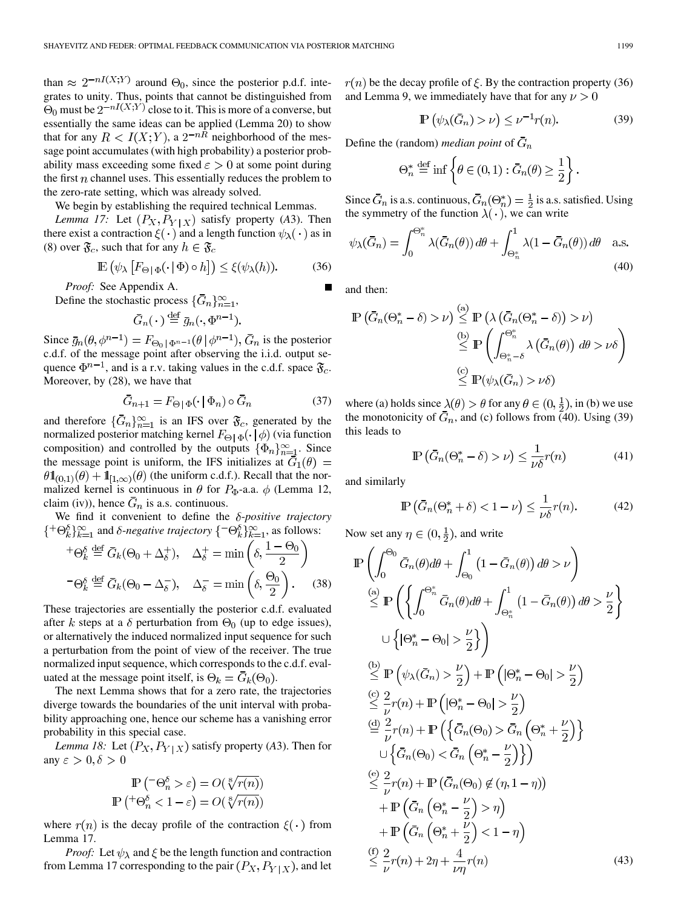than $\approx 2^{-nI(X;Y)}$ around $\Theta_0$, since the posterior p.d.f. integrates to unity. Thus, points that cannot be distinguished from $\Theta_0$ must be $2^{-nI(X;Y)}$ close to it. This is more of a converse, but essentially the same ideas can be applied (Lemma 20) to show that for any $R < I(X;Y)$, a $2^{-nR}$ neighborhood of the message point accumulates (with high probability) a posterior probability mass exceeding some fixed $\varepsilon > 0$ at some point during the first $n$ channel uses. This essentially reduces the problem to the zero-rate setting, which was already solved.

We begin by establishing the required technical Lemmas.

*Lemma 17:* Let $(P_X, P_{Y|X})$ satisfy property (*A*3). Then there exist a contraction $\xi(\cdot)$ and a length function $\psi_\lambda(\cdot)$ as in (8) over $\mathfrak{F}_c$, such that for any $h \in \mathfrak{F}_c$

$$\mathbb{E}\left(\psi_\lambda\left[F_{\Theta|\Phi}(\cdot\,|\,\Phi)\circ h\right]\right) \leq \xi(\psi_\lambda(h)). \tag{36}$$

*Proof:* See Appendix A. ■

Define the stochastic process $\{\bar{G}_n\}_{n=1}^\infty$,

$$\bar{G}_n(\cdot) \stackrel{\text{def}}{=} \bar{g}_n(\cdot, \Phi^{n-1}).$$

Since $\bar{g}_n(\theta, \phi^{n-1}) = F_{\Theta_0|\Phi^{n-1}}(\theta\,|\,\phi^{n-1})$, $\bar{G}_n$ is the posterior c.d.f. of the message point after observing the i.i.d. output sequence $\Phi^{n-1}$, and is a r.v. taking values in the c.d.f. space $\mathfrak{F}_c$. Moreover, by (28), we have that

$$\bar{G}_{n+1} = F_{\Theta|\Phi}(\cdot\,|\,\Phi_n)\circ \bar{G}_n \tag{37}$$

and therefore $\{\bar{G}_n\}_{n=1}^\infty$ is an IFS over $\mathfrak{F}_c$, generated by the normalized posterior matching kernel $F_{\Theta|\Phi}(\cdot\,|\,\phi)$ (via function composition) and controlled by the outputs $\{\Phi_n\}_{n=1}^\infty$. Since the message point is uniform, the IFS initializes at $\bar{G}_1(\theta) = \theta\mathbb{1}_{(0,1)}(\theta) + \mathbb{1}_{[1,\infty)}(\theta)$ (the uniform c.d.f.). Recall that the normalized kernel is continuous in $\theta$ for $P_\Phi$-a.a. $\phi$ (Lemma 12, claim (iv)), hence $\bar{G}_n$ is a.s. continuous.

We find it convenient to define the *$\delta$-positive trajectory* $\{^+\Theta_k^\delta\}_{k=1}^\infty$ and *$\delta$-negative trajectory* $\{^-\Theta_k^\delta\}_{k=1}^\infty$, as follows:

$$\begin{aligned}
{}^+\Theta_k^\delta &\stackrel{\text{def}}{=} \bar{G}_k(\Theta_0 + \Delta_\delta^+), \quad \Delta_\delta^+ = \min\left(\delta, \frac{1-\Theta_0}{2}\right)\\
{}^-\Theta_k^\delta &\stackrel{\text{def}}{=} \bar{G}_k(\Theta_0 - \Delta_\delta^-), \quad \Delta_\delta^- = \min\left(\delta, \frac{\Theta_0}{2}\right).
\end{aligned} \tag{38}$$

These trajectories are essentially the posterior c.d.f. evaluated after $k$ steps at a $\delta$ perturbation from $\Theta_0$ (up to edge issues), or alternatively the induced normalized input sequence for such a perturbation from the point of view of the receiver. The true normalized input sequence, which corresponds to the c.d.f. evaluated at the message point itself, is $\Theta_k = \bar{G}_k(\Theta_0)$.

The next Lemma shows that for a zero rate, the trajectories diverge towards the boundaries of the unit interval with probability approaching one, hence our scheme has a vanishing error probability in this special case.

*Lemma 18:* Let $(P_X, P_{Y|X})$ satisfy property (*A*3). Then for any $\varepsilon > 0, \delta > 0$

$$\begin{aligned}
\mathbb{P}\left({}^-\Theta_n^\delta > \varepsilon\right) &= O(\sqrt[8]{r(n)})\\
\mathbb{P}\left({}^+\Theta_n^\delta < 1-\varepsilon\right) &= O(\sqrt[8]{r(n)})
\end{aligned}$$

where $r(n)$ is the decay profile of the contraction $\xi(\cdot)$ from Lemma 17.

*Proof:* Let $\psi_\lambda$ and $\xi$ be the length function and contraction from Lemma 17 corresponding to the pair $(P_X, P_{Y|X})$, and let $r(n)$ be the decay profile of $\xi$. By the contraction property (36) and Lemma 9, we immediately have that for any $\nu > 0$

$$\mathbb{P}\left(\psi_\lambda(\bar{G}_n) > \nu\right) \leq \nu^{-1} r(n). \tag{39}$$

Define the (random) *median point* of $\bar{G}_n$

$$\Theta_n^* \stackrel{\text{def}}{=} \inf\left\{\theta \in (0,1) : \bar{G}_n(\theta) \geq \frac{1}{2}\right\}.$$

Since $\bar{G}_n$ is a.s. continuous, $\bar{G}_n(\Theta_n^*) = \frac{1}{2}$ is a.s. satisfied. Using the symmetry of the function $\lambda(\cdot)$, we can write

$$\psi_\lambda(\bar{G}_n) = \int_0^{\Theta_n^*} \lambda(\bar{G}_n(\theta))\,d\theta + \int_{\Theta_n^*}^1 \lambda(1-\bar{G}_n(\theta))\,d\theta \quad \text{a.s.} \tag{40}$$

and then:

$$\begin{aligned}
\mathbb{P}\left(\bar{G}_n(\Theta_n^* - \delta) > \nu\right) &\stackrel{\text{(a)}}{\leq} \mathbb{P}\left(\lambda\left(\bar{G}_n(\Theta_n^* - \delta)\right) > \nu\right)\\
&\stackrel{\text{(b)}}{\leq} \mathbb{P}\left(\int_{\Theta_n^*-\delta}^{\Theta_n^*} \lambda\left(\bar{G}_n(\theta)\right)\,d\theta > \nu\delta\right)\\
&\stackrel{\text{(c)}}{\leq} \mathbb{P}(\psi_\lambda(\bar{G}_n) > \nu\delta)
\end{aligned}$$

where (a) holds since $\lambda(\theta) > \theta$ for any $\theta \in (0, \frac{1}{2})$, in (b) we use the monotonicity of $\bar{G}_n$, and (c) follows from (40). Using (39) this leads to

$$\mathbb{P}\left(\bar{G}_n(\Theta_n^* - \delta) > \nu\right) \leq \frac{1}{\nu\delta} r(n) \tag{41}$$

and similarly

$$\mathbb{P}\left(\bar{G}_n(\Theta_n^* + \delta) < 1-\nu\right) \leq \frac{1}{\nu\delta} r(n). \tag{42}$$

Now set any $\eta \in (0, \frac{1}{2})$, and write

$$\begin{aligned}
&\mathbb{P}\left(\int_0^{\Theta_0} \bar{G}_n(\theta)d\theta + \int_{\Theta_0}^1 \left(1-\bar{G}_n(\theta)\right)d\theta > \nu\right)\\
&\stackrel{\text{(a)}}{\leq} \mathbb{P}\left(\left\{\int_0^{\Theta_n^*} \bar{G}_n(\theta)d\theta + \int_{\Theta_n^*}^1 \left(1-\bar{G}_n(\theta)\right)d\theta > \frac{\nu}{2}\right\}\right.\\
&\qquad \left.\cup \left\{|\Theta_n^* - \Theta_0| > \frac{\nu}{2}\right\}\right)\\
&\stackrel{\text{(b)}}{\leq} \mathbb{P}\left(\psi_\lambda(\bar{G}_n) > \frac{\nu}{2}\right) + \mathbb{P}\left(|\Theta_n^* - \Theta_0| > \frac{\nu}{2}\right)\\
&\stackrel{\text{(c)}}{\leq} \frac{2}{\nu} r(n) + \mathbb{P}\left(|\Theta_n^* - \Theta_0| > \frac{\nu}{2}\right)\\
&\stackrel{\text{(d)}}{=} \frac{2}{\nu} r(n) + \mathbb{P}\left(\left\{\bar{G}_n(\Theta_0) > \bar{G}_n\left(\Theta_n^* + \frac{\nu}{2}\right)\right\}\right.\\
&\qquad \left.\cup \left\{\bar{G}_n(\Theta_0) < \bar{G}_n\left(\Theta_n^* - \frac{\nu}{2}\right)\right\}\right)\\
&\stackrel{\text{(e)}}{\leq} \frac{2}{\nu} r(n) + \mathbb{P}\left(\bar{G}_n(\Theta_0) \notin (\eta, 1-\eta)\right)\\
&\qquad + \mathbb{P}\left(\bar{G}_n\left(\Theta_n^* - \frac{\nu}{2}\right) > \eta\right)\\
&\qquad + \mathbb{P}\left(\bar{G}_n\left(\Theta_n^* + \frac{\nu}{2}\right) < 1-\eta\right)\\
&\stackrel{\text{(f)}}{\leq} \frac{2}{\nu} r(n) + 2\eta + \frac{4}{\nu\eta} r(n)
\end{aligned} \tag{43}$$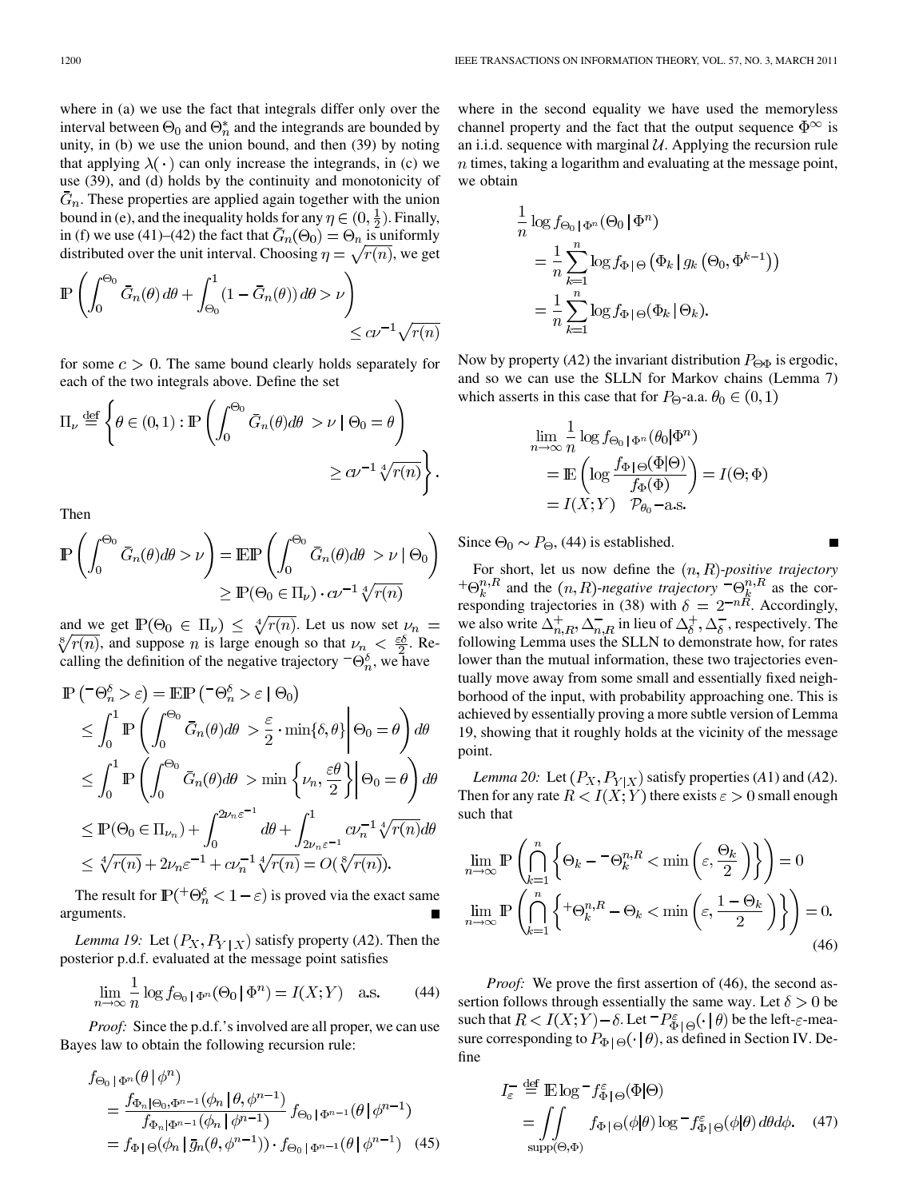where in (a) we use the fact that integrals differ only over the interval between $\Theta_0$ and $\Theta_n^*$ and the integrands are bounded by unity, in (b) we use the union bound, and then (39) by noting that applying $\lambda(\cdot)$ can only increase the integrands, in (c) we use (39), and (d) holds by the continuity and monotonicity of $\bar{G}_n$. These properties are applied again together with the union bound in (e), and the inequality holds for any $\eta \in (0, \frac{1}{2})$. Finally, in (f) we use (41)–(42) the fact that $\bar{G}_n(\Theta_0) = \Theta_n$ is uniformly distributed over the unit interval. Choosing $\eta = \sqrt{r(n)}$, we get

$$\mathbb{P}\left(\int_0^{\Theta_0} \bar{G}_n(\theta)\, d\theta + \int_{\Theta_0}^1 (1 - \bar{G}_n(\theta))\, d\theta > \nu\right) \leq c\nu^{-1}\sqrt{r(n)}$$

for some $c > 0$. The same bound clearly holds separately for each of the two integrals above. Define the set

$$\Pi_\nu \stackrel{\text{def}}{=} \left\{\theta \in (0,1) : \mathbb{P}\left(\int_0^{\Theta_0} \bar{G}_n(\theta) d\theta > \nu \,\middle|\, \Theta_0 = \theta\right) \geq c\nu^{-1}\sqrt[4]{r(n)}\right\}.$$

Then

$$\mathbb{P}\left(\int_0^{\Theta_0} \bar{G}_n(\theta) d\theta > \nu\right) = \mathbb{E}\mathbb{P}\left(\int_0^{\Theta_0} \bar{G}_n(\theta) d\theta > \nu \,\middle|\, \Theta_0\right) \geq \mathbb{P}(\Theta_0 \in \Pi_\nu) \cdot c\nu^{-1}\sqrt[4]{r(n)}$$

and we get $\mathbb{P}(\Theta_0 \in \Pi_\nu) \leq \sqrt[4]{r(n)}$. Let us now set $\nu_n = \sqrt[8]{r(n)}$, and suppose $n$ is large enough so that $\nu_n < \frac{\varepsilon\delta}{2}$. Recalling the definition of the negative trajectory ${}^{-}\Theta_n^\delta$, we have

$$\begin{aligned}
\mathbb{P}\left({}^{-}\Theta_n^\delta > \varepsilon\right) &= \mathbb{E}\mathbb{P}\left({}^{-}\Theta_n^\delta > \varepsilon \mid \Theta_0\right) \\
&\leq \int_0^1 \mathbb{P}\left(\int_0^{\Theta_0} \bar{G}_n(\theta) d\theta > \frac{\varepsilon}{2}\cdot\min\{\delta, \theta\} \,\middle|\, \Theta_0 = \theta\right) d\theta \\
&\leq \int_0^1 \mathbb{P}\left(\int_0^{\Theta_0} \bar{G}_n(\theta) d\theta > \min\left\{\nu_n, \frac{\varepsilon\theta}{2}\right\} \,\middle|\, \Theta_0 = \theta\right) d\theta \\
&\leq \mathbb{P}(\Theta_0 \in \Pi_{\nu_n}) + \int_0^{2\nu_n\varepsilon^{-1}} d\theta + \int_{2\nu_n\varepsilon^{-1}}^1 c\nu_n^{-1}\sqrt[4]{r(n)} d\theta \\
&\leq \sqrt[4]{r(n)} + 2\nu_n\varepsilon^{-1} + c\nu_n^{-1}\sqrt[4]{r(n)} = O(\sqrt[8]{r(n)}).
\end{aligned}$$

The result for $\mathbb{P}({}^{+}\Theta_n^\delta < 1 - \varepsilon)$ is proved via the exact same arguments. ∎

*Lemma 19:* Let $(P_X, P_{Y|X})$ satisfy property (*A*2). Then the posterior p.d.f. evaluated at the message point satisfies

$$\lim_{n\to\infty} \frac{1}{n} \log f_{\Theta_0 \mid \Phi^n}(\Theta_0 \mid \Phi^n) = I(X;Y) \quad \text{a.s.} \tag{44}$$

*Proof:* Since the p.d.f.'s involved are all proper, we can use Bayes law to obtain the following recursion rule:

$$\begin{aligned}
f_{\Theta_0 \mid \Phi^n}(\theta \mid \phi^n) &= \frac{f_{\Phi_n \mid \Theta_0, \Phi^{n-1}}(\phi_n \mid \theta, \phi^{n-1})}{f_{\Phi_n \mid \Phi^{n-1}}(\phi_n \mid \phi^{n-1})} f_{\Theta_0 \mid \Phi^{n-1}}(\theta \mid \phi^{n-1}) \\
&= f_{\Phi \mid \Theta}(\phi_n \mid \bar{g}_n(\theta, \phi^{n-1})) \cdot f_{\Theta_0 \mid \Phi^{n-1}}(\theta \mid \phi^{n-1})
\end{aligned} \tag{45}$$

where in the second equality we have used the memoryless channel property and the fact that the output sequence $\Phi^\infty$ is an i.i.d. sequence with marginal $\mathcal{U}$. Applying the recursion rule $n$ times, taking a logarithm and evaluating at the message point, we obtain

$$\begin{aligned}
\frac{1}{n} \log f_{\Theta_0 \mid \Phi^n}(\Theta_0 \mid \Phi^n) &= \frac{1}{n} \sum_{k=1}^n \log f_{\Phi \mid \Theta}\left(\Phi_k \mid g_k\left(\Theta_0, \Phi^{k-1}\right)\right) \\
&= \frac{1}{n} \sum_{k=1}^n \log f_{\Phi \mid \Theta}(\Phi_k \mid \Theta_k).
\end{aligned}$$

Now by property (*A*2) the invariant distribution $P_{\Theta\Phi}$ is ergodic, and so we can use the SLLN for Markov chains (Lemma 7) which asserts in this case that for $P_\Theta$-a.a. $\theta_0 \in (0,1)$

$$\begin{aligned}
\lim_{n\to\infty} \frac{1}{n} \log f_{\Theta_0 \mid \Phi^n}(\theta_0 \mid \Phi^n) &= \mathbb{E}\left(\log \frac{f_{\Phi \mid \Theta}(\Phi \mid \Theta)}{f_\Phi(\Phi)}\right) = I(\Theta;\Phi) \\
&= I(X;Y) \quad \mathcal{P}_{\theta_0}\text{-a.s.}
\end{aligned}$$

Since $\Theta_0 \sim P_\Theta$, (44) is established. ∎

For short, let us now define the $(n,R)$-*positive trajectory* ${}^{+}\Theta_k^{n,R}$ and the $(n,R)$-*negative trajectory* ${}^{-}\Theta_k^{n,R}$ as the corresponding trajectories in (38) with $\delta = 2^{-nR}$. Accordingly, we also write $\Delta_{n,R}^+, \Delta_{n,R}^-$ in lieu of $\Delta_\delta^+, \Delta_\delta^-$, respectively. The following Lemma uses the SLLN to demonstrate how, for rates lower than the mutual information, these two trajectories eventually move away from some small and essentially fixed neighborhood of the input, with probability approaching one. This is achieved by essentially proving a more subtle version of Lemma 19, showing that it roughly holds at the vicinity of the message point.

*Lemma 20:* Let $(P_X, P_{Y|X})$ satisfy properties (*A*1) and (*A*2). Then for any rate $R < I(X;Y)$ there exists $\varepsilon > 0$ small enough such that

$$\begin{aligned}
&\lim_{n\to\infty} \mathbb{P}\left(\bigcap_{k=1}^n \left\{\Theta_k - {}^{-}\Theta_k^{n,R} < \min\left(\varepsilon, \frac{\Theta_k}{2}\right)\right\}\right) = 0 \\
&\lim_{n\to\infty} \mathbb{P}\left(\bigcap_{k=1}^n \left\{{}^{+}\Theta_k^{n,R} - \Theta_k < \min\left(\varepsilon, \frac{1-\Theta_k}{2}\right)\right\}\right) = 0.
\end{aligned} \tag{46}$$

*Proof:* We prove the first assertion of (46), the second assertion follows through essentially the same way. Let $\delta > 0$ be such that $R < I(X;Y) - \delta$. Let ${}^{-}P_{\Phi|\Theta}^\varepsilon(\cdot \mid \theta)$ be the left-$\varepsilon$-measure corresponding to $P_{\Phi|\Theta}(\cdot \mid \theta)$, as defined in Section IV. Define

$$I_\varepsilon^- \stackrel{\text{def}}{=} \mathbb{E}\log {}^{-}f_{\Phi|\Theta}^\varepsilon(\Phi|\Theta) = \iint_{\text{supp}(\Theta,\Phi)} f_{\Phi|\Theta}(\phi|\theta) \log {}^{-}f_{\Phi|\Theta}^\varepsilon(\phi|\theta)\, d\theta d\phi. \tag{47}$$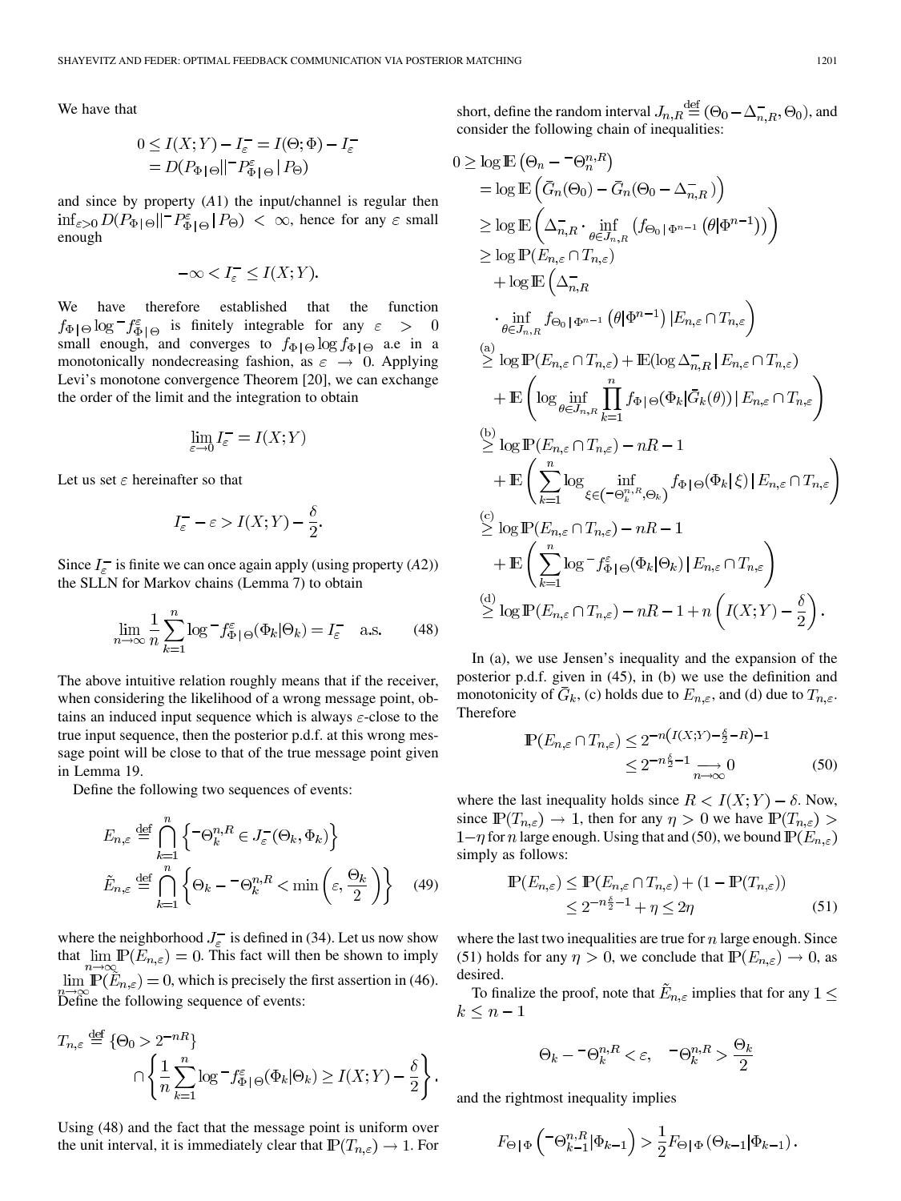We have that

$$0 \leq I(X;Y) - I_\varepsilon^- = I(\Theta;\Phi) - I_\varepsilon^- = D(P_{\Phi|\Theta} \| {}^- P_{\Phi|\Theta}^\varepsilon | P_\Theta)$$

and since by property (*A*1) the input/channel is regular then $\inf_{\varepsilon>0} D(P_{\Phi|\Theta} \| {}^- P_{\Phi|\Theta}^\varepsilon | P_\Theta) < \infty$, hence for any $\varepsilon$ small enough

$$-\infty < I_\varepsilon^- \leq I(X;Y).$$

We have therefore established that the function $f_{\Phi|\Theta} \log {}^- f_{\Phi|\Theta}^\varepsilon$ is finitely integrable for any $\varepsilon > 0$ small enough, and converges to $f_{\Phi|\Theta} \log f_{\Phi|\Theta}$ a.e in a monotonically nondecreasing fashion, as $\varepsilon \to 0$. Applying Levi's monotone convergence Theorem [20], we can exchange the order of the limit and the integration to obtain

$$\lim_{\varepsilon \to 0} I_\varepsilon^- = I(X;Y)$$

Let us set $\varepsilon$ hereinafter so that

$$I_\varepsilon^- - \varepsilon > I(X;Y) - \frac{\delta}{2}.$$

Since $I_\varepsilon^-$ is finite we can once again apply (using property (*A*2)) the SLLN for Markov chains (Lemma 7) to obtain

$$\lim_{n\to\infty} \frac{1}{n} \sum_{k=1}^{n} \log {}^- f_{\Phi|\Theta}^\varepsilon(\Phi_k|\Theta_k) = I_\varepsilon^- \quad \text{a.s.} \tag{48}$$

The above intuitive relation roughly means that if the receiver, when considering the likelihood of a wrong message point, obtains an induced input sequence which is always $\varepsilon$-close to the true input sequence, then the posterior p.d.f. at this wrong message point will be close to that of the true message point given in Lemma 19.

Define the following two sequences of events:

$$E_{n,\varepsilon} \stackrel{\text{def}}{=} \bigcap_{k=1}^{n} \left\{ {}^-\Theta_k^{n,R} \in J_\varepsilon^-(\Theta_k, \Phi_k) \right\}$$

$$\tilde{E}_{n,\varepsilon} \stackrel{\text{def}}{=} \bigcap_{k=1}^{n} \left\{ \Theta_k - {}^-\Theta_k^{n,R} < \min\left(\varepsilon, \frac{\Theta_k}{2}\right) \right\} \tag{49}$$

where the neighborhood $J_\varepsilon^-$ is defined in (34). Let us now show that $\lim_{n\to\infty} \mathbb{P}(E_{n,\varepsilon}) = 0$. This fact will then be shown to imply $\lim_{n\to\infty} \mathbb{P}(\tilde{E}_{n,\varepsilon}) = 0$, which is precisely the first assertion in (46). Define the following sequence of events:

$$T_{n,\varepsilon} \stackrel{\text{def}}{=} \{\Theta_0 > 2^{-nR}\} \cap \left\{ \frac{1}{n} \sum_{k=1}^{n} \log {}^- f_{\Phi|\Theta}^\varepsilon(\Phi_k|\Theta_k) \geq I(X;Y) - \frac{\delta}{2} \right\}.$$

Using (48) and the fact that the message point is uniform over the unit interval, it is immediately clear that $\mathbb{P}(T_{n,\varepsilon}) \to 1$. For short, define the random interval $J_{n,R} \stackrel{\text{def}}{=} (\Theta_0 - \Delta_{n,R}^-, \Theta_0)$, and consider the following chain of inequalities:

$$\begin{aligned}
0 &\geq \log \mathbb{E}\left(\Theta_n - {}^-\Theta_n^{n,R}\right) \\
&= \log \mathbb{E}\left(\bar{G}_n(\Theta_0) - \bar{G}_n(\Theta_0 - \Delta_{n,R}^-)\right) \\
&\geq \log \mathbb{E}\left(\Delta_{n,R}^- \cdot \inf_{\theta \in J_{n,R}} \left(f_{\Theta_0|\Phi^{n-1}}(\theta|\Phi^{n-1})\right)\right) \\
&\geq \log \mathbb{P}(E_{n,\varepsilon} \cap T_{n,\varepsilon}) \\
&\quad + \log \mathbb{E}\left(\Delta_{n,R}^- \cdot \inf_{\theta \in J_{n,R}} f_{\Theta_0|\Phi^{n-1}}(\theta|\Phi^{n-1}) \,|\, E_{n,\varepsilon} \cap T_{n,\varepsilon}\right) \\
&\stackrel{(a)}{\geq} \log \mathbb{P}(E_{n,\varepsilon} \cap T_{n,\varepsilon}) + \mathbb{E}(\log \Delta_{n,R}^- \,|\, E_{n,\varepsilon} \cap T_{n,\varepsilon}) \\
&\quad + \mathbb{E}\left(\log \inf_{\theta \in J_{n,R}} \prod_{k=1}^{n} f_{\Phi|\Theta}(\Phi_k|\bar{G}_k(\theta)) \,|\, E_{n,\varepsilon} \cap T_{n,\varepsilon}\right) \\
&\stackrel{(b)}{\geq} \log \mathbb{P}(E_{n,\varepsilon} \cap T_{n,\varepsilon}) - nR - 1 \\
&\quad + \mathbb{E}\left(\sum_{k=1}^{n} \log \inf_{\xi \in ({}^-\Theta_k^{n,R}, \Theta_k)} f_{\Phi|\Theta}(\Phi_k|\xi) \,|\, E_{n,\varepsilon} \cap T_{n,\varepsilon}\right) \\
&\stackrel{(c)}{\geq} \log \mathbb{P}(E_{n,\varepsilon} \cap T_{n,\varepsilon}) - nR - 1 \\
&\quad + \mathbb{E}\left(\sum_{k=1}^{n} \log {}^- f_{\Phi|\Theta}^\varepsilon(\Phi_k|\Theta_k) \,|\, E_{n,\varepsilon} \cap T_{n,\varepsilon}\right) \\
&\stackrel{(d)}{\geq} \log \mathbb{P}(E_{n,\varepsilon} \cap T_{n,\varepsilon}) - nR - 1 + n\left(I(X;Y) - \frac{\delta}{2}\right).
\end{aligned}$$

In (a), we use Jensen's inequality and the expansion of the posterior p.d.f. given in (45), in (b) we use the definition and monotonicity of $\bar{G}_k$, (c) holds due to $E_{n,\varepsilon}$, and (d) due to $T_{n,\varepsilon}$. Therefore

$$\mathbb{P}(E_{n,\varepsilon} \cap T_{n,\varepsilon}) \leq 2^{-n\left(I(X;Y) - \frac{\delta}{2} - R\right) - 1} \leq 2^{-n\frac{\delta}{2} - 1} \underset{n\to\infty}{\longrightarrow} 0 \tag{50}$$

where the last inequality holds since $R < I(X;Y) - \delta$. Now, since $\mathbb{P}(T_{n,\varepsilon}) \to 1$, then for any $\eta > 0$ we have $\mathbb{P}(T_{n,\varepsilon}) > 1 - \eta$ for $n$ large enough. Using that and (50), we bound $\mathbb{P}(E_{n,\varepsilon})$ simply as follows:

$$\begin{aligned}
\mathbb{P}(E_{n,\varepsilon}) &\leq \mathbb{P}(E_{n,\varepsilon} \cap T_{n,\varepsilon}) + (1 - \mathbb{P}(T_{n,\varepsilon})) \\
&\leq 2^{-n\frac{\delta}{2} - 1} + \eta \leq 2\eta
\end{aligned} \tag{51}$$

where the last two inequalities are true for $n$ large enough. Since (51) holds for any $\eta > 0$, we conclude that $\mathbb{P}(E_{n,\varepsilon}) \to 0$, as desired.

To finalize the proof, note that $\tilde{E}_{n,\varepsilon}$ implies that for any $1 \leq k \leq n-1$

$$\Theta_k - {}^-\Theta_k^{n,R} < \varepsilon, \quad {}^-\Theta_k^{n,R} > \frac{\Theta_k}{2}$$

and the rightmost inequality implies

$$F_{\Theta|\Phi}\left({}^-\Theta_{k-1}^{n,R}|\Phi_{k-1}\right) > \frac{1}{2} F_{\Theta|\Phi}(\Theta_{k-1}|\Phi_{k-1}).$$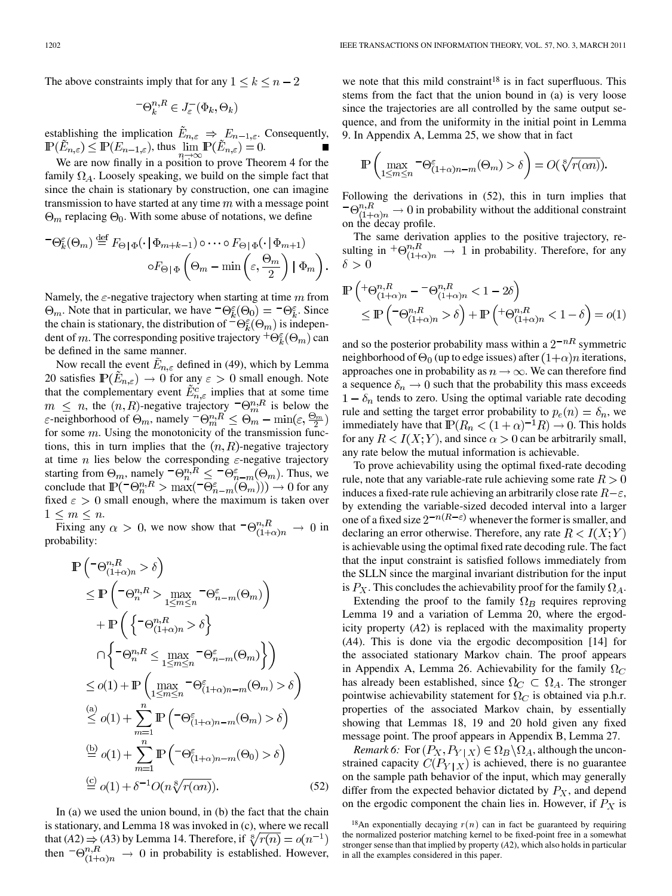The above constraints imply that for any $1 \leq k \leq n-2$

$$
{}^{-}\Theta_k^{n,R} \in J_\varepsilon^-(\Phi_k, \Theta_k)
$$

establishing the implication $\tilde{E}_{n,\varepsilon} \Rightarrow E_{n-1,\varepsilon}$. Consequently, $\mathbb{P}(\tilde{E}_{n,\varepsilon}) \leq \mathbb{P}(E_{n-1,\varepsilon})$, thus $\lim_{n\to\infty} \mathbb{P}(\tilde{E}_{n,\varepsilon}) = 0$. ∎

We are now finally in a position to prove Theorem 4 for the family $\Omega_A$. Loosely speaking, we build on the simple fact that since the chain is stationary by construction, one can imagine transmission to have started at any time $m$ with a message point $\Theta_m$ replacing $\Theta_0$. With some abuse of notations, we define

$$
{}^{-}\Theta_k^{\varepsilon}(\Theta_m) \stackrel{\text{def}}{=} F_{\Theta\,|\,\Phi}(\cdot\,|\,\Phi_{m+k-1}) \circ \cdots \circ F_{\Theta\,|\,\Phi}(\cdot\,|\,\Phi_{m+1}) \circ F_{\Theta\,|\,\Phi}\left(\Theta_m - \min\left(\varepsilon, \frac{\Theta_m}{2}\right) \,|\, \Phi_m\right).
$$

Namely, the $\varepsilon$-negative trajectory when starting at time $m$ from $\Theta_m$. Note that in particular, we have ${}^{-}\Theta_k^{\varepsilon}(\Theta_0) = {}^{-}\Theta_k^{\varepsilon}$. Since the chain is stationary, the distribution of ${}^{-}\Theta_k^{\varepsilon}(\Theta_m)$ is independent of $m$. The corresponding positive trajectory ${}^{+}\Theta_k^{\varepsilon}(\Theta_m)$ can be defined in the same manner.

Now recall the event $\tilde{E}_{n,\varepsilon}$ defined in (49), which by Lemma 20 satisfies $\mathbb{P}(\tilde{E}_{n,\varepsilon}) \to 0$ for any $\varepsilon > 0$ small enough. Note that the complementary event $\tilde{E}_{n,\varepsilon}^c$ implies that at some time $m \leq n$, the $(n,R)$-negative trajectory ${}^{-}\Theta_m^{n,R}$ is below the $\varepsilon$-neighborhood of $\Theta_m$, namely ${}^{-}\Theta_m^{n,R} \leq \Theta_m - \min(\varepsilon, \frac{\Theta_m}{2})$ for some $m$. Using the monotonicity of the transmission functions, this in turn implies that the $(n,R)$-negative trajectory at time $n$ lies below the corresponding $\varepsilon$-negative trajectory starting from $\Theta_m$, namely ${}^{-}\Theta_n^{n,R} \leq {}^{-}\Theta_{n-m}^{\varepsilon}(\Theta_m)$. Thus, we conclude that $\mathbb{P}({}^{-}\Theta_n^{n,R} > \max({}^{-}\Theta_{n-m}^{\varepsilon}(\Theta_m))) \to 0$ for any fixed $\varepsilon > 0$ small enough, where the maximum is taken over $1 \leq m \leq n$.

Fixing any $\alpha > 0$, we now show that ${}^{-}\Theta_{(1+\alpha)n}^{n,R} \to 0$ in probability:

$$
\begin{aligned}
&\mathbb{P}\left({}^{-}\Theta_{(1+\alpha)n}^{n,R} > \delta\right) \\
&\leq \mathbb{P}\left({}^{-}\Theta_n^{n,R} > \max_{1\leq m\leq n} {}^{-}\Theta_{n-m}^{\varepsilon}(\Theta_m)\right) \\
&\quad + \mathbb{P}\left(\left\{{}^{-}\Theta_{(1+\alpha)n}^{n,R} > \delta\right\} \cap \left\{{}^{-}\Theta_n^{n,R} \leq \max_{1\leq m\leq n} {}^{-}\Theta_{n-m}^{\varepsilon}(\Theta_m)\right\}\right) \\
&\leq o(1) + \mathbb{P}\left(\max_{1\leq m\leq n} {}^{-}\Theta_{(1+\alpha)n-m}^{\varepsilon}(\Theta_m) > \delta\right) \\
&\stackrel{\text{(a)}}{\leq} o(1) + \sum_{m=1}^{n} \mathbb{P}\left({}^{-}\Theta_{(1+\alpha)n-m}^{\varepsilon}(\Theta_m) > \delta\right) \\
&\stackrel{\text{(b)}}{=} o(1) + \sum_{m=1}^{n} \mathbb{P}\left({}^{-}\Theta_{(1+\alpha)n-m}^{\varepsilon}(\Theta_0) > \delta\right) \\
&\stackrel{\text{(c)}}{=} o(1) + \delta^{-1} O(n\sqrt[8]{r(\alpha n)}).
\end{aligned} \tag{52}
$$

In (a) we used the union bound, in (b) the fact that the chain is stationary, and Lemma 18 was invoked in (c), where we recall that (*A2*) $\Rightarrow$ (*A3*) by Lemma 14. Therefore, if $\sqrt[8]{r(n)} = o(n^{-1})$ then ${}^{-}\Theta_{(1+\alpha)n}^{n,R} \to 0$ in probability is established. However, we note that this mild constraint[18] is in fact superfluous. This stems from the fact that the union bound in (a) is very loose since the trajectories are all controlled by the same output sequence, and from the uniformity in the initial point in Lemma 9. In Appendix A, Lemma 25, we show that in fact

$$
\mathbb{P}\left(\max_{1\leq m\leq n} {}^{-}\Theta_{(1+\alpha)n-m}^{\varepsilon}(\Theta_m) > \delta\right) = O(\sqrt[8]{r(\alpha n)}).
$$

Following the derivations in (52), this in turn implies that ${}^{-}\Theta_{(1+\alpha)n}^{n,R} \to 0$ in probability without the additional constraint on the decay profile.

The same derivation applies to the positive trajectory, resulting in ${}^{+}\Theta_{(1+\alpha)n}^{n,R} \to 1$ in probability. Therefore, for any $\delta > 0$

$$
\begin{aligned}
&\mathbb{P}\left({}^{+}\Theta_{(1+\alpha)n}^{n,R} - {}^{-}\Theta_{(1+\alpha)n}^{n,R} < 1 - 2\delta\right) \\
&\leq \mathbb{P}\left({}^{-}\Theta_{(1+\alpha)n}^{n,R} > \delta\right) + \mathbb{P}\left({}^{+}\Theta_{(1+\alpha)n}^{n,R} < 1 - \delta\right) = o(1)
\end{aligned}
$$

and so the posterior probability mass within a $2^{-nR}$ symmetric neighborhood of $\Theta_0$ (up to edge issues) after $(1+\alpha)n$ iterations, approaches one in probability as $n \to \infty$. We can therefore find a sequence $\delta_n \to 0$ such that the probability this mass exceeds $1 - \delta_n$ tends to zero. Using the optimal variable rate decoding rule and setting the target error probability to $p_e(n) = \delta_n$, we immediately have that $\mathbb{P}(R_n < (1+\alpha)^{-1}R) \to 0$. This holds for any $R < I(X;Y)$, and since $\alpha > 0$ can be arbitrarily small, any rate below the mutual information is achievable.

To prove achievability using the optimal fixed-rate decoding rule, note that any variable-rate rule achieving some rate $R > 0$ induces a fixed-rate rule achieving an arbitrarily close rate $R - \varepsilon$, by extending the variable-sized decoded interval into a larger one of a fixed size $2^{-n(R-\varepsilon)}$ whenever the former is smaller, and declaring an error otherwise. Therefore, any rate $R < I(X;Y)$ is achievable using the optimal fixed rate decoding rule. The fact that the input constraint is satisfied follows immediately from the SLLN since the marginal invariant distribution for the input is $P_X$. This concludes the achievability proof for the family $\Omega_A$.

Extending the proof to the family $\Omega_B$ requires reproving Lemma 19 and a variation of Lemma 20, where the ergodicity property (*A2*) is replaced with the maximality property (*A4*). This is done via the ergodic decomposition [14] for the associated stationary Markov chain. The proof appears in Appendix A, Lemma 26. Achievability for the family $\Omega_C$ has already been established, since $\Omega_C \subset \Omega_A$. The stronger pointwise achievability statement for $\Omega_C$ is obtained via p.h.r. properties of the associated Markov chain, by essentially showing that Lemmas 18, 19 and 20 hold given any fixed message point. The proof appears in Appendix B, Lemma 27.

*Remark 6:* For $(P_X, P_{Y|X}) \in \Omega_B \setminus \Omega_A$, although the unconstrained capacity $C(P_{Y|X})$ is achieved, there is no guarantee on the sample path behavior of the input, which may generally differ from the expected behavior dictated by $P_X$, and depend on the ergodic component the chain lies in. However, if $P_X$ is

[18] An exponentially decaying $r(n)$ can in fact be guaranteed by requiring the normalized posterior matching kernel to be fixed-point free in a somewhat stronger sense than that implied by property (*A2*), which also holds in particular in all the examples considered in this paper.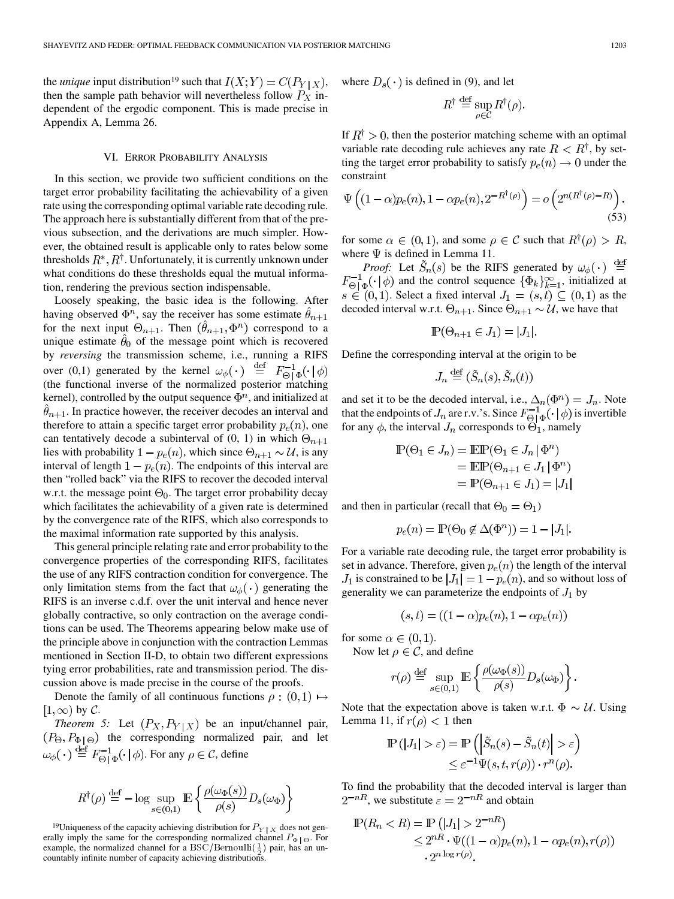the *unique* input distribution[19] such that $I(X;Y) = C(P_{Y|X})$, then the sample path behavior will nevertheless follow $P_X$ independent of the ergodic component. This is made precise in Appendix A, Lemma 26.

## VI. Error Probability Analysis

In this section, we provide two sufficient conditions on the target error probability facilitating the achievability of a given rate using the corresponding optimal variable rate decoding rule. The approach here is substantially different from that of the previous subsection, and the derivations are much simpler. However, the obtained result is applicable only to rates below some thresholds $R^*, R^\dagger$. Unfortunately, it is currently unknown under what conditions do these thresholds equal the mutual information, rendering the previous section indispensable.

Loosely speaking, the basic idea is the following. After having observed $\Phi^n$, say the receiver has some estimate $\hat{\theta}_{n+1}$ for the next input $\Theta_{n+1}$. Then $(\hat{\theta}_{n+1}, \Phi^n)$ correspond to a unique estimate $\hat{\theta}_0$ of the message point which is recovered by *reversing* the transmission scheme, i.e., running a RIFS over (0,1) generated by the kernel $\omega_\phi(\cdot) \stackrel{\text{def}}{=} F^{-1}_{\Theta|\Phi}(\cdot\,|\,\phi)$ (the functional inverse of the normalized posterior matching kernel), controlled by the output sequence $\Phi^n$, and initialized at $\hat{\theta}_{n+1}$. In practice however, the receiver decodes an interval and therefore to attain a specific target error probability $p_e(n)$, one can tentatively decode a subinterval of (0, 1) in which $\Theta_{n+1}$ lies with probability $1 - p_e(n)$, which since $\Theta_{n+1} \sim \mathcal{U}$, is any interval of length $1 - p_e(n)$. The endpoints of this interval are then "rolled back" via the RIFS to recover the decoded interval w.r.t. the message point $\Theta_0$. The target error probability decay which facilitates the achievability of a given rate is determined by the convergence rate of the RIFS, which also corresponds to the maximal information rate supported by this analysis.

This general principle relating rate and error probability to the convergence properties of the corresponding RIFS, facilitates the use of any RIFS contraction condition for convergence. The only limitation stems from the fact that $\omega_\phi(\cdot)$ generating the RIFS is an inverse c.d.f. over the unit interval and hence never globally contractive, so only contraction on the average conditions can be used. The Theorems appearing below make use of the principle above in conjunction with the contraction Lemmas mentioned in Section II-D, to obtain two different expressions tying error probabilities, rate and transmission period. The discussion above is made precise in the course of the proofs.

Denote the family of all continuous functions $\rho : (0,1) \mapsto [1,\infty)$ by $\mathcal{C}$.

*Theorem 5:* Let $(P_X, P_{Y|X})$ be an input/channel pair, $(P_\Theta, P_{\Phi|\Theta})$ the corresponding normalized pair, and let $\omega_\phi(\cdot) \stackrel{\text{def}}{=} F^{-1}_{\Theta|\Phi}(\cdot\,|\,\phi)$. For any $\rho \in \mathcal{C}$, define

$$R^\dagger(\rho) \stackrel{\text{def}}{=} -\log \sup_{s\in(0,1)} \mathbb{E}\left\{\frac{\rho(\omega_\Phi(s))}{\rho(s)} D_s(\omega_\Phi)\right\}$$

where $D_s(\cdot)$ is defined in (9), and let

$$R^\dagger \stackrel{\text{def}}{=} \sup_{\rho\in\mathcal{C}} R^\dagger(\rho).$$

If $R^\dagger > 0$, then the posterior matching scheme with an optimal variable rate decoding rule achieves any rate $R < R^\dagger$, by setting the target error probability to satisfy $p_e(n) \to 0$ under the constraint

$$\Psi\left((1-\alpha)p_e(n), 1-\alpha p_e(n), 2^{-R^\dagger(\rho)}\right) = o\left(2^{n(R^\dagger(\rho)-R)}\right). \tag{53}$$

for some $\alpha \in (0,1)$, and some $\rho \in \mathcal{C}$ such that $R^\dagger(\rho) > R$, where $\Psi$ is defined in Lemma 11.

*Proof:* Let $\tilde{S}_n(s)$ be the RIFS generated by $\omega_\phi(\cdot) \stackrel{\text{def}}{=} F^{-1}_{\Theta|\Phi}(\cdot\,|\,\phi)$ and the control sequence $\{\Phi_k\}_{k=1}^\infty$, initialized at $s \in (0,1)$. Select a fixed interval $J_1 = (s,t) \subseteq (0,1)$ as the decoded interval w.r.t. $\Theta_{n+1}$. Since $\Theta_{n+1} \sim \mathcal{U}$, we have that

$$\mathbb{P}(\Theta_{n+1} \in J_1) = |J_1|.$$

Define the corresponding interval at the origin to be

$$J_n \stackrel{\text{def}}{=} (\tilde{S}_n(s), \tilde{S}_n(t))$$

and set it to be the decoded interval, i.e., $\Delta_n(\Phi^n) = J_n$. Note that the endpoints of $J_n$ are r.v.'s. Since $F^{-1}_{\Theta|\Phi}(\cdot\,|\,\phi)$ is invertible for any $\phi$, the interval $J_n$ corresponds to $\Theta_1$, namely

$$\begin{aligned}\mathbb{P}(\Theta_1 \in J_n) &= \mathbb{E}\mathbb{P}(\Theta_1 \in J_n \,|\, \Phi^n)\\ &= \mathbb{E}\mathbb{P}(\Theta_{n+1} \in J_1 \,|\, \Phi^n)\\ &= \mathbb{P}(\Theta_{n+1} \in J_1) = |J_1|\end{aligned}$$

and then in particular (recall that $\Theta_0 = \Theta_1$)

$$p_e(n) = \mathbb{P}(\Theta_0 \notin \Delta(\Phi^n)) = 1 - |J_1|.$$

For a variable rate decoding rule, the target error probability is set in advance. Therefore, given $p_e(n)$ the length of the interval $J_1$ is constrained to be $|J_1| = 1 - p_e(n)$, and so without loss of generality we can parameterize the endpoints of $J_1$ by

$$(s,t) = ((1-\alpha)p_e(n), 1-\alpha p_e(n))$$

for some $\alpha \in (0,1)$.

Now let $\rho \in \mathcal{C}$, and define

$$r(\rho) \stackrel{\text{def}}{=} \sup_{s\in(0,1)} \mathbb{E}\left\{\frac{\rho(\omega_\Phi(s))}{\rho(s)} D_s(\omega_\Phi)\right\}.$$

Note that the expectation above is taken w.r.t. $\Phi \sim \mathcal{U}$. Using Lemma 11, if $r(\rho) < 1$ then

$$\begin{aligned}\mathbb{P}(|J_1| > \varepsilon) &= \mathbb{P}\left(\left|\tilde{S}_n(s) - \tilde{S}_n(t)\right| > \varepsilon\right)\\ &\le \varepsilon^{-1}\Psi(s,t,r(\rho)) \cdot r^n(\rho).\end{aligned}$$

To find the probability that the decoded interval is larger than $2^{-nR}$, we substitute $\varepsilon = 2^{-nR}$ and obtain

$$\begin{aligned}\mathbb{P}(R_n < R) &= \mathbb{P}\left(|J_1| > 2^{-nR}\right)\\ &\le 2^{nR} \cdot \Psi((1-\alpha)p_e(n), 1-\alpha p_e(n), r(\rho))\\ &\quad \cdot 2^{n\log r(\rho)}.\end{aligned}$$

[19] Uniqueness of the capacity achieving distribution for $P_{Y|X}$ does not generally imply the same for the corresponding normalized channel $P_{\Phi|\Theta}$. For example, the normalized channel for a BSC/Bernoulli$(\frac{1}{2})$ pair, has an uncountably infinite number of capacity achieving distributions.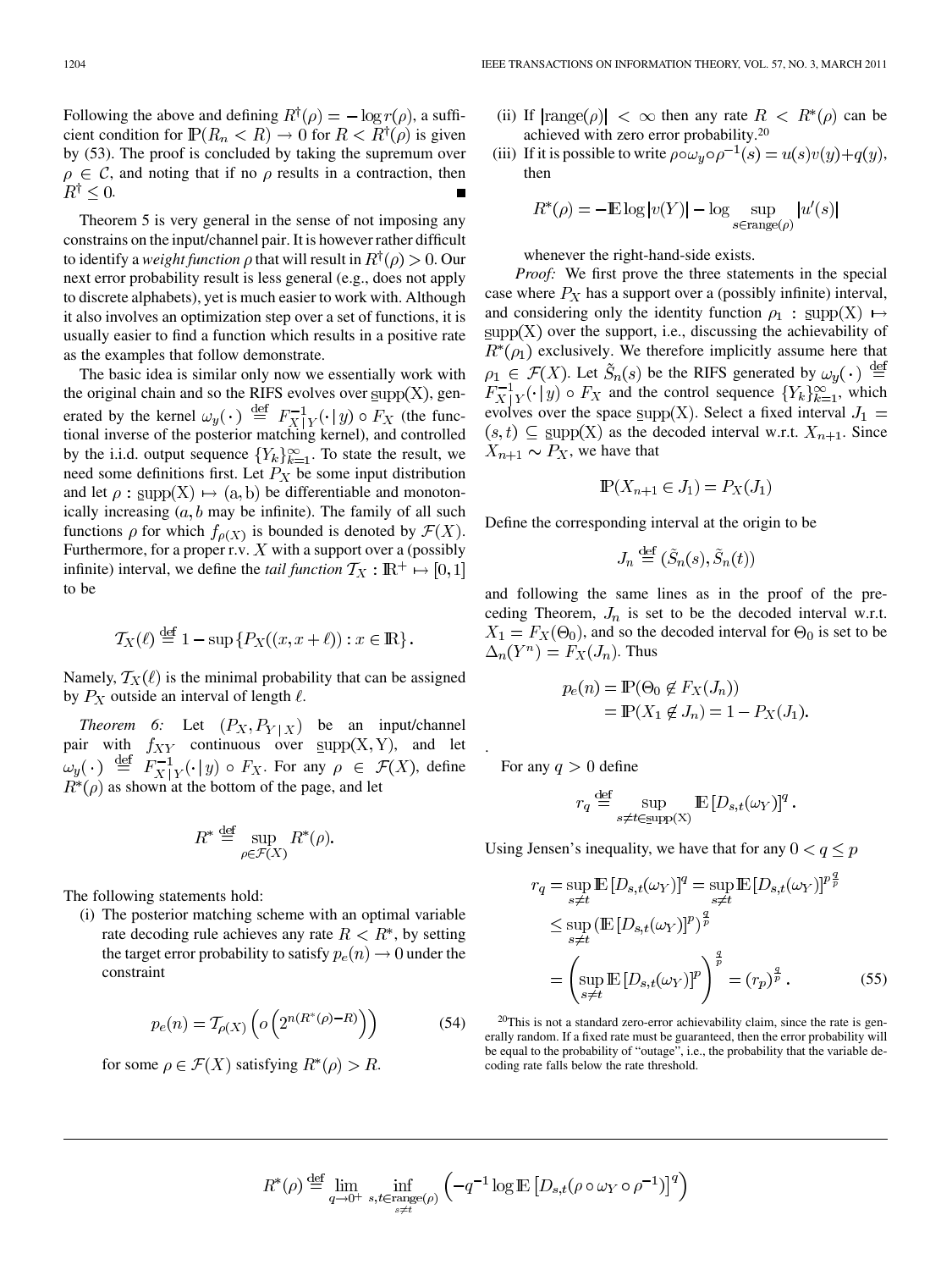Following the above and defining $R^\dagger(\rho) = -\log r(\rho)$, a sufficient condition for $\mathbb{P}(R_n < R) \to 0$ for $R < R^\dagger(\rho)$ is given by (53). The proof is concluded by taking the supremum over $\rho \in \mathcal{C}$, and noting that if no $\rho$ results in a contraction, then $R^\dagger \leq 0$. ∎

Theorem 5 is very general in the sense of not imposing any constrains on the input/channel pair. It is however rather difficult to identify a *weight function* $\rho$ that will result in $R^\dagger(\rho) > 0$. Our next error probability result is less general (e.g., does not apply to discrete alphabets), yet is much easier to work with. Although it also involves an optimization step over a set of functions, it is usually easier to find a function which results in a positive rate as the examples that follow demonstrate.

The basic idea is similar only now we essentially work with the original chain and so the RIFS evolves over $\text{supp}(X)$, generated by the kernel $\omega_y(\cdot) \stackrel{\text{def}}{=} F^{-1}_{X|Y}(\cdot|y) \circ F_X$ (the functional inverse of the posterior matching kernel), and controlled by the i.i.d. output sequence $\{Y_k\}_{k=1}^\infty$. To state the result, we need some definitions first. Let $P_X$ be some input distribution and let $\rho : \text{supp}(X) \mapsto (a, b)$ be differentiable and monotonically increasing ($a, b$ may be infinite). The family of all such functions $\rho$ for which $f_{\rho(X)}$ is bounded is denoted by $\mathcal{F}(X)$. Furthermore, for a proper r.v. $X$ with a support over a (possibly infinite) interval, we define the *tail function* $\mathcal{T}_X : \mathbb{R}^+ \mapsto [0, 1]$ to be

$$\mathcal{T}_X(\ell) \stackrel{\text{def}}{=} 1 - \sup\{P_X((x, x + \ell)) : x \in \mathbb{R}\}.$$

Namely, $\mathcal{T}_X(\ell)$ is the minimal probability that can be assigned by $P_X$ outside an interval of length $\ell$.

*Theorem 6:* Let $(P_X, P_{Y|X})$ be an input/channel pair with $f_{XY}$ continuous over $\text{supp}(X, Y)$, and let $\omega_y(\cdot) \stackrel{\text{def}}{=} F^{-1}_{X|Y}(\cdot|y) \circ F_X$. For any $\rho \in \mathcal{F}(X)$, define $R^*(\rho)$ as shown at the bottom of the page, and let

$$R^* \stackrel{\text{def}}{=} \sup_{\rho \in \mathcal{F}(X)} R^*(\rho).$$

The following statements hold:

(i) The posterior matching scheme with an optimal variable rate decoding rule achieves any rate $R < R^*$, by setting the target error probability to satisfy $p_e(n) \to 0$ under the constraint

$$p_e(n) = \mathcal{T}_{\rho(X)}\left(o\left(2^{n(R^*(\rho) - R)}\right)\right) \tag{54}$$

for some $\rho \in \mathcal{F}(X)$ satisfying $R^*(\rho) > R$.

(ii) If $|\text{range}(\rho)| < \infty$ then any rate $R < R^*(\rho)$ can be achieved with zero error probability.[20]

(iii) If it is possible to write $\rho \circ \omega_y \circ \rho^{-1}(s) = u(s)v(y) + q(y)$, then

$$R^*(\rho) = -\mathbb{E}\log|v(Y)| - \log \sup_{s \in \text{range}(\rho)} |u'(s)|$$

whenever the right-hand-side exists.

*Proof:* We first prove the three statements in the special case where $P_X$ has a support over a (possibly infinite) interval, and considering only the identity function $\rho_1 : \text{supp}(X) \mapsto \text{supp}(X)$ over the support, i.e., discussing the achievability of $R^*(\rho_1)$ exclusively. We therefore implicitly assume here that $\rho_1 \in \mathcal{F}(X)$. Let $\tilde{S}_n(s)$ be the RIFS generated by $\omega_y(\cdot) \stackrel{\text{def}}{=} F^{-1}_{X|Y}(\cdot|y) \circ F_X$ and the control sequence $\{Y_k\}_{k=1}^\infty$, which evolves over the space $\text{supp}(X)$. Select a fixed interval $J_1 = (s, t) \subseteq \text{supp}(X)$ as the decoded interval w.r.t. $X_{n+1}$. Since $X_{n+1} \sim P_X$, we have that

$$\mathbb{P}(X_{n+1} \in J_1) = P_X(J_1)$$

Define the corresponding interval at the origin to be

$$J_n \stackrel{\text{def}}{=} (\tilde{S}_n(s), \tilde{S}_n(t))$$

and following the same lines as in the proof of the preceding Theorem, $J_n$ is set to be the decoded interval w.r.t. $X_1 = F_X(\Theta_0)$, and so the decoded interval for $\Theta_0$ is set to be $\Delta_n(Y^n) = F_X(J_n)$. Thus

$$\begin{aligned} p_e(n) &= \mathbb{P}(\Theta_0 \notin F_X(J_n)) \\ &= \mathbb{P}(X_1 \notin J_n) = 1 - P_X(J_1). \end{aligned}$$

For any $q > 0$ define

$$r_q \stackrel{\text{def}}{=} \sup_{s \neq t \in \text{supp}(X)} \mathbb{E}\left[D_{s,t}(\omega_Y)\right]^q.$$

Using Jensen's inequality, we have that for any $0 < q \leq p$

$$\begin{aligned} r_q &= \sup_{s \neq t} \mathbb{E}\left[D_{s,t}(\omega_Y)\right]^q = \sup_{s \neq t} \mathbb{E}\left[D_{s,t}(\omega_Y)\right]^{p\frac{q}{p}} \\ &\leq \sup_{s \neq t} \left(\mathbb{E}\left[D_{s,t}(\omega_Y)\right]^p\right)^{\frac{q}{p}} \\ &= \left(\sup_{s \neq t} \mathbb{E}\left[D_{s,t}(\omega_Y)\right]^p\right)^{\frac{q}{p}} = (r_p)^{\frac{q}{p}}. \end{aligned} \tag{55}$$

[20] This is not a standard zero-error achievability claim, since the rate is generally random. If a fixed rate must be guaranteed, then the error probability will be equal to the probability of "outage", i.e., the probability that the variable decoding rate falls below the rate threshold.

$$R^*(\rho) \stackrel{\text{def}}{=} \lim_{q \to 0^+} \inf_{\substack{s,t \in \text{range}(\rho) \\ s \neq t}} \left(-q^{-1} \log \mathbb{E}\left[D_{s,t}(\rho \circ \omega_Y \circ \rho^{-1})\right]^q\right)$$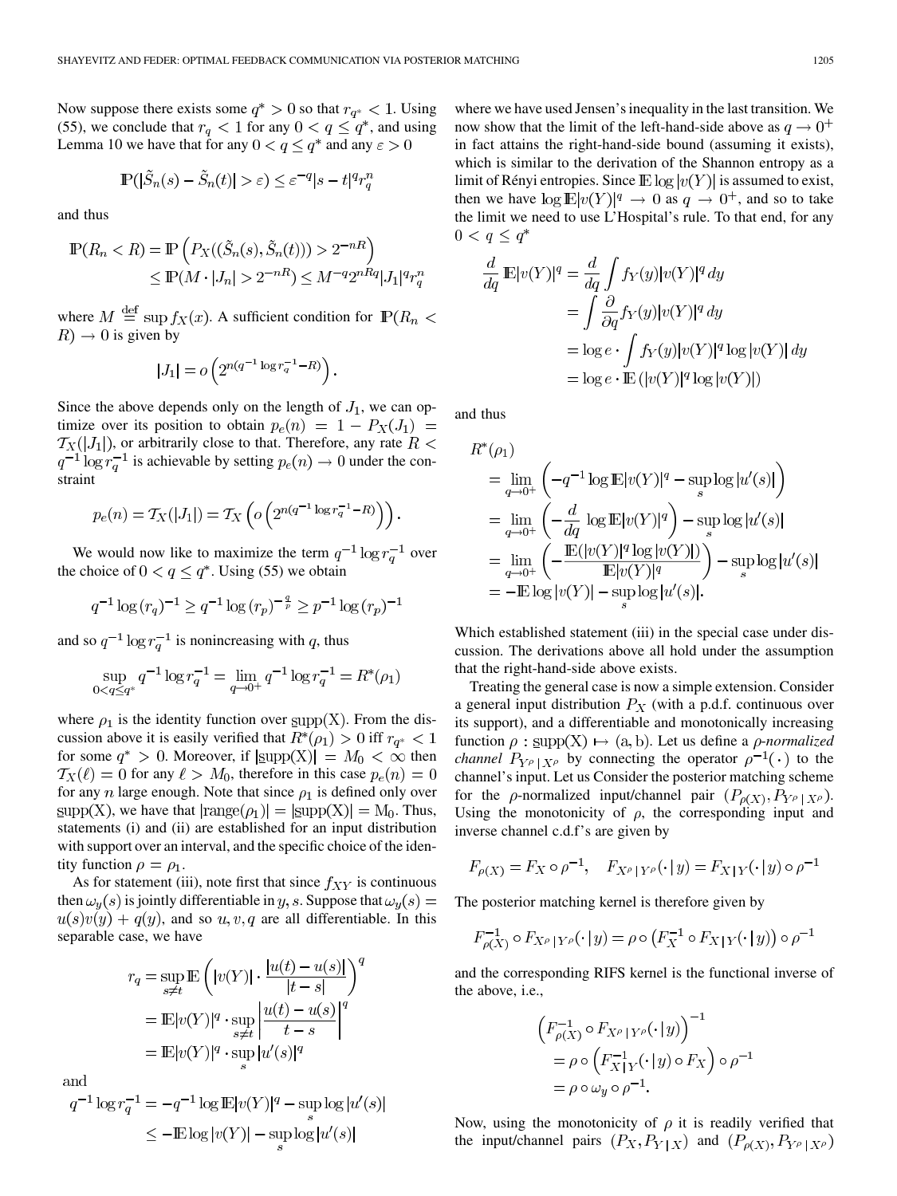Now suppose there exists some $q^* > 0$ so that $r_{q^*} < 1$. Using (55), we conclude that $r_q < 1$ for any $0 < q \le q^*$, and using Lemma 10 we have that for any $0 < q \le q^*$ and any $\varepsilon > 0$

$$\mathbb{P}(|\tilde{S}_n(s) - \tilde{S}_n(t)| > \varepsilon) \le \varepsilon^{-q} |s-t|^q r_q^n$$

and thus

$$\begin{aligned}\mathbb{P}(R_n < R) &= \mathbb{P}\left(P_X((\tilde{S}_n(s), \tilde{S}_n(t))) > 2^{-nR}\right) \\ &\le \mathbb{P}(M \cdot |J_n| > 2^{-nR}) \le M^{-q} 2^{nRq} |J_1|^q r_q^n\end{aligned}$$

where $M \stackrel{\text{def}}{=} \sup f_X(x)$. A sufficient condition for $\mathbb{P}(R_n < R) \to 0$ is given by

$$|J_1| = o\left(2^{n(q^{-1}\log r_q^{-1} - R)}\right).$$

Since the above depends only on the length of $J_1$, we can optimize over its position to obtain $p_e(n) = 1 - P_X(J_1) = \mathcal{T}_X(|J_1|)$, or arbitrarily close to that. Therefore, any rate $R < q^{-1}\log r_q^{-1}$ is achievable by setting $p_e(n) \to 0$ under the constraint

$$p_e(n) = \mathcal{T}_X(|J_1|) = \mathcal{T}_X\left(o\left(2^{n(q^{-1}\log r_q^{-1} - R)}\right)\right).$$

We would now like to maximize the term $q^{-1}\log r_q^{-1}$ over the choice of $0 < q \le q^*$. Using (55) we obtain

$$q^{-1}\log(r_q)^{-1} \ge q^{-1}\log(r_p)^{-\frac{q}{p}} \ge p^{-1}\log(r_p)^{-1}$$

and so $q^{-1}\log r_q^{-1}$ is nonincreasing with $q$, thus

$$\sup_{0<q\le q^*} q^{-1}\log r_q^{-1} = \lim_{q\to 0^+} q^{-1}\log r_q^{-1} = R^*(\rho_1)$$

where $\rho_1$ is the identity function over $\mathrm{supp}(X)$. From the discussion above it is easily verified that $R^*(\rho_1) > 0$ iff $r_{q^*} < 1$ for some $q^* > 0$. Moreover, if $|\mathrm{supp}(X)| = M_0 < \infty$ then $\mathcal{T}_X(\ell) = 0$ for any $\ell > M_0$, therefore in this case $p_e(n) = 0$ for any $n$ large enough. Note that since $\rho_1$ is defined only over $\mathrm{supp}(X)$, we have that $|\mathrm{range}(\rho_1)| = |\mathrm{supp}(X)| = M_0$. Thus, statements (i) and (ii) are established for an input distribution with support over an interval, and the specific choice of the identity function $\rho = \rho_1$.

As for statement (iii), note first that since $f_{XY}$ is continuous then $\omega_y(s)$ is jointly differentiable in $y, s$. Suppose that $\omega_y(s) = u(s)v(y) + q(y)$, and so $u, v, q$ are all differentiable. In this separable case, we have

$$\begin{aligned}r_q &= \sup_{s\ne t}\mathbb{E}\left(|v(Y)| \cdot \frac{|u(t)-u(s)|}{|t-s|}\right)^q \\ &= \mathbb{E}|v(Y)|^q \cdot \sup_{s\ne t}\left|\frac{u(t)-u(s)}{t-s}\right|^q \\ &= \mathbb{E}|v(Y)|^q \cdot \sup_s |u'(s)|^q\end{aligned}$$

and

$$\begin{aligned}q^{-1}\log r_q^{-1} &= -q^{-1}\log\mathbb{E}|v(Y)|^q - \sup_s \log|u'(s)| \\ &\le -\mathbb{E}\log|v(Y)| - \sup_s\log|u'(s)|\end{aligned}$$

where we have used Jensen's inequality in the last transition. We now show that the limit of the left-hand-side above as $q \to 0^+$ in fact attains the right-hand-side bound (assuming it exists), which is similar to the derivation of the Shannon entropy as a limit of Rényi entropies. Since $\mathbb{E}\log|v(Y)|$ is assumed to exist, then we have $\log\mathbb{E}|v(Y)|^q \to 0$ as $q \to 0^+$, and so to take the limit we need to use L'Hospital's rule. To that end, for any $0 < q \le q^*$

$$\begin{aligned}\frac{d}{dq}\mathbb{E}|v(Y)|^q &= \frac{d}{dq}\int f_Y(y)|v(Y)|^q\,dy \\ &= \int \frac{\partial}{\partial q} f_Y(y)|v(Y)|^q\,dy \\ &= \log e \cdot \int f_Y(y)|v(Y)|^q\log|v(Y)|\,dy \\ &= \log e \cdot \mathbb{E}\left(|v(Y)|^q\log|v(Y)|\right)\end{aligned}$$

and thus

$$\begin{aligned}&R^*(\rho_1) \\ &= \lim_{q\to 0^+}\left(-q^{-1}\log\mathbb{E}|v(Y)|^q - \sup_s\log|u'(s)|\right) \\ &= \lim_{q\to 0^+}\left(-\frac{d}{dq}\log\mathbb{E}|v(Y)|^q\right) - \sup_s\log|u'(s)| \\ &= \lim_{q\to 0^+}\left(-\frac{\mathbb{E}(|v(Y)|^q\log|v(Y)|)}{\mathbb{E}|v(Y)|^q}\right) - \sup_s\log|u'(s)| \\ &= -\mathbb{E}\log|v(Y)| - \sup_s\log|u'(s)|.\end{aligned}$$

Which established statement (iii) in the special case under discussion. The derivations above all hold under the assumption that the right-hand-side above exists.

Treating the general case is now a simple extension. Consider a general input distribution $P_X$ (with a p.d.f. continuous over its support), and a differentiable and monotonically increasing function $\rho : \mathrm{supp}(X) \mapsto (a, b)$. Let us define a *$\rho$-normalized channel* $P_{Y^\rho|X^\rho}$ by connecting the operator $\rho^{-1}(\cdot)$ to the channel's input. Let us Consider the posterior matching scheme for the $\rho$-normalized input/channel pair $(P_{\rho(X)}, P_{Y^\rho|X^\rho})$. Using the monotonicity of $\rho$, the corresponding input and inverse channel c.d.f's are given by

$$F_{\rho(X)} = F_X \circ \rho^{-1}, \quad F_{X^\rho|Y^\rho}(\cdot|y) = F_{X|Y}(\cdot|y) \circ \rho^{-1}$$

The posterior matching kernel is therefore given by

$$F_{\rho(X)}^{-1} \circ F_{X^\rho|Y^\rho}(\cdot|y) = \rho \circ \left(F_X^{-1} \circ F_{X|Y}(\cdot|y)\right) \circ \rho^{-1}$$

and the corresponding RIFS kernel is the functional inverse of the above, i.e.,

$$\begin{aligned}&\left(F_{\rho(X)}^{-1} \circ F_{X^\rho|Y^\rho}(\cdot|y)\right)^{-1} \\ &\quad = \rho \circ \left(F_{X|Y}^{-1}(\cdot|y) \circ F_X\right) \circ \rho^{-1} \\ &\quad = \rho \circ \omega_y \circ \rho^{-1}.\end{aligned}$$

Now, using the monotonicity of $\rho$ it is readily verified that the input/channel pairs $(P_X, P_{Y|X})$ and $(P_{\rho(X)}, P_{Y^\rho|X^\rho})$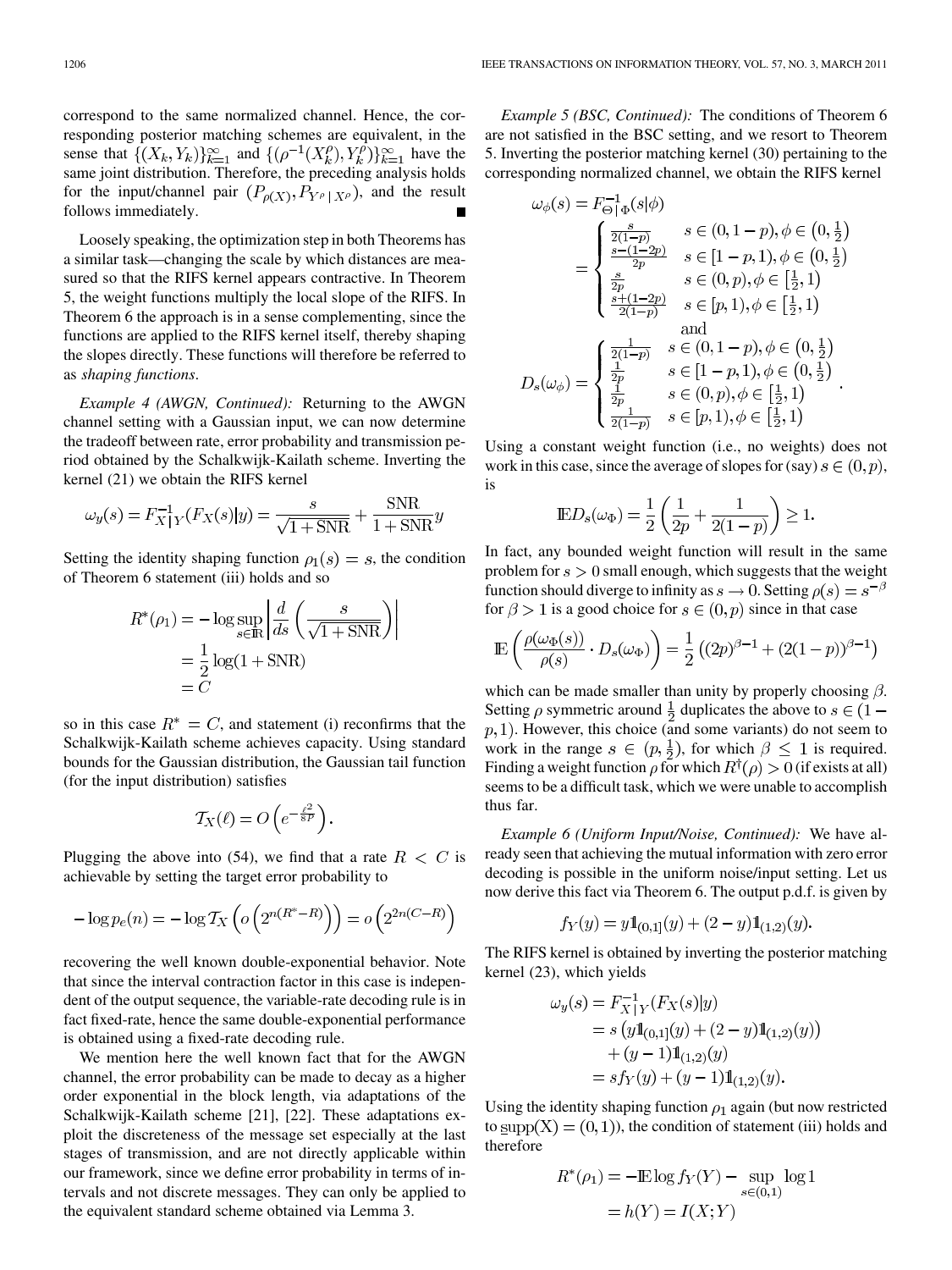correspond to the same normalized channel. Hence, the corresponding posterior matching schemes are equivalent, in the sense that $\{(X_k, Y_k)\}_{k=1}^{\infty}$ and $\{(\rho^{-1}(X_k^{\rho}), Y_k^{\rho})\}_{k=1}^{\infty}$ have the same joint distribution. Therefore, the preceding analysis holds for the input/channel pair $(P_{\rho(X)}, P_{Y^{\rho}|X^{\rho}})$, and the result follows immediately. ∎

Loosely speaking, the optimization step in both Theorems has a similar task—changing the scale by which distances are measured so that the RIFS kernel appears contractive. In Theorem 5, the weight functions multiply the local slope of the RIFS. In Theorem 6 the approach is in a sense complementing, since the functions are applied to the RIFS kernel itself, thereby shaping the slopes directly. These functions will therefore be referred to as *shaping functions*.

*Example 4 (AWGN, Continued):* Returning to the AWGN channel setting with a Gaussian input, we can now determine the tradeoff between rate, error probability and transmission period obtained by the Schalkwijk-Kailath scheme. Inverting the kernel (21) we obtain the RIFS kernel

$$\omega_y(s) = F_{X|Y}^{-1}(F_X(s)|y) = \frac{s}{\sqrt{1+\mathrm{SNR}}} + \frac{\mathrm{SNR}}{1+\mathrm{SNR}}y$$

Setting the identity shaping function $\rho_1(s) = s$, the condition of Theorem 6 statement (iii) holds and so

$$\begin{aligned} R^*(\rho_1) &= -\log \sup_{s\in\mathbb{R}} \left| \frac{d}{ds}\left(\frac{s}{\sqrt{1+\mathrm{SNR}}}\right)\right| \\ &= \frac{1}{2}\log(1+\mathrm{SNR}) \\ &= C \end{aligned}$$

so in this case $R^* = C$, and statement (i) reconfirms that the Schalkwijk-Kailath scheme achieves capacity. Using standard bounds for the Gaussian distribution, the Gaussian tail function (for the input distribution) satisfies

$$\mathcal{T}_X(\ell) = O\left(e^{-\frac{\ell^2}{8P}}\right).$$

Plugging the above into (54), we find that a rate $R < C$ is achievable by setting the target error probability to

$$-\log p_e(n) = -\log \mathcal{T}_X\left(o\left(2^{n(R^*-R)}\right)\right) = o\left(2^{2n(C-R)}\right)$$

recovering the well known double-exponential behavior. Note that since the interval contraction factor in this case is independent of the output sequence, the variable-rate decoding rule is in fact fixed-rate, hence the same double-exponential performance is obtained using a fixed-rate decoding rule.

We mention here the well known fact that for the AWGN channel, the error probability can be made to decay as a higher order exponential in the block length, via adaptations of the Schalkwijk-Kailath scheme [21], [22]. These adaptations exploit the discreteness of the message set especially at the last stages of transmission, and are not directly applicable within our framework, since we define error probability in terms of intervals and not discrete messages. They can only be applied to the equivalent standard scheme obtained via Lemma 3.

*Example 5 (BSC, Continued):* The conditions of Theorem 6 are not satisfied in the BSC setting, and we resort to Theorem 5. Inverting the posterior matching kernel (30) pertaining to the corresponding normalized channel, we obtain the RIFS kernel

$$\omega_\phi(s) = F_{\Theta|\Phi}^{-1}(s|\phi) = \begin{cases} \frac{s}{2(1-p)} & s\in(0,1-p), \phi\in\left(0,\frac{1}{2}\right) \\ \frac{s-(1-2p)}{2p} & s\in[1-p,1), \phi\in\left(0,\frac{1}{2}\right) \\ \frac{s}{2p} & s\in(0,p), \phi\in\left[\frac{1}{2},1\right) \\ \frac{s+(1-2p)}{2(1-p)} & s\in[p,1), \phi\in\left[\frac{1}{2},1\right) \end{cases}$$

and

$$D_s(\omega_\phi) = \begin{cases} \frac{1}{2(1-p)} & s\in(0,1-p), \phi\in\left(0,\frac{1}{2}\right) \\ \frac{1}{2p} & s\in[1-p,1), \phi\in\left(0,\frac{1}{2}\right) \\ \frac{1}{2p} & s\in(0,p), \phi\in\left[\frac{1}{2},1\right) \\ \frac{1}{2(1-p)} & s\in[p,1), \phi\in\left[\frac{1}{2},1\right) \end{cases}.$$

Using a constant weight function (i.e., no weights) does not work in this case, since the average of slopes for (say) $s\in(0,p)$, is

$$\mathbb{E}D_s(\omega_\Phi) = \frac{1}{2}\left(\frac{1}{2p} + \frac{1}{2(1-p)}\right) \geq 1.$$

In fact, any bounded weight function will result in the same problem for $s > 0$ small enough, which suggests that the weight function should diverge to infinity as $s \to 0$. Setting $\rho(s) = s^{-\beta}$ for $\beta > 1$ is a good choice for $s \in (0,p)$ since in that case

$$\mathbb{E}\left(\frac{\rho(\omega_\Phi(s))}{\rho(s)}\cdot D_s(\omega_\Phi)\right) = \frac{1}{2}\left((2p)^{\beta-1} + (2(1-p))^{\beta-1}\right)$$

which can be made smaller than unity by properly choosing $\beta$. Setting $\rho$ symmetric around $\frac{1}{2}$ duplicates the above to $s\in(1-p,1)$. However, this choice (and some variants) do not seem to work in the range $s\in(p,\frac{1}{2})$, for which $\beta \leq 1$ is required. Finding a weight function $\rho$ for which $R^{\dagger}(\rho) > 0$ (if exists at all) seems to be a difficult task, which we were unable to accomplish thus far.

*Example 6 (Uniform Input/Noise, Continued):* We have already seen that achieving the mutual information with zero error decoding is possible in the uniform noise/input setting. Let us now derive this fact via Theorem 6. The output p.d.f. is given by

$$f_Y(y) = y\mathbb{1}_{(0,1]}(y) + (2-y)\mathbb{1}_{(1,2)}(y).$$

The RIFS kernel is obtained by inverting the posterior matching kernel (23), which yields

$$\begin{aligned} \omega_y(s) &= F_{X|Y}^{-1}(F_X(s)|y) \\ &= s\left(y\mathbb{1}_{(0,1]}(y) + (2-y)\mathbb{1}_{(1,2)}(y)\right) \\ &\quad + (y-1)\mathbb{1}_{(1,2)}(y) \\ &= sf_Y(y) + (y-1)\mathbb{1}_{(1,2)}(y). \end{aligned}$$

Using the identity shaping function $\rho_1$ again (but now restricted to $\underline{\mathrm{supp}}(X) = (0,1)$), the condition of statement (iii) holds and therefore

$$\begin{aligned} R^*(\rho_1) &= -\mathbb{E}\log f_Y(Y) - \sup_{s\in(0,1)}\log 1 \\ &= h(Y) = I(X;Y) \end{aligned}$$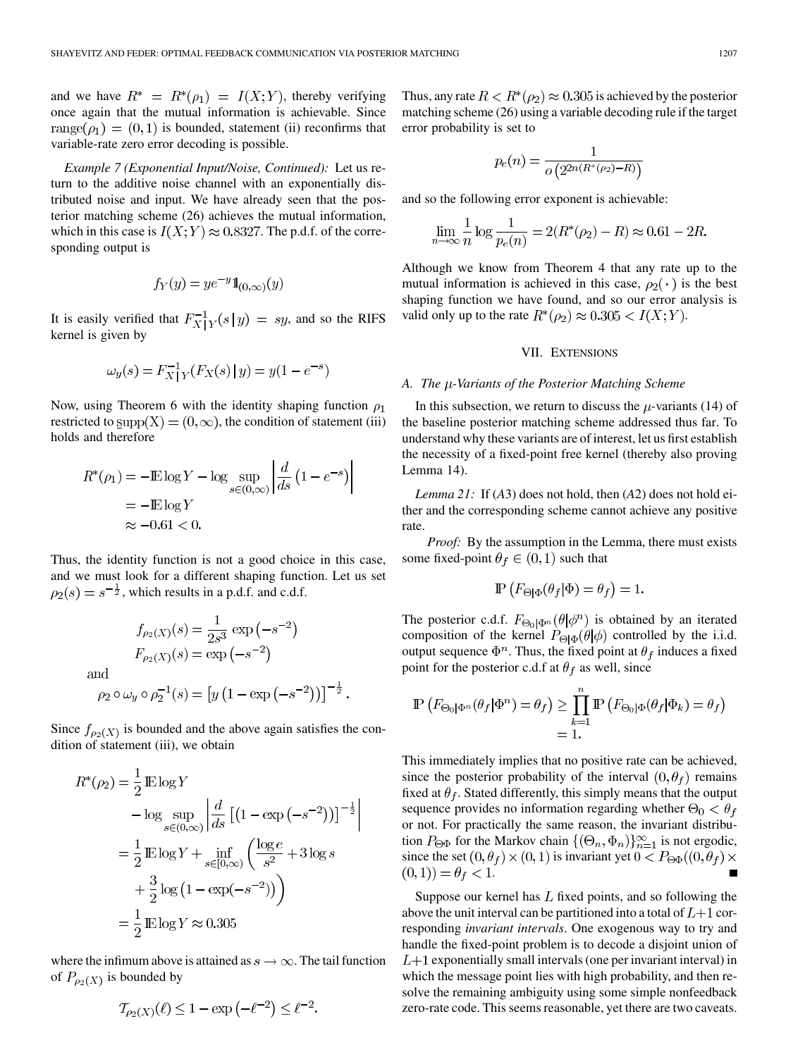and we have $R^* = R^*(\rho_1) = I(X;Y)$, thereby verifying once again that the mutual information is achievable. Since $\text{range}(\rho_1) = (0,1)$ is bounded, statement (ii) reconfirms that variable-rate zero error decoding is possible.

*Example 7 (Exponential Input/Noise, Continued):* Let us return to the additive noise channel with an exponentially distributed noise and input. We have already seen that the posterior matching scheme (26) achieves the mutual information, which in this case is $I(X;Y) \approx 0.8327$. The p.d.f. of the corresponding output is

$$f_Y(y) = ye^{-y}\mathbb{1}_{(0,\infty)}(y)$$

It is easily verified that $F_{X|Y}^{-1}(s\,|\,y) = sy$, and so the RIFS kernel is given by

$$\omega_y(s) = F_{X|Y}^{-1}(F_X(s)\,|\,y) = y(1-e^{-s})$$

Now, using Theorem 6 with the identity shaping function $\rho_1$ restricted to $\underline{\text{supp}}(X) = (0,\infty)$, the condition of statement (iii) holds and therefore

$$\begin{aligned} R^*(\rho_1) &= -\mathbb{E}\log Y - \log \sup_{s\in(0,\infty)} \left| \frac{d}{ds}\left(1-e^{-s}\right)\right| \\ &= -\mathbb{E}\log Y \\ &\approx -0.61 < 0. \end{aligned}$$

Thus, the identity function is not a good choice in this case, and we must look for a different shaping function. Let us set $\rho_2(s) = s^{-\frac{1}{2}}$, which results in a p.d.f. and c.d.f.

$$\begin{aligned} f_{\rho_2(X)}(s) &= \frac{1}{2s^3}\exp\left(-s^{-2}\right) \\ F_{\rho_2(X)}(s) &= \exp\left(-s^{-2}\right) \end{aligned}$$

and

$$\rho_2 \circ \omega_y \circ \rho_2^{-1}(s) = \left[y\left(1-\exp\left(-s^{-2}\right)\right)\right]^{-\frac{1}{2}}.$$

Since $f_{\rho_2(X)}$ is bounded and the above again satisfies the condition of statement (iii), we obtain

$$\begin{aligned} R^*(\rho_2) &= \frac{1}{2}\mathbb{E}\log Y \\ &\quad - \log \sup_{s\in(0,\infty)} \left| \frac{d}{ds}\left[\left(1-\exp\left(-s^{-2}\right)\right)\right]^{-\frac{1}{2}}\right| \\ &= \frac{1}{2}\mathbb{E}\log Y + \inf_{s\in[0,\infty)}\left(\frac{\log e}{s^2} + 3\log s \right.\\ &\quad \left. + \frac{3}{2}\log\left(1-\exp(-s^{-2})\right)\right) \\ &= \frac{1}{2}\mathbb{E}\log Y \approx 0.305 \end{aligned}$$

where the infimum above is attained as $s\to\infty$. The tail function of $P_{\rho_2(X)}$ is bounded by

$$\mathcal{T}_{\rho_2(X)}(\ell) \le 1 - \exp\left(-\ell^{-2}\right) \le \ell^{-2}.$$

Thus, any rate $R < R^*(\rho_2) \approx 0.305$ is achieved by the posterior matching scheme (26) using a variable decoding rule if the target error probability is set to

$$p_e(n) = \frac{1}{o\left(2^{2n(R^*(\rho_2)-R)}\right)}$$

and so the following error exponent is achievable:

$$\lim_{n\to\infty}\frac{1}{n}\log\frac{1}{p_e(n)} = 2(R^*(\rho_2)-R) \approx 0.61 - 2R.$$

Although we know from Theorem 4 that any rate up to the mutual information is achieved in this case, $\rho_2(\cdot)$ is the best shaping function we have found, and so our error analysis is valid only up to the rate $R^*(\rho_2) \approx 0.305 < I(X;Y)$.

## VII. Extensions

### A. The $\mu$-Variants of the Posterior Matching Scheme

In this subsection, we return to discuss the $\mu$-variants (14) of the baseline posterior matching scheme addressed thus far. To understand why these variants are of interest, let us first establish the necessity of a fixed-point free kernel (thereby also proving Lemma 14).

*Lemma 21:* If (*A*3) does not hold, then (*A*2) does not hold either and the corresponding scheme cannot achieve any positive rate.

*Proof:* By the assumption in the Lemma, there must exists some fixed-point $\theta_f \in (0,1)$ such that

$$\mathbb{P}\left(F_{\Theta|\Phi}(\theta_f|\Phi) = \theta_f\right) = 1.$$

The posterior c.d.f. $F_{\Theta_0|\Phi^n}(\theta|\phi^n)$ is obtained by an iterated composition of the kernel $F_{\Theta|\Phi}(\theta|\phi)$ controlled by the i.i.d. output sequence $\Phi^n$. Thus, the fixed point at $\theta_f$ induces a fixed point for the posterior c.d.f at $\theta_f$ as well, since

$$\begin{aligned} \mathbb{P}\left(F_{\Theta_0|\Phi^n}(\theta_f|\Phi^n) = \theta_f\right) &\ge \prod_{k=1}^n \mathbb{P}\left(F_{\Theta_0|\Phi}(\theta_f|\Phi_k) = \theta_f\right) \\ &= 1. \end{aligned}$$

This immediately implies that no positive rate can be achieved, since the posterior probability of the interval $(0,\theta_f)$ remains fixed at $\theta_f$. Stated differently, this simply means that the output sequence provides no information regarding whether $\Theta_0 < \theta_f$ or not. For practically the same reason, the invariant distribution $P_{\Theta\Phi}$ for the Markov chain $\{(\Theta_n,\Phi_n)\}_{n=1}^\infty$ is not ergodic, since the set $(0,\theta_f)\times(0,1)$ is invariant yet $0 < P_{\Theta\Phi}((0,\theta_f)\times(0,1)) = \theta_f < 1$. ∎

Suppose our kernel has $L$ fixed points, and so following the above the unit interval can be partitioned into a total of $L+1$ corresponding *invariant intervals*. One exogenous way to try and handle the fixed-point problem is to decode a disjoint union of $L+1$ exponentially small intervals (one per invariant interval) in which the message point lies with high probability, and then resolve the remaining ambiguity using some simple nonfeedback zero-rate code. This seems reasonable, yet there are two caveats.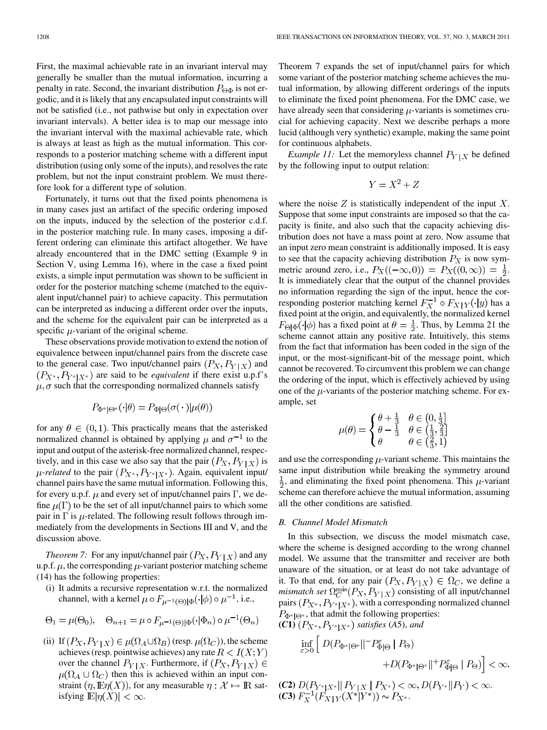First, the maximal achievable rate in an invariant interval may generally be smaller than the mutual information, incurring a penalty in rate. Second, the invariant distribution $P_{\Theta\Phi}$ is not ergodic, and it is likely that any encapsulated input constraints will not be satisfied (i.e., not pathwise but only in expectation over invariant intervals). A better idea is to map our message into the invariant interval with the maximal achievable rate, which is always at least as high as the mutual information. This corresponds to a posterior matching scheme with a different input distribution (using only some of the inputs), and resolves the rate problem, but not the input constraint problem. We must therefore look for a different type of solution.

Fortunately, it turns out that the fixed points phenomena is in many cases just an artifact of the specific ordering imposed on the inputs, induced by the selection of the posterior c.d.f. in the posterior matching rule. In many cases, imposing a different ordering can eliminate this artifact altogether. We have already encountered that in the DMC setting (Example 9 in Section V, using Lemma 16), where in the case a fixed point exists, a simple input permutation was shown to be sufficient in order for the posterior matching scheme (matched to the equivalent input/channel pair) to achieve capacity. This permutation can be interpreted as inducing a different order over the inputs, and the scheme for the equivalent pair can be interpreted as a specific $\mu$-variant of the original scheme.

These observations provide motivation to extend the notion of equivalence between input/channel pairs from the discrete case to the general case. Two input/channel pairs $(P_X, P_{Y|X})$ and $(P_{X^*}, P_{Y^*|X^*})$ are said to be *equivalent* if there exist u.p.f's $\mu, \sigma$ such that the corresponding normalized channels satisfy

$$P_{\Phi^*|\Theta^*}(\cdot|\theta) = P_{\Phi|\Theta}(\sigma(\cdot)|\mu(\theta))$$

for any $\theta \in (0,1)$. This practically means that the asterisked normalized channel is obtained by applying $\mu$ and $\sigma^{-1}$ to the input and output of the asterisk-free normalized channel, respectively, and in this case we also say that the pair $(P_X, P_{Y|X})$ is $\mu$*-related* to the pair $(P_{X^*}, P_{Y^*|X^*})$. Again, equivalent input/channel pairs have the same mutual information. Following this, for every u.p.f. $\mu$ and every set of input/channel pairs $\Gamma$, we define $\mu(\Gamma)$ to be the set of all input/channel pairs to which some pair in $\Gamma$ is $\mu$-related. The following result follows through immediately from the developments in Sections III and V, and the discussion above.

*Theorem 7:* For any input/channel pair $(P_X, P_{Y|X})$ and any u.p.f. $\mu$, the corresponding $\mu$-variant posterior matching scheme (14) has the following properties:

(i) It admits a recursive representation w.r.t. the normalized channel, with a kernel $\mu \circ F_{\mu^{-1}(\Theta)|\Phi}(\cdot|\phi) \circ \mu^{-1}$, i.e.,

$$\Theta_1 = \mu(\Theta_0), \quad \Theta_{n+1} = \mu \circ F_{\mu^{-1}(\Theta)|\Phi}(\cdot|\Phi_n) \circ \mu^{-1}(\Theta_n)$$

(ii) If $(P_X, P_{Y|X}) \in \mu(\Omega_A \cup \Omega_B)$ (resp. $\mu(\Omega_C)$), the scheme achieves (resp. pointwise achieves) any rate $R < I(X;Y)$ over the channel $P_{Y|X}$. Furthermore, if $(P_X, P_{Y|X}) \in \mu(\Omega_A \cup \Omega_C)$ then this is achieved within an input constraint $(\eta, \mathbb{E}\eta(X))$, for any measurable $\eta : \mathcal{X} \mapsto \mathbb{R}$ satisfying $\mathbb{E}|\eta(X)| < \infty$.

Theorem 7 expands the set of input/channel pairs for which some variant of the posterior matching scheme achieves the mutual information, by allowing different orderings of the inputs to eliminate the fixed point phenomena. For the DMC case, we have already seen that considering $\mu$-variants is sometimes crucial for achieving capacity. Next we describe perhaps a more lucid (although very synthetic) example, making the same point for continuous alphabets.

*Example 11:* Let the memoryless channel $P_{Y|X}$ be defined by the following input to output relation:

$$Y = X^2 + Z$$

where the noise $Z$ is statistically independent of the input $X$. Suppose that some input constraints are imposed so that the capacity is finite, and also such that the capacity achieving distribution does not have a mass point at zero. Now assume that an input zero mean constraint is additionally imposed. It is easy to see that the capacity achieving distribution $P_X$ is now symmetric around zero, i.e., $P_X((-\infty,0)) = P_X((0,\infty)) = \frac{1}{2}$. It is immediately clear that the output of the channel provides no information regarding the sign of the input, hence the corresponding posterior matching kernel $F_X^{-1} \circ F_{X|Y}(\cdot|y)$ has a fixed point at the origin, and equivalently, the normalized kernel $F_{\Theta|\Phi}(\cdot|\phi)$ has a fixed point at $\theta = \frac{1}{2}$. Thus, by Lemma 21 the scheme cannot attain any positive rate. Intuitively, this stems from the fact that information has been coded in the sign of the input, or the most-significant-bit of the message point, which cannot be recovered. To circumvent this problem we can change the ordering of the input, which is effectively achieved by using one of the $\mu$-variants of the posterior matching scheme. For example, set

$$\mu(\theta) = \begin{cases} \theta + \frac{1}{3} & \theta \in \left(0, \frac{1}{3}\right] \\ \theta - \frac{1}{3} & \theta \in \left(\frac{1}{3}, \frac{2}{3}\right] \\ \theta & \theta \in \left(\frac{2}{3}, 1\right) \end{cases}$$

and use the corresponding $\mu$-variant scheme. This maintains the same input distribution while breaking the symmetry around $\frac{1}{2}$, and eliminating the fixed point phenomena. This $\mu$-variant scheme can therefore achieve the mutual information, assuming all the other conditions are satisfied.

## B. Channel Model Mismatch

In this subsection, we discuss the model mismatch case, where the scheme is designed according to the wrong channel model. We assume that the transmitter and receiver are both unaware of the situation, or at least do not take advantage of it. To that end, for any pair $(P_X, P_{Y|X}) \in \Omega_C$, we define a *mismatch set* $\Omega_C^{\text{mis}}(P_X, P_{Y|X})$ consisting of all input/channel pairs $(P_{X^*}, P_{Y^*|X^*})$, with a corresponding normalized channel $P_{\Phi^*|\Theta^*}$, that admit the following properties:

**(*C*1)** $(P_{X^*}, P_{Y^*|X^*})$ *satisfies* (*A*5), *and*

$$\inf_{\varepsilon > 0} \Big[ D(P_{\Phi^*|\Theta^*} \|^- P^{\varepsilon}_{\Phi|\Theta} \mid P_\Theta) + D(P_{\Phi^*|\Theta^*} \|^+ P^{\varepsilon}_{\Phi|\Theta} \mid P_\Theta) \Big] < \infty.$$

**(*C*2)** $D(P_{Y^*|X^*} \| P_{Y|X} \mid P_{X^*}) < \infty, D(P_{Y^*} \| P_Y) < \infty$.

**(*C*3)** $F_X^{-1}(F_{X|Y}(X^*|Y^*)) \sim P_{X^*}$.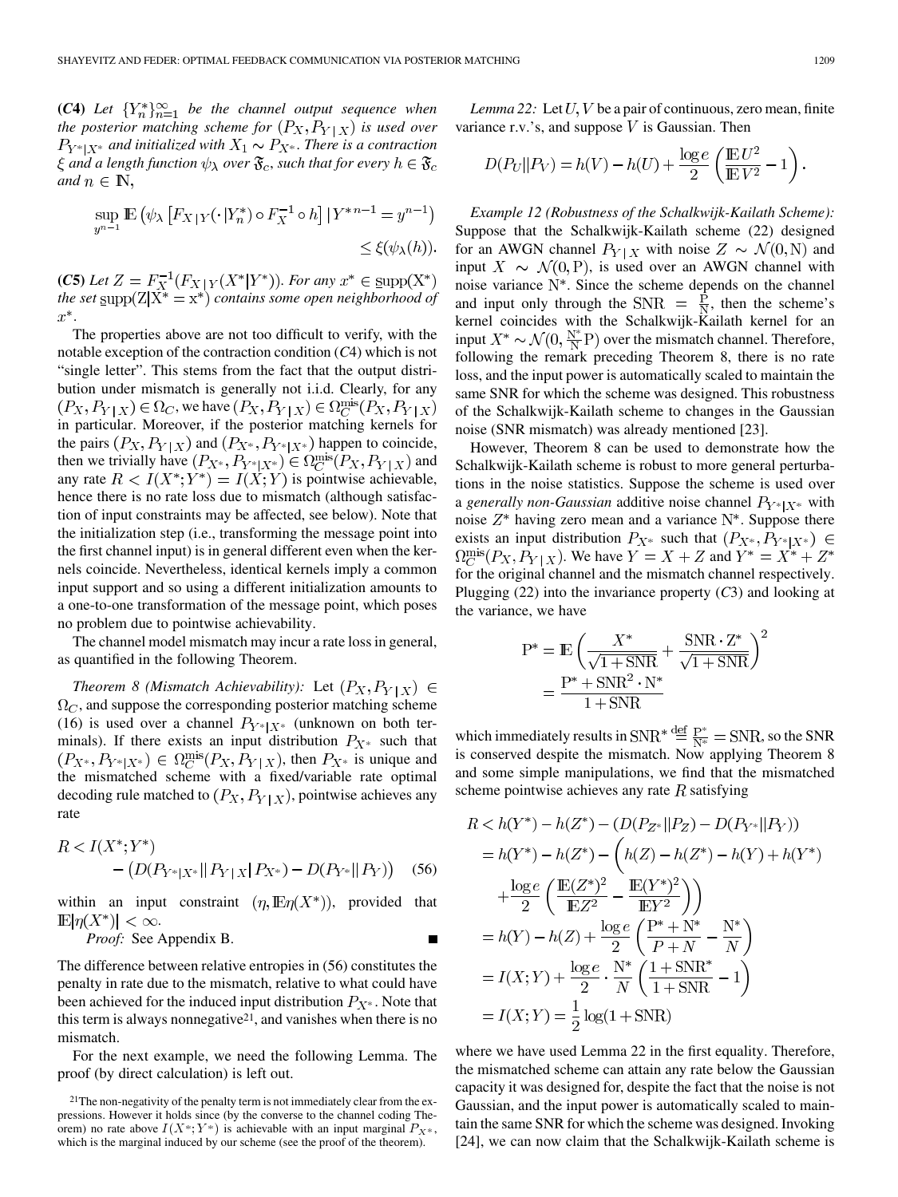**(C4)** *Let $\{Y_n^*\}_{n=1}^{\infty}$ be the channel output sequence when the posterior matching scheme for $(P_X, P_{Y|X})$ is used over $P_{Y^*|X^*}$ and initialized with $X_1 \sim P_{X^*}$. There is a contraction $\xi$ and a length function $\psi_\lambda$ over $\mathfrak{F}_c$, such that for every $h \in \mathfrak{F}_c$ and $n \in \mathbb{N}$,*

$$\sup_{y^{n-1}} \mathbb{E}\left(\psi_\lambda\left[F_{X|Y}(\cdot|Y_n^*) \circ F_X^{-1} \circ h\right] | Y^{*n-1} = y^{n-1}\right) \le \xi(\psi_\lambda(h)).$$

**(C5)** *Let $Z = F_X^{-1}(F_{X|Y}(X^*|Y^*))$. For any $x^* \in \mathrm{supp}(X^*)$ the set $\mathrm{supp}(Z|X^* = x^*)$ contains some open neighborhood of $x^*$.*

The properties above are not too difficult to verify, with the notable exception of the contraction condition (*C*4) which is not "single letter". This stems from the fact that the output distribution under mismatch is generally not i.i.d. Clearly, for any $(P_X, P_{Y|X}) \in \Omega_C$, we have $(P_X, P_{Y|X}) \in \Omega_C^{\mathrm{mis}}(P_X, P_{Y|X})$ in particular. Moreover, if the posterior matching kernels for the pairs $(P_X, P_{Y|X})$ and $(P_{X^*}, P_{Y^*|X^*})$ happen to coincide, then we trivially have $(P_{X^*}, P_{Y^*|X^*}) \in \Omega_C^{\mathrm{mis}}(P_X, P_{Y|X})$ and any rate $R < I(X^*;Y^*) = I(X;Y)$ is pointwise achievable, hence there is no rate loss due to mismatch (although satisfaction of input constraints may be affected, see below). Note that the initialization step (i.e., transforming the message point into the first channel input) is in general different even when the kernels coincide. Nevertheless, identical kernels imply a common input support and so using a different initialization amounts to a one-to-one transformation of the message point, which poses no problem due to pointwise achievability.

The channel model mismatch may incur a rate loss in general, as quantified in the following Theorem.

*Theorem 8 (Mismatch Achievability):* Let $(P_X, P_{Y|X}) \in \Omega_C$, and suppose the corresponding posterior matching scheme (16) is used over a channel $P_{Y^*|X^*}$ (unknown on both terminals). If there exists an input distribution $P_{X^*}$ such that $(P_{X^*}, P_{Y^*|X^*}) \in \Omega_C^{\mathrm{mis}}(P_X, P_{Y|X})$, then $P_{X^*}$ is unique and the mismatched scheme with a fixed/variable rate optimal decoding rule matched to $(P_X, P_{Y|X})$, pointwise achieves any rate

$$R < I(X^*;Y^*) - \left(D(P_{Y^*|X^*} \| P_{Y|X} | P_{X^*}) - D(P_{Y^*} \| P_Y)\right) \quad (56)$$

within an input constraint $(\eta, \mathbb{E}\eta(X^*))$, provided that $\mathbb{E}|\eta(X^*)| < \infty$.

*Proof:* See Appendix B. ■

The difference between relative entropies in (56) constitutes the penalty in rate due to the mismatch, relative to what could have been achieved for the induced input distribution $P_{X^*}$. Note that this term is always nonnegative[21], and vanishes when there is no mismatch.

For the next example, we need the following Lemma. The proof (by direct calculation) is left out.

[21]The non-negativity of the penalty term is not immediately clear from the expressions. However it holds since (by the converse to the channel coding Theorem) no rate above $I(X^*;Y^*)$ is achievable with an input marginal $P_{X^*}$, which is the marginal induced by our scheme (see the proof of the theorem).

*Lemma 22:* Let $U, V$ be a pair of continuous, zero mean, finite variance r.v.'s, and suppose $V$ is Gaussian. Then

$$D(P_U \| P_V) = h(V) - h(U) + \frac{\log e}{2}\left(\frac{\mathbb{E}U^2}{\mathbb{E}V^2} - 1\right).$$

*Example 12 (Robustness of the Schalkwijk-Kailath Scheme):* Suppose that the Schalkwijk-Kailath scheme (22) designed for an AWGN channel $P_{Y|X}$ with noise $Z \sim \mathcal{N}(0, \mathrm{N})$ and input $X \sim \mathcal{N}(0, \mathrm{P})$, is used over an AWGN channel with noise variance $\mathrm{N}^*$. Since the scheme depends on the channel and input only through the $\mathrm{SNR} = \frac{\mathrm{P}}{\mathrm{N}}$, then the scheme's kernel coincides with the Schalkwijk-Kailath kernel for an input $X^* \sim \mathcal{N}(0, \frac{\mathrm{N}^*}{\mathrm{N}}\mathrm{P})$ over the mismatch channel. Therefore, following the remark preceding Theorem 8, there is no rate loss, and the input power is automatically scaled to maintain the same SNR for which the scheme was designed. This robustness of the Schalkwijk-Kailath scheme to changes in the Gaussian noise (SNR mismatch) was already mentioned [23].

However, Theorem 8 can be used to demonstrate how the Schalkwijk-Kailath scheme is robust to more general perturbations in the noise statistics. Suppose the scheme is used over a *generally non-Gaussian* additive noise channel $P_{Y^*|X^*}$ with noise $Z^*$ having zero mean and a variance $\mathrm{N}^*$. Suppose there exists an input distribution $P_{X^*}$ such that $(P_{X^*}, P_{Y^*|X^*}) \in \Omega_C^{\mathrm{mis}}(P_X, P_{Y|X})$. We have $Y = X + Z$ and $Y^* = X^* + Z^*$ for the original channel and the mismatch channel respectively. Plugging (22) into the invariance property (*C*3) and looking at the variance, we have

$$\begin{aligned}
\mathrm{P}^* &= \mathbb{E}\left(\frac{X^*}{\sqrt{1+\mathrm{SNR}}} + \frac{\mathrm{SNR}\cdot \mathrm{Z}^*}{\sqrt{1+\mathrm{SNR}}}\right)^2 \\
&= \frac{\mathrm{P}^* + \mathrm{SNR}^2 \cdot \mathrm{N}^*}{1+\mathrm{SNR}}
\end{aligned}$$

which immediately results in $\mathrm{SNR}^* \overset{\mathrm{def}}{=} \frac{\mathrm{P}^*}{\mathrm{N}^*} = \mathrm{SNR}$, so the SNR is conserved despite the mismatch. Now applying Theorem 8 and some simple manipulations, we find that the mismatched scheme pointwise achieves any rate $R$ satisfying

$$\begin{aligned}
R &< h(Y^*) - h(Z^*) - (D(P_{Z^*} \| P_Z) - D(P_{Y^*} \| P_Y)) \\
&= h(Y^*) - h(Z^*) - \bigg(h(Z) - h(Z^*) - h(Y) + h(Y^*) \\
&\quad + \frac{\log e}{2}\left(\frac{\mathbb{E}(Z^*)^2}{\mathbb{E}Z^2} - \frac{\mathbb{E}(Y^*)^2}{\mathbb{E}Y^2}\right)\bigg) \\
&= h(Y) - h(Z) + \frac{\log e}{2}\left(\frac{\mathrm{P}^* + \mathrm{N}^*}{P+N} - \frac{\mathrm{N}^*}{N}\right) \\
&= I(X;Y) + \frac{\log e}{2} \cdot \frac{\mathrm{N}^*}{N}\left(\frac{1+\mathrm{SNR}^*}{1+\mathrm{SNR}} - 1\right) \\
&= I(X;Y) = \frac{1}{2}\log(1+\mathrm{SNR})
\end{aligned}$$

where we have used Lemma 22 in the first equality. Therefore, the mismatched scheme can attain any rate below the Gaussian capacity it was designed for, despite the fact that the noise is not Gaussian, and the input power is automatically scaled to maintain the same SNR for which the scheme was designed. Invoking [24], we can now claim that the Schalkwijk-Kailath scheme is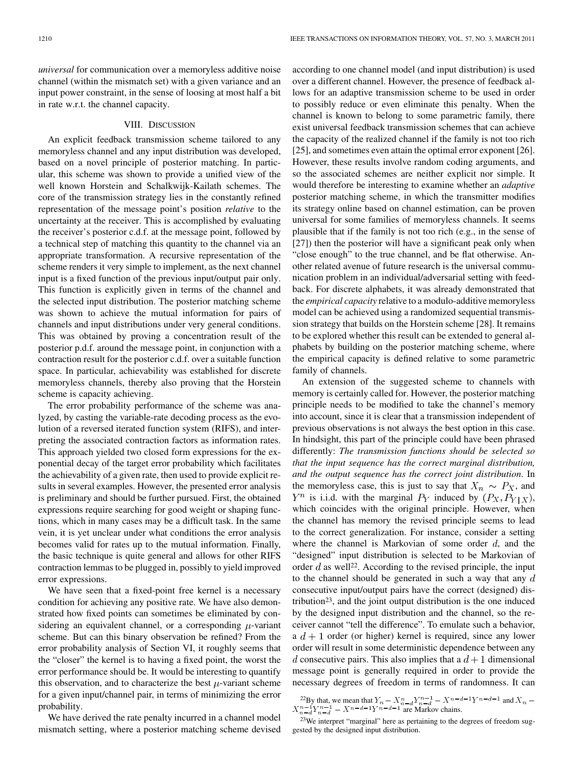*universal* for communication over a memoryless additive noise channel (within the mismatch set) with a given variance and an input power constraint, in the sense of loosing at most half a bit in rate w.r.t. the channel capacity.

## VIII. Discussion

An explicit feedback transmission scheme tailored to any memoryless channel and any input distribution was developed, based on a novel principle of posterior matching. In particular, this scheme was shown to provide a unified view of the well known Horstein and Schalkwijk-Kailath schemes. The core of the transmission strategy lies in the constantly refined representation of the message point's position *relative* to the uncertainty at the receiver. This is accomplished by evaluating the receiver's posterior c.d.f. at the message point, followed by a technical step of matching this quantity to the channel via an appropriate transformation. A recursive representation of the scheme renders it very simple to implement, as the next channel input is a fixed function of the previous input/output pair only. This function is explicitly given in terms of the channel and the selected input distribution. The posterior matching scheme was shown to achieve the mutual information for pairs of channels and input distributions under very general conditions. This was obtained by proving a concentration result of the posterior p.d.f. around the message point, in conjunction with a contraction result for the posterior c.d.f. over a suitable function space. In particular, achievability was established for discrete memoryless channels, thereby also proving that the Horstein scheme is capacity achieving.

The error probability performance of the scheme was analyzed, by casting the variable-rate decoding process as the evolution of a reversed iterated function system (RIFS), and interpreting the associated contraction factors as information rates. This approach yielded two closed form expressions for the exponential decay of the target error probability which facilitates the achievability of a given rate, then used to provide explicit results in several examples. However, the presented error analysis is preliminary and should be further pursued. First, the obtained expressions require searching for good weight or shaping functions, which in many cases may be a difficult task. In the same vein, it is yet unclear under what conditions the error analysis becomes valid for rates up to the mutual information. Finally, the basic technique is quite general and allows for other RIFS contraction lemmas to be plugged in, possibly to yield improved error expressions.

We have seen that a fixed-point free kernel is a necessary condition for achieving any positive rate. We have also demonstrated how fixed points can sometimes be eliminated by considering an equivalent channel, or a corresponding $\mu$-variant scheme. But can this binary observation be refined? From the error probability analysis of Section VI, it roughly seems that the "closer" the kernel is to having a fixed point, the worst the error performance should be. It would be interesting to quantify this observation, and to characterize the best $\mu$-variant scheme for a given input/channel pair, in terms of minimizing the error probability.

We have derived the rate penalty incurred in a channel model mismatch setting, where a posterior matching scheme devised according to one channel model (and input distribution) is used over a different channel. However, the presence of feedback allows for an adaptive transmission scheme to be used in order to possibly reduce or even eliminate this penalty. When the channel is known to belong to some parametric family, there exist universal feedback transmission schemes that can achieve the capacity of the realized channel if the family is not too rich [25], and sometimes even attain the optimal error exponent [26]. However, these results involve random coding arguments, and so the associated schemes are neither explicit nor simple. It would therefore be interesting to examine whether an *adaptive* posterior matching scheme, in which the transmitter modifies its strategy online based on channel estimation, can be proven universal for some families of memoryless channels. It seems plausible that if the family is not too rich (e.g., in the sense of [27]) then the posterior will have a significant peak only when "close enough" to the true channel, and be flat otherwise. Another related avenue of future research is the universal communication problem in an individual/adversarial setting with feedback. For discrete alphabets, it was already demonstrated that the *empirical capacity* relative to a modulo-additive memoryless model can be achieved using a randomized sequential transmission strategy that builds on the Horstein scheme [28]. It remains to be explored whether this result can be extended to general alphabets by building on the posterior matching scheme, where the empirical capacity is defined relative to some parametric family of channels.

An extension of the suggested scheme to channels with memory is certainly called for. However, the posterior matching principle needs to be modified to take the channel's memory into account, since it is clear that a transmission independent of previous observations is not always the best option in this case. In hindsight, this part of the principle could have been phrased differently: *The transmission functions should be selected so that the input sequence has the correct marginal distribution, and the output sequence has the correct joint distribution.* In the memoryless case, this is just to say that $X_n \sim P_X$, and $Y^n$ is i.i.d. with the marginal $P_Y$ induced by $(P_X, P_{Y|X})$, which coincides with the original principle. However, when the channel has memory the revised principle seems to lead to the correct generalization. For instance, consider a setting where the channel is Markovian of some order $d$, and the "designed" input distribution is selected to be Markovian of order $d$ as well[22]. According to the revised principle, the input to the channel should be generated in such a way that any $d$ consecutive input/output pairs have the correct (designed) distribution[23], and the joint output distribution is the one induced by the designed input distribution and the channel, so the receiver cannot "tell the difference". To emulate such a behavior, a $d+1$ order (or higher) kernel is required, since any lower order will result in some deterministic dependence between any $d$ consecutive pairs. This also implies that a $d+1$ dimensional message point is generally required in order to provide the necessary degrees of freedom in terms of randomness. It can

[22]By that, we mean that $Y_n - X_{n-d}^n Y_{n-d}^{n-1} - X^{n-d-1}Y^{n-d-1}$ and $X_n - X_{n-d}^{n-1} Y_{n-d}^{n-1} - X^{n-d-1}Y^{n-d-1}$ are Markov chains.

[23]We interpret "marginal" here as pertaining to the degrees of freedom suggested by the designed input distribution.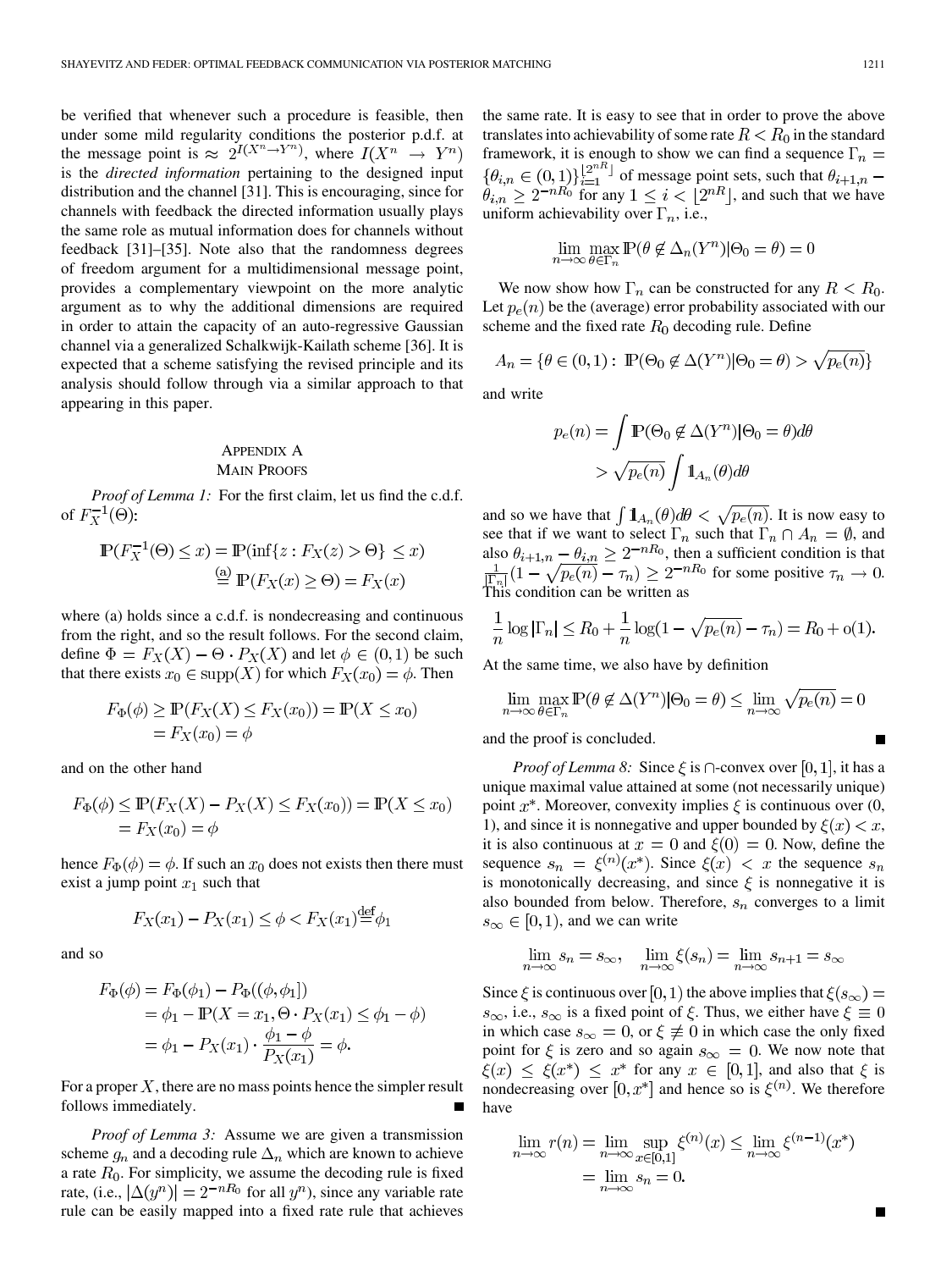be verified that whenever such a procedure is feasible, then under some mild regularity conditions the posterior p.d.f. at the message point is $\approx 2^{I(X^n \to Y^n)}$, where $I(X^n \to Y^n)$ is the *directed information* pertaining to the designed input distribution and the channel [31]. This is encouraging, since for channels with feedback the directed information usually plays the same role as mutual information does for channels without feedback [31]–[35]. Note also that the randomness degrees of freedom argument for a multidimensional message point, provides a complementary viewpoint on the more analytic argument as to why the additional dimensions are required in order to attain the capacity of an auto-regressive Gaussian channel via a generalized Schalkwijk-Kailath scheme [36]. It is expected that a scheme satisfying the revised principle and its analysis should follow through via a similar approach to that appearing in this paper.

## Appendix A
## Main Proofs

*Proof of Lemma 1:* For the first claim, let us find the c.d.f. of $F_X^{-1}(\Theta)$:

$$\mathbb{P}(F_X^{-1}(\Theta) \leq x) = \mathbb{P}(\inf\{z : F_X(z) > \Theta\} \leq x) \stackrel{(a)}{=} \mathbb{P}(F_X(x) \geq \Theta) = F_X(x)$$

where (a) holds since a c.d.f. is nondecreasing and continuous from the right, and so the result follows. For the second claim, define $\Phi = F_X(X) - \Theta \cdot P_X(X)$ and let $\phi \in (0,1)$ be such that there exists $x_0 \in \mathrm{supp}(X)$ for which $F_X(x_0) = \phi$. Then

$$F_\Phi(\phi) \geq \mathbb{P}(F_X(X) \leq F_X(x_0)) = \mathbb{P}(X \leq x_0) = F_X(x_0) = \phi$$

and on the other hand

$$F_\Phi(\phi) \leq \mathbb{P}(F_X(X) - P_X(X) \leq F_X(x_0)) = \mathbb{P}(X \leq x_0) = F_X(x_0) = \phi$$

hence $F_\Phi(\phi) = \phi$. If such an $x_0$ does not exists then there must exist a jump point $x_1$ such that

$$F_X(x_1) - P_X(x_1) \leq \phi < F_X(x_1) \stackrel{\text{def}}{=} \phi_1$$

and so

$$\begin{aligned}
F_\Phi(\phi) &= F_\Phi(\phi_1) - P_\Phi((\phi, \phi_1]) \\
&= \phi_1 - \mathbb{P}(X = x_1, \Theta \cdot P_X(x_1) \leq \phi_1 - \phi) \\
&= \phi_1 - P_X(x_1) \cdot \frac{\phi_1 - \phi}{P_X(x_1)} = \phi.
\end{aligned}$$

For a proper $X$, there are no mass points hence the simpler result follows immediately. ■

*Proof of Lemma 3:* Assume we are given a transmission scheme $g_n$ and a decoding rule $\Delta_n$ which are known to achieve a rate $R_0$. For simplicity, we assume the decoding rule is fixed rate, (i.e., $|\Delta(y^n)| = 2^{-nR_0}$ for all $y^n$), since any variable rate rule can be easily mapped into a fixed rate rule that achieves the same rate. It is easy to see that in order to prove the above translates into achievability of some rate $R < R_0$ in the standard framework, it is enough to show we can find a sequence $\Gamma_n = \{\theta_{i,n} \in (0,1)\}_{i=1}^{\lfloor 2^{nR} \rfloor}$ of message point sets, such that $\theta_{i+1,n} - \theta_{i,n} \geq 2^{-nR_0}$ for any $1 \leq i < \lfloor 2^{nR} \rfloor$, and such that we have uniform achievability over $\Gamma_n$, i.e.,

$$\lim_{n\to\infty} \max_{\theta \in \Gamma_n} \mathbb{P}(\theta \notin \Delta_n(Y^n) | \Theta_0 = \theta) = 0$$

We now show how $\Gamma_n$ can be constructed for any $R < R_0$. Let $p_e(n)$ be the (average) error probability associated with our scheme and the fixed rate $R_0$ decoding rule. Define

$$A_n = \{\theta \in (0,1) : \mathbb{P}(\Theta_0 \notin \Delta(Y^n) | \Theta_0 = \theta) > \sqrt{p_e(n)}\}$$

and write

$$\begin{aligned}
p_e(n) &= \int \mathbb{P}(\Theta_0 \notin \Delta(Y^n) | \Theta_0 = \theta) d\theta \\
&> \sqrt{p_e(n)} \int \mathbb{1}_{A_n}(\theta) d\theta
\end{aligned}$$

and so we have that $\int \mathbb{1}_{A_n}(\theta) d\theta < \sqrt{p_e(n)}$. It is now easy to see that if we want to select $\Gamma_n$ such that $\Gamma_n \cap A_n = \emptyset$, and also $\theta_{i+1,n} - \theta_{i,n} \geq 2^{-nR_0}$, then a sufficient condition is that $\frac{1}{|\Gamma_n|}(1 - \sqrt{p_e(n)} - \tau_n) \geq 2^{-nR_0}$ for some positive $\tau_n \to 0$. This condition can be written as

$$\frac{1}{n} \log |\Gamma_n| \leq R_0 + \frac{1}{n} \log(1 - \sqrt{p_e(n)} - \tau_n) = R_0 + \mathrm{o}(1).$$

At the same time, we also have by definition

$$\lim_{n\to\infty} \max_{\theta \in \Gamma_n} \mathbb{P}(\theta \notin \Delta(Y^n) | \Theta_0 = \theta) \leq \lim_{n\to\infty} \sqrt{p_e(n)} = 0$$

and the proof is concluded. ■

*Proof of Lemma 8:* Since $\xi$ is $\cap$-convex over $[0,1]$, it has a unique maximal value attained at some (not necessarily unique) point $x^*$. Moreover, convexity implies $\xi$ is continuous over (0, 1), and since it is nonnegative and upper bounded by $\xi(x) < x$, it is also continuous at $x = 0$ and $\xi(0) = 0$. Now, define the sequence $s_n = \xi^{(n)}(x^*)$. Since $\xi(x) < x$ the sequence $s_n$ is monotonically decreasing, and since $\xi$ is nonnegative it is also bounded from below. Therefore, $s_n$ converges to a limit $s_\infty \in [0,1)$, and we can write

$$\lim_{n\to\infty} s_n = s_\infty, \quad \lim_{n\to\infty} \xi(s_n) = \lim_{n\to\infty} s_{n+1} = s_\infty$$

Since $\xi$ is continuous over $[0,1)$ the above implies that $\xi(s_\infty) = s_\infty$, i.e., $s_\infty$ is a fixed point of $\xi$. Thus, we either have $\xi \equiv 0$ in which case $s_\infty = 0$, or $\xi \not\equiv 0$ in which case the only fixed point for $\xi$ is zero and so again $s_\infty = 0$. We now note that $\xi(x) \leq \xi(x^*) \leq x^*$ for any $x \in [0,1]$, and also that $\xi$ is nondecreasing over $[0, x^*]$ and hence so is $\xi^{(n)}$. We therefore have

$$\begin{aligned}
\lim_{n\to\infty} r(n) &= \lim_{n\to\infty} \sup_{x\in[0,1]} \xi^{(n)}(x) \leq \lim_{n\to\infty} \xi^{(n-1)}(x^*) \\
&= \lim_{n\to\infty} s_n = 0.
\end{aligned}$$

■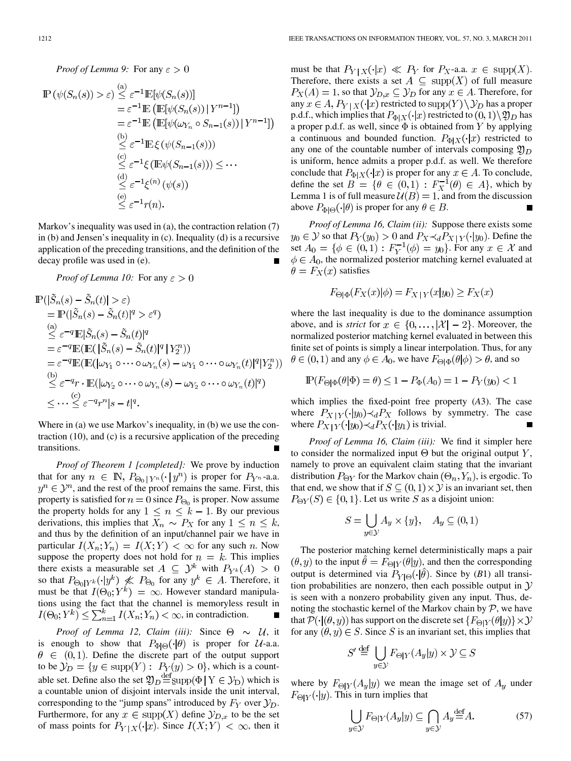*Proof of Lemma 9:* For any $\varepsilon > 0$

$$
\begin{aligned}
\mathbb{P}\left(\psi(S_n(s)) > \varepsilon\right) &\overset{(a)}{\leq} \varepsilon^{-1}\mathbb{E}[\psi(S_n(s))] \\
&= \varepsilon^{-1}\mathbb{E}\left(\mathbb{E}[\psi(S_n(s)) \,|\, Y^{n-1}]\right) \\
&= \varepsilon^{-1}\mathbb{E}\left(\mathbb{E}[\psi(\omega_{Y_n} \circ S_{n-1}(s)) \,|\, Y^{n-1}]\right) \\
&\overset{(b)}{\leq} \varepsilon^{-1}\mathbb{E}\xi\left(\psi(S_{n-1}(s))\right) \\
&\overset{(c)}{\leq} \varepsilon^{-1}\xi\left(\mathbb{E}\psi(S_{n-1}(s))\right) \leq \cdots \\
&\overset{(d)}{\leq} \varepsilon^{-1}\xi^{(n)}\left(\psi(s)\right) \\
&\overset{(e)}{\leq} \varepsilon^{-1}r(n).
\end{aligned}
$$

Markov's inequality was used in (a), the contraction relation (7) in (b) and Jensen's inequality in (c). Inequality (d) is a recursive application of the preceding transitions, and the definition of the decay profile was used in (e). ∎

*Proof of Lemma 10:* For any $\varepsilon > 0$

$$
\begin{aligned}
&\mathbb{P}(|\tilde{S}_n(s) - \tilde{S}_n(t)| > \varepsilon) \\
&= \mathbb{P}(|\tilde{S}_n(s) - \tilde{S}_n(t)|^q > \varepsilon^q) \\
&\overset{(a)}{\leq} \varepsilon^{-q}\mathbb{E}|\tilde{S}_n(s) - \tilde{S}_n(t)|^q \\
&= \varepsilon^{-q}\mathbb{E}(\mathbb{E}(|\tilde{S}_n(s) - \tilde{S}_n(t)|^q \,|\, Y_2^n)) \\
&= \varepsilon^{-q}\mathbb{E}(\mathbb{E}(|\omega_{Y_1} \circ \cdots \circ \omega_{Y_n}(s) - \omega_{Y_1} \circ \cdots \circ \omega_{Y_n}(t)|^q | Y_2^n)) \\
&\overset{(b)}{\leq} \varepsilon^{-q} r \cdot \mathbb{E}(|\omega_{Y_2} \circ \cdots \circ \omega_{Y_n}(s) - \omega_{Y_2} \circ \cdots \circ \omega_{Y_n}(t)|^q) \\
&\leq \cdots \overset{(c)}{\leq} \varepsilon^{-q} r^n |s - t|^q.
\end{aligned}
$$

Where in (a) we use Markov's inequality, in (b) we use the contraction (10), and (c) is a recursive application of the preceding transitions. ∎

*Proof of Theorem 1 [completed]:* We prove by induction that for any $n \in \mathbb{N}$, $P_{\Theta_0 | Y^n}(\cdot \,|\, y^n)$ is proper for $P_{Y^n}$-a.a. $y^n \in \mathcal{Y}^n$, and the rest of the proof remains the same. First, this property is satisfied for $n = 0$ since $P_{\Theta_0}$ is proper. Now assume the property holds for any $1 \leq n \leq k - 1$. By our previous derivations, this implies that $X_n \sim P_X$ for any $1 \leq n \leq k$, and thus by the definition of an input/channel pair we have in particular $I(X_n; Y_n) = I(X; Y) < \infty$ for any such $n$. Now suppose the property does not hold for $n = k$. This implies there exists a measurable set $A \subseteq \mathcal{Y}^k$ with $P_{Y^k}(A) > 0$ so that $P_{\Theta_0 | Y^k}(\cdot | y^k) \not\ll P_{\Theta_0}$ for any $y^k \in A$. Therefore, it must be that $I(\Theta_0; Y^k) = \infty$. However standard manipulations using the fact that the channel is memoryless result in $I(\Theta_0; Y^k) \leq \sum_{n=1}^{k} I(X_n; Y_n) < \infty$, in contradiction. ∎

*Proof of Lemma 12, Claim (iii):* Since $\Theta \sim \mathcal{U}$, it is enough to show that $P_{\Phi|\Theta}(\cdot|\theta)$ is proper for $\mathcal{U}$-a.a. $\theta \in (0,1)$. Define the discrete part of the output support to be $\mathcal{Y}_D = \{y \in \mathrm{supp}(Y) : P_Y(y) > 0\}$, which is a countable set. Define also the set $\mathfrak{Y}_D \overset{\mathrm{def}}{=} \mathrm{supp}(\Phi \,|\, Y \in \mathcal{Y}_D)$ which is a countable union of disjoint intervals inside the unit interval, corresponding to the "jump spans" introduced by $F_Y$ over $\mathcal{Y}_D$. Furthermore, for any $x \in \mathrm{supp}(X)$ define $\mathcal{Y}_{D,x}$ to be the set of mass points for $P_{Y|X}(\cdot|x)$. Since $I(X; Y) < \infty$, then it must be that $P_{Y|X}(\cdot|x) \ll P_Y$ for $P_X$-a.a. $x \in \mathrm{supp}(X)$. Therefore, there exists a set $A \subseteq \mathrm{supp}(X)$ of full measure $P_X(A) = 1$, so that $\mathcal{Y}_{D,x} \subseteq \mathcal{Y}_D$ for any $x \in A$. Therefore, for any $x \in A$, $P_{Y|X}(\cdot|x)$ restricted to $\mathrm{supp}(Y) \setminus \mathcal{Y}_D$ has a proper p.d.f., which implies that $P_{\Phi|X}(\cdot|x)$ restricted to $(0,1) \setminus \mathfrak{Y}_D$ has a proper p.d.f. as well, since $\Phi$ is obtained from $Y$ by applying a continuous and bounded function. $P_{\Phi|X}(\cdot|x)$ restricted to any one of the countable number of intervals composing $\mathfrak{Y}_D$ is uniform, hence admits a proper p.d.f. as well. We therefore conclude that $P_{\Phi|X}(\cdot|x)$ is proper for any $x \in A$. To conclude, define the set $B = \{\theta \in (0,1) : F_X^{-1}(\theta) \in A\}$, which by Lemma 1 is of full measure $\mathcal{U}(B) = 1$, and from the discussion above $P_{\Phi|\Theta}(\cdot|\theta)$ is proper for any $\theta \in B$. ∎

*Proof of Lemma 16, Claim (ii):* Suppose there exists some $y_0 \in \mathcal{Y}$ so that $P_Y(y_0) > 0$ and $P_X \prec_d P_{X|Y}(\cdot|y_0)$. Define the set $A_0 = \{\phi \in (0,1) : F_Y^{-1}(\phi) = y_0\}$. For any $x \in \mathcal{X}$ and $\phi \in A_0$, the normalized posterior matching kernel evaluated at $\theta = F_X(x)$ satisfies

$$
F_{\Theta|\Phi}(F_X(x)|\phi) = F_{X|Y}(x|y_0) \geq F_X(x)
$$

where the last inequality is due to the dominance assumption above, and is *strict* for $x \in \{0, \ldots, |\mathcal{X}| - 2\}$. Moreover, the normalized posterior matching kernel evaluated in between this finite set of points is simply a linear interpolation. Thus, for any $\theta \in (0,1)$ and any $\phi \in A_0$, we have $F_{\Theta|\Phi}(\theta|\phi) > \theta$, and so

$$
\mathbb{P}(F_{\Theta|\Phi}(\theta|\Phi) = \theta) \leq 1 - P_\Phi(A_0) = 1 - P_Y(y_0) < 1
$$

which implies the fixed-point free property (*A*3). The case where $P_{X|Y}(\cdot|y_0) \prec_d P_X$ follows by symmetry. The case where $P_{X|Y}(\cdot|y_0) \prec_d P_X(\cdot|y_1)$ is trivial. ∎

*Proof of Lemma 16, Claim (iii):* We find it simpler here to consider the normalized input $\Theta$ but the original output $Y$, namely to prove an equivalent claim stating that the invariant distribution $P_{\Theta Y}$ for the Markov chain $(\Theta_n, Y_n)$, is ergodic. To that end, we show that if $S \subseteq (0,1) \times \mathcal{Y}$ is an invariant set, then $P_{\Theta Y}(S) \in \{0, 1\}$. Let us write $S$ as a disjoint union:

$$
S = \bigcup_{y \in \mathcal{Y}} A_y \times \{y\}, \quad A_y \subseteq (0,1)
$$

The posterior matching kernel deterministically maps a pair $(\theta, y)$ to the input $\hat{\theta} = F_{\Theta|Y}(\theta|y)$, and then the corresponding output is determined via $P_{Y|\Theta}(\cdot|\hat{\theta})$. Since by (*B*1) all transition probabilities are nonzero, then each possible output in $\mathcal{Y}$ is seen with a nonzero probability given any input. Thus, denoting the stochastic kernel of the Markov chain by $\mathcal{P}$, we have that $\mathcal{P}(\cdot|(\theta, y))$ has support on the discrete set $\{F_{\Theta|Y}(\theta|y)\} \times \mathcal{Y}$ for any $(\theta, y) \in S$. Since $S$ is an invariant set, this implies that

$$
S' \overset{\mathrm{def}}{=} \bigcup_{y \in \mathcal{Y}} F_{\Theta|Y}(A_y|y) \times \mathcal{Y} \subseteq S
$$

where by $F_{\Theta|Y}(A_y|y)$ we mean the image set of $A_y$ under $F_{\Theta|Y}(\cdot|y)$. This in turn implies that

$$
\bigcup_{y \in \mathcal{Y}} F_{\Theta|Y}(A_y|y) \subseteq \bigcap_{y \in \mathcal{Y}} A_y \overset{\mathrm{def}}{=} A. \tag{57}
$$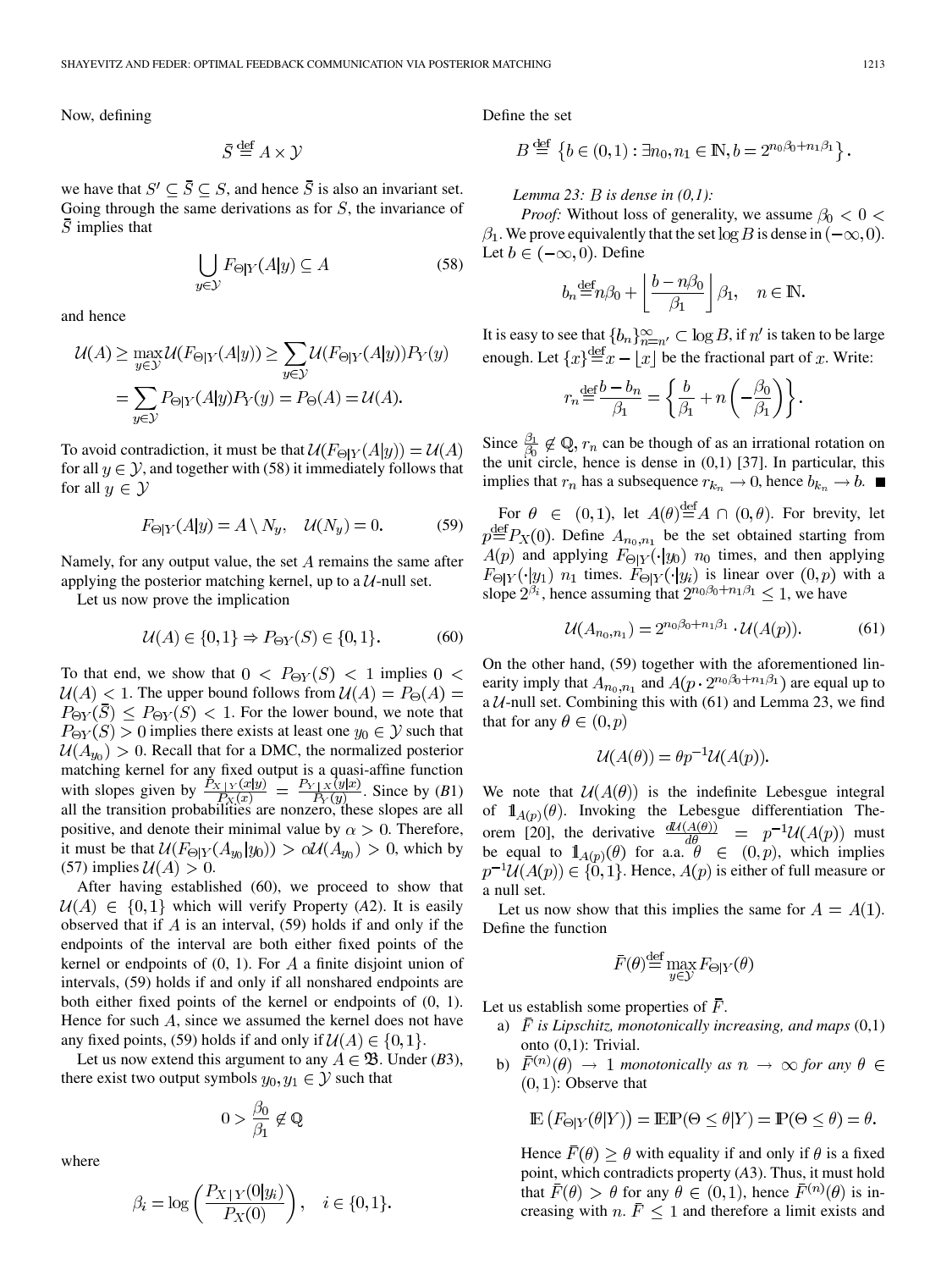Now, defining

$$\bar{S} \stackrel{\text{def}}{=} A \times \mathcal{Y}$$

we have that $S' \subseteq \bar{S} \subseteq S$, and hence $\bar{S}$ is also an invariant set. Going through the same derivations as for $S$, the invariance of $\bar{S}$ implies that

$$\bigcup_{y \in \mathcal{Y}} F_{\Theta|Y}(A|y) \subseteq A \tag{58}$$

and hence

$$\mathcal{U}(A) \geq \max_{y \in \mathcal{Y}} \mathcal{U}(F_{\Theta|Y}(A|y)) \geq \sum_{y \in \mathcal{Y}} \mathcal{U}(F_{\Theta|Y}(A|y)) P_Y(y)$$
$$= \sum_{y \in \mathcal{Y}} P_{\Theta|Y}(A|y) P_Y(y) = P_\Theta(A) = \mathcal{U}(A).$$

To avoid contradiction, it must be that $\mathcal{U}(F_{\Theta|Y}(A|y)) = \mathcal{U}(A)$ for all $y \in \mathcal{Y}$, and together with (58) it immediately follows that for all $y \in \mathcal{Y}$

$$F_{\Theta|Y}(A|y) = A \setminus N_y, \quad \mathcal{U}(N_y) = 0. \tag{59}$$

Namely, for any output value, the set $A$ remains the same after applying the posterior matching kernel, up to a $\mathcal{U}$-null set.

Let us now prove the implication

$$\mathcal{U}(A) \in \{0, 1\} \Rightarrow P_{\Theta Y}(S) \in \{0, 1\}. \tag{60}$$

To that end, we show that $0 < P_{\Theta Y}(S) < 1$ implies $0 < \mathcal{U}(A) < 1$. The upper bound follows from $\mathcal{U}(A) = P_\Theta(A) = P_{\Theta Y}(\bar{S}) \leq P_{\Theta Y}(S) < 1$. For the lower bound, we note that $P_{\Theta Y}(S) > 0$ implies there exists at least one $y_0 \in \mathcal{Y}$ such that $\mathcal{U}(A_{y_0}) > 0$. Recall that for a DMC, the normalized posterior matching kernel for any fixed output is a quasi-affine function with slopes given by $\frac{P_{X|Y}(x|y)}{P_X(x)} = \frac{P_{Y|X}(y|x)}{P_Y(y)}$. Since by (*B*1) all the transition probabilities are nonzero, these slopes are all positive, and denote their minimal value by $\alpha > 0$. Therefore, it must be that $\mathcal{U}(F_{\Theta|Y}(A_{y_0}|y_0)) > \alpha \mathcal{U}(A_{y_0}) > 0$, which by (57) implies $\mathcal{U}(A) > 0$.

After having established (60), we proceed to show that $\mathcal{U}(A) \in \{0, 1\}$ which will verify Property (*A*2). It is easily observed that if $A$ is an interval, (59) holds if and only if the endpoints of the interval are both either fixed points of the kernel or endpoints of (0, 1). For $A$ a finite disjoint union of intervals, (59) holds if and only if all nonshared endpoints are both either fixed points of the kernel or endpoints of (0, 1). Hence for such $A$, since we assumed the kernel does not have any fixed points, (59) holds if and only if $\mathcal{U}(A) \in \{0, 1\}$.

Let us now extend this argument to any $A \in \mathfrak{B}$. Under (*B*3), there exist two output symbols $y_0, y_1 \in \mathcal{Y}$ such that

$$0 > \frac{\beta_0}{\beta_1} \notin \mathbb{Q}$$

where

$$\beta_i = \log\left(\frac{P_{X|Y}(0|y_i)}{P_X(0)}\right), \quad i \in \{0, 1\}.$$

Define the set

$$B \stackrel{\text{def}}{=} \left\{ b \in (0,1) : \exists n_0, n_1 \in \mathbb{N}, b = 2^{n_0\beta_0 + n_1\beta_1} \right\}.$$

*Lemma 23: $B$ is dense in (0,1):*

*Proof:* Without loss of generality, we assume $\beta_0 < 0 < \beta_1$. We prove equivalently that the set $\log B$ is dense in $(-\infty, 0)$. Let $b \in (-\infty, 0)$. Define

$$b_n \stackrel{\text{def}}{=} n\beta_0 + \left\lfloor \frac{b - n\beta_0}{\beta_1} \right\rfloor \beta_1, \quad n \in \mathbb{N}.$$

It is easy to see that $\{b_n\}_{n=n'}^{\infty} \subset \log B$, if $n'$ is taken to be large enough. Let $\{x\} \stackrel{\text{def}}{=} x - \lfloor x \rfloor$ be the fractional part of $x$. Write:

$$r_n \stackrel{\text{def}}{=} \frac{b - b_n}{\beta_1} = \left\{ \frac{b}{\beta_1} + n\left(-\frac{\beta_0}{\beta_1}\right) \right\}.$$

Since $\frac{\beta_1}{\beta_0} \notin \mathbb{Q}$, $r_n$ can be though of as an irrational rotation on the unit circle, hence is dense in (0,1) [37]. In particular, this implies that $r_n$ has a subsequence $r_{k_n} \to 0$, hence $b_{k_n} \to b$. ∎

For $\theta \in (0,1)$, let $A(\theta) \stackrel{\text{def}}{=} A \cap (0, \theta)$. For brevity, let $p \stackrel{\text{def}}{=} P_X(0)$. Define $A_{n_0,n_1}$ be the set obtained starting from $A(p)$ and applying $F_{\Theta|Y}(\cdot|y_0)$ $n_0$ times, and then applying $F_{\Theta|Y}(\cdot|y_1)$ $n_1$ times. $F_{\Theta|Y}(\cdot|y_i)$ is linear over $(0, p)$ with a slope $2^{\beta_i}$, hence assuming that $2^{n_0\beta_0 + n_1\beta_1} \leq 1$, we have

$$\mathcal{U}(A_{n_0,n_1}) = 2^{n_0\beta_0 + n_1\beta_1} \cdot \mathcal{U}(A(p)). \tag{61}$$

On the other hand, (59) together with the aforementioned linearity imply that $A_{n_0,n_1}$ and $A(p \cdot 2^{n_0\beta_0 + n_1\beta_1})$ are equal up to a $\mathcal{U}$-null set. Combining this with (61) and Lemma 23, we find that for any $\theta \in (0, p)$

$$\mathcal{U}(A(\theta)) = \theta p^{-1} \mathcal{U}(A(p)).$$

We note that $\mathcal{U}(A(\theta))$ is the indefinite Lebesgue integral of $\mathbb{1}_{A(p)}(\theta)$. Invoking the Lebesgue differentiation Theorem [20], the derivative $\frac{d\mathcal{U}(A(\theta))}{d\theta} = p^{-1}\mathcal{U}(A(p))$ must be equal to $\mathbb{1}_{A(p)}(\theta)$ for a.a. $\theta \in (0, p)$, which implies $p^{-1}\mathcal{U}(A(p)) \in \{0, 1\}$. Hence, $A(p)$ is either of full measure or a null set.

Let us now show that this implies the same for $A = A(1)$. Define the function

$$\bar{F}(\theta) \stackrel{\text{def}}{=} \max_{y \in \mathcal{Y}} F_{\Theta|Y}(\theta)$$

Let us establish some properties of $\bar{F}$.

a) *$\bar{F}$ is Lipschitz, monotonically increasing, and maps* (0,1) *onto* (0,1): Trivial.

b) *$\bar{F}^{(n)}(\theta) \to 1$ monotonically as $n \to \infty$ for any $\theta \in (0,1)$*: Observe that

$$\mathbb{E}\left(F_{\Theta|Y}(\theta|Y)\right) = \mathbb{E}\mathbb{P}(\Theta \leq \theta|Y) = \mathbb{P}(\Theta \leq \theta) = \theta.$$

Hence $\bar{F}(\theta) \geq \theta$ with equality if and only if $\theta$ is a fixed point, which contradicts property (*A*3). Thus, it must hold that $\bar{F}(\theta) > \theta$ for any $\theta \in (0,1)$, hence $\bar{F}^{(n)}(\theta)$ is increasing with $n$. $\bar{F} \leq 1$ and therefore a limit exists and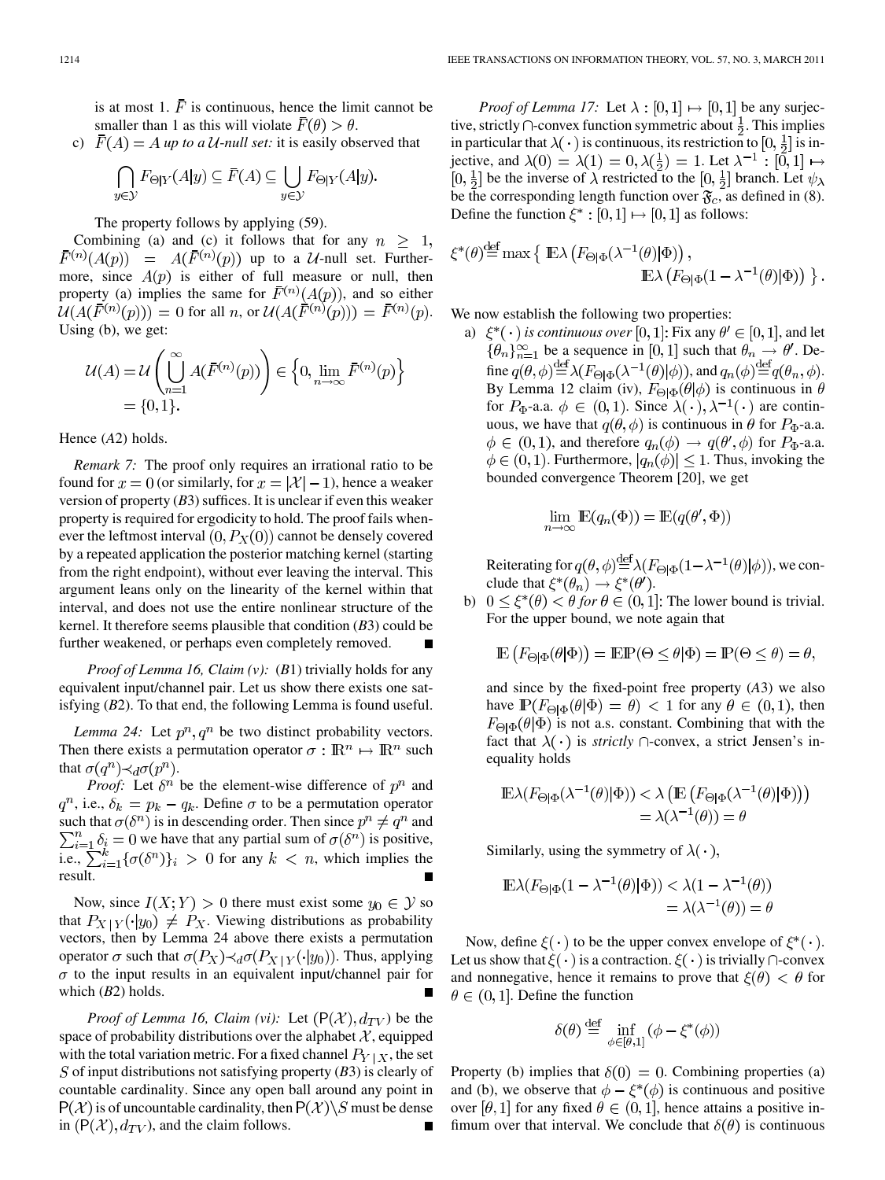is at most 1. $\bar{F}$ is continuous, hence the limit cannot be smaller than 1 as this will violate $\bar{F}(\theta) > \theta$.

c) $\bar{F}(A) = A$ *up to a $\mathcal{U}$-null set:* it is easily observed that

$$\bigcap_{y \in \mathcal{Y}} F_{\Theta|Y}(A|y) \subseteq \bar{F}(A) \subseteq \bigcup_{y \in \mathcal{Y}} F_{\Theta|Y}(A|y).$$

The property follows by applying (59).

Combining (a) and (c) it follows that for any $n \geq 1$, $\bar{F}^{(n)}(A(p)) = A(\bar{F}^{(n)}(p))$ up to a $\mathcal{U}$-null set. Furthermore, since $A(p)$ is either of full measure or null, then property (a) implies the same for $\bar{F}^{(n)}(A(p))$, and so either $\mathcal{U}(A(\bar{F}^{(n)}(p))) = 0$ for all $n$, or $\mathcal{U}(A(\bar{F}^{(n)}(p))) = \bar{F}^{(n)}(p)$. Using (b), we get:

$$\mathcal{U}(A) = \mathcal{U}\left(\bigcup_{n=1}^{\infty} A(\bar{F}^{(n)}(p))\right) \in \left\{0, \lim_{n\to\infty} \bar{F}^{(n)}(p)\right\} = \{0, 1\}.$$

Hence (*A*2) holds.

*Remark 7:* The proof only requires an irrational ratio to be found for $x = 0$ (or similarly, for $x = |\mathcal{X}| - 1$), hence a weaker version of property (*B*3) suffices. It is unclear if even this weaker property is required for ergodicity to hold. The proof fails whenever the leftmost interval $(0, P_X(0))$ cannot be densely covered by a repeated application the posterior matching kernel (starting from the right endpoint), without ever leaving the interval. This argument leans only on the linearity of the kernel within that interval, and does not use the entire nonlinear structure of the kernel. It therefore seems plausible that condition (*B*3) could be further weakened, or perhaps even completely removed. ■

*Proof of Lemma 16, Claim (v):* (*B*1) trivially holds for any equivalent input/channel pair. Let us show there exists one satisfying (*B*2). To that end, the following Lemma is found useful.

*Lemma 24:* Let $p^n, q^n$ be two distinct probability vectors. Then there exists a permutation operator $\sigma : \mathbb{R}^n \mapsto \mathbb{R}^n$ such that $\sigma(q^n) \prec_d \sigma(p^n)$.

*Proof:* Let $\delta^n$ be the element-wise difference of $p^n$ and $q^n$, i.e., $\delta_k = p_k - q_k$. Define $\sigma$ to be a permutation operator such that $\sigma(\delta^n)$ is in descending order. Then since $p^n \neq q^n$ and $\sum_{i=1}^n \delta_i = 0$ we have that any partial sum of $\sigma(\delta^n)$ is positive, i.e., $\sum_{i=1}^k \{\sigma(\delta^n)\}_i > 0$ for any $k < n$, which implies the result. ■

Now, since $I(X;Y) > 0$ there must exist some $y_0 \in \mathcal{Y}$ so that $P_{X|Y}(\cdot|y_0) \neq P_X$. Viewing distributions as probability vectors, then by Lemma 24 above there exists a permutation operator $\sigma$ such that $\sigma(P_X) \prec_d \sigma(P_{X|Y}(\cdot|y_0))$. Thus, applying $\sigma$ to the input results in an equivalent input/channel pair for which (*B*2) holds. ■

*Proof of Lemma 16, Claim (vi):* Let $(\mathsf{P}(\mathcal{X}), d_{TV})$ be the space of probability distributions over the alphabet $\mathcal{X}$, equipped with the total variation metric. For a fixed channel $P_{Y|X}$, the set $S$ of input distributions not satisfying property (*B*3) is clearly of countable cardinality. Since any open ball around any point in $\mathsf{P}(\mathcal{X})$ is of uncountable cardinality, then $\mathsf{P}(\mathcal{X}) \backslash S$ must be dense in $(\mathsf{P}(\mathcal{X}), d_{TV})$, and the claim follows. ■

*Proof of Lemma 17:* Let $\lambda : [0,1] \mapsto [0,1]$ be any surjective, strictly $\cap$-convex function symmetric about $\frac{1}{2}$. This implies in particular that $\lambda(\cdot)$ is continuous, its restriction to $[0, \frac{1}{2}]$ is injective, and $\lambda(0) = \lambda(1) = 0, \lambda(\frac{1}{2}) = 1$. Let $\lambda^{-1} : [0,1] \mapsto [0, \frac{1}{2}]$ be the inverse of $\lambda$ restricted to the $[0, \frac{1}{2}]$ branch. Let $\psi_\lambda$ be the corresponding length function over $\mathfrak{F}_c$, as defined in (8). Define the function $\xi^* : [0,1] \mapsto [0,1]$ as follows:

$$\xi^*(\theta) \stackrel{\text{def}}{=} \max\left\{ \mathbb{E}\lambda\left(F_{\Theta|\Phi}(\lambda^{-1}(\theta)|\Phi)\right), \mathbb{E}\lambda\left(F_{\Theta|\Phi}(1 - \lambda^{-1}(\theta)|\Phi)\right) \right\}.$$

We now establish the following two properties:

a) *$\xi^*(\cdot)$ is continuous over* $[0,1]$: Fix any $\theta' \in [0,1]$, and let $\{\theta_n\}_{n=1}^\infty$ be a sequence in $[0,1]$ such that $\theta_n \to \theta'$. Define $q(\theta,\phi) \stackrel{\text{def}}{=} \lambda(F_{\Theta|\Phi}(\lambda^{-1}(\theta)|\phi))$, and $q_n(\phi) \stackrel{\text{def}}{=} q(\theta_n, \phi)$. By Lemma 12 claim (iv), $F_{\Theta|\Phi}(\theta|\phi)$ is continuous in $\theta$ for $P_\Phi$-a.a. $\phi \in (0,1)$. Since $\lambda(\cdot), \lambda^{-1}(\cdot)$ are continuous, we have that $q(\theta, \phi)$ is continuous in $\theta$ for $P_\Phi$-a.a. $\phi \in (0,1)$, and therefore $q_n(\phi) \to q(\theta', \phi)$ for $P_\Phi$-a.a. $\phi \in (0,1)$. Furthermore, $|q_n(\phi)| \leq 1$. Thus, invoking the bounded convergence Theorem [20], we get

$$\lim_{n\to\infty} \mathbb{E}(q_n(\Phi)) = \mathbb{E}(q(\theta', \Phi))$$

Reiterating for $q(\theta,\phi) \stackrel{\text{def}}{=} \lambda(F_{\Theta|\Phi}(1 - \lambda^{-1}(\theta)|\phi))$, we conclude that $\xi^*(\theta_n) \to \xi^*(\theta')$.

b) $0 \leq \xi^*(\theta) < \theta$ *for* $\theta \in (0,1]$: The lower bound is trivial. For the upper bound, we note again that

$$\mathbb{E}\left(F_{\Theta|\Phi}(\theta|\Phi)\right) = \mathbb{E}\mathbb{P}(\Theta \leq \theta|\Phi) = \mathbb{P}(\Theta \leq \theta) = \theta,$$

and since by the fixed-point free property (*A*3) we also have $\mathbb{P}(F_{\Theta|\Phi}(\theta|\Phi) = \theta) < 1$ for any $\theta \in (0,1)$, then $F_{\Theta|\Phi}(\theta|\Phi)$ is not a.s. constant. Combining that with the fact that $\lambda(\cdot)$ is *strictly* $\cap$-convex, a strict Jensen's inequality holds

$$\mathbb{E}\lambda(F_{\Theta|\Phi}(\lambda^{-1}(\theta)|\Phi)) < \lambda\left(\mathbb{E}\left(F_{\Theta|\Phi}(\lambda^{-1}(\theta)|\Phi)\right)\right) = \lambda(\lambda^{-1}(\theta)) = \theta$$

Similarly, using the symmetry of $\lambda(\cdot)$,

$$\mathbb{E}\lambda(F_{\Theta|\Phi}(1 - \lambda^{-1}(\theta)|\Phi)) < \lambda(1 - \lambda^{-1}(\theta)) = \lambda(\lambda^{-1}(\theta)) = \theta$$

Now, define $\xi(\cdot)$ to be the upper convex envelope of $\xi^*(\cdot)$. Let us show that $\xi(\cdot)$ is a contraction. $\xi(\cdot)$ is trivially $\cap$-convex and nonnegative, hence it remains to prove that $\xi(\theta) < \theta$ for $\theta \in (0,1]$. Define the function

$$\delta(\theta) \stackrel{\text{def}}{=} \inf_{\phi \in [\theta, 1]} (\phi - \xi^*(\phi))$$

Property (b) implies that $\delta(0) = 0$. Combining properties (a) and (b), we observe that $\phi - \xi^*(\phi)$ is continuous and positive over $[\theta, 1]$ for any fixed $\theta \in (0,1]$, hence attains a positive infimum over that interval. We conclude that $\delta(\theta)$ is continuous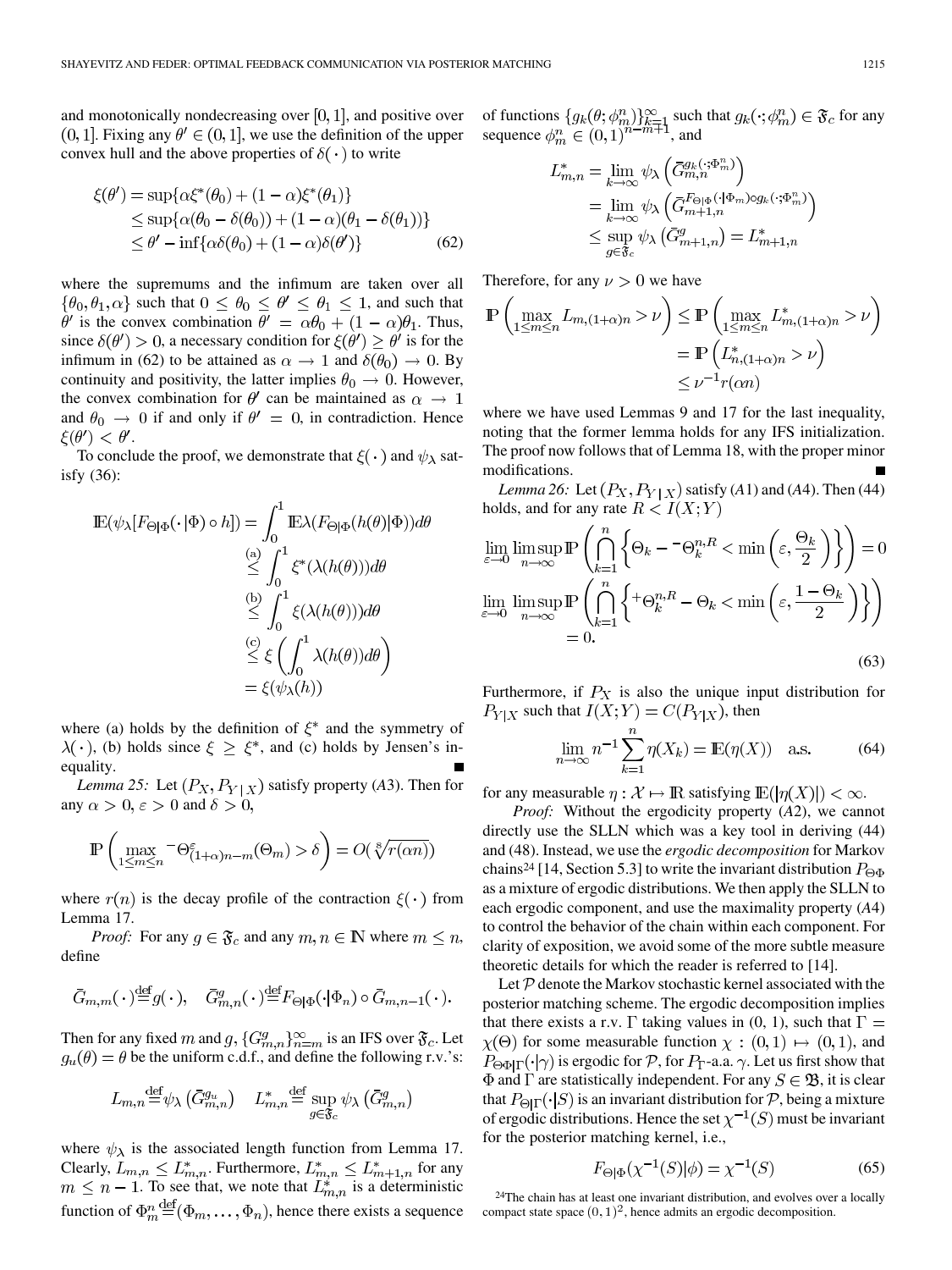and monotonically nondecreasing over $[0,1]$, and positive over $(0,1]$. Fixing any $\theta' \in (0,1]$, we use the definition of the upper convex hull and the above properties of $\delta(\cdot)$ to write

$$
\begin{aligned}
\xi(\theta') &= \sup\{\alpha\xi^*(\theta_0) + (1-\alpha)\xi^*(\theta_1)\} \\
&\le \sup\{\alpha(\theta_0 - \delta(\theta_0)) + (1-\alpha)(\theta_1 - \delta(\theta_1))\} \\
&\le \theta' - \inf\{\alpha\delta(\theta_0) + (1-\alpha)\delta(\theta')\} \qquad (62)
\end{aligned}
$$

where the supremums and the infimum are taken over all $\{\theta_0, \theta_1, \alpha\}$ such that $0 \le \theta_0 \le \theta' \le \theta_1 \le 1$, and such that $\theta'$ is the convex combination $\theta' = \alpha\theta_0 + (1-\alpha)\theta_1$. Thus, since $\delta(\theta') > 0$, a necessary condition for $\xi(\theta') \ge \theta'$ is for the infimum in (62) to be attained as $\alpha \to 1$ and $\delta(\theta_0) \to 0$. By continuity and positivity, the latter implies $\theta_0 \to 0$. However, the convex combination for $\theta'$ can be maintained as $\alpha \to 1$ and $\theta_0 \to 0$ if and only if $\theta' = 0$, in contradiction. Hence $\xi(\theta') < \theta'$.

To conclude the proof, we demonstrate that $\xi(\cdot)$ and $\psi_\lambda$ satisfy (36):

$$
\begin{aligned}
\mathbb{E}(\psi_\lambda[F_{\Theta|\Phi}(\cdot|\Phi) \circ h]) &= \int_0^1 \mathbb{E}\lambda(F_{\Theta|\Phi}(h(\theta)|\Phi))d\theta \\
&\overset{(a)}{\le} \int_0^1 \xi^*(\lambda(h(\theta)))d\theta \\
&\overset{(b)}{\le} \int_0^1 \xi(\lambda(h(\theta)))d\theta \\
&\overset{(c)}{\le} \xi\left(\int_0^1 \lambda(h(\theta))d\theta\right) \\
&= \xi(\psi_\lambda(h))
\end{aligned}
$$

where (a) holds by the definition of $\xi^*$ and the symmetry of $\lambda(\cdot)$, (b) holds since $\xi \ge \xi^*$, and (c) holds by Jensen's inequality. ■

*Lemma 25:* Let $(P_X, P_{Y|X})$ satisfy property (*A*3). Then for any $\alpha > 0$, $\varepsilon > 0$ and $\delta > 0$,

$$
\mathbb{P}\left(\max_{1\le m\le n} {}^{-}\Theta^{\varepsilon}_{(1+\alpha)n-m}(\Theta_m) > \delta\right) = O(\sqrt[8]{r(\alpha n)})
$$

where $r(n)$ is the decay profile of the contraction $\xi(\cdot)$ from Lemma 17.

*Proof:* For any $g \in \mathfrak{F}_c$ and any $m, n \in \mathbb{N}$ where $m \le n$, define

$$
\bar{G}_{m,m}(\cdot) \overset{\text{def}}{=} g(\cdot), \quad \bar{G}^g_{m,n}(\cdot) \overset{\text{def}}{=} F_{\Theta|\Phi}(\cdot|\Phi_n) \circ \bar{G}_{m,n-1}(\cdot).
$$

Then for any fixed $m$ and $g$, $\{G^g_{m,n}\}_{n=m}^\infty$ is an IFS over $\mathfrak{F}_c$. Let $g_u(\theta) = \theta$ be the uniform c.d.f., and define the following r.v.'s:

$$
L_{m,n} \overset{\text{def}}{=} \psi_\lambda\left(\bar{G}^{g_u}_{m,n}\right) \quad L^*_{m,n} \overset{\text{def}}{=} \sup_{g\in\mathfrak{F}_c} \psi_\lambda\left(\bar{G}^g_{m,n}\right)
$$

where $\psi_\lambda$ is the associated length function from Lemma 17. Clearly, $L_{m,n} \le L^*_{m,n}$. Furthermore, $L^*_{m,n} \le L^*_{m+1,n}$ for any $m \le n-1$. To see that, we note that $L^*_{m,n}$ is a deterministic function of $\Phi_m^n \overset{\text{def}}{=} (\Phi_m, \ldots, \Phi_n)$, hence there exists a sequence of functions $\{g_k(\theta; \phi_m^n)\}_{k=1}^\infty$ such that $g_k(\cdot; \phi_m^n) \in \mathfrak{F}_c$ for any sequence $\phi_m^n \in (0,1)^{n-m+1}$, and

$$
\begin{aligned}
L^*_{m,n} &= \lim_{k\to\infty} \psi_\lambda\left(\bar{G}^{g_k(\cdot;\Phi_m^n)}_{m,n}\right) \\
&= \lim_{k\to\infty} \psi_\lambda\left(\bar{G}^{F_{\Theta|\Phi}(\cdot|\Phi_m)\circ g_k(\cdot;\Phi_m^n)}_{m+1,n}\right) \\
&\le \sup_{g\in\mathfrak{F}_c} \psi_\lambda\left(\bar{G}^g_{m+1,n}\right) = L^*_{m+1,n}
\end{aligned}
$$

Therefore, for any $\nu > 0$ we have

$$
\begin{aligned}
\mathbb{P}\left(\max_{1\le m\le n} L_{m,(1+\alpha)n} > \nu\right) &\le \mathbb{P}\left(\max_{1\le m\le n} L^*_{m,(1+\alpha)n} > \nu\right) \\
&= \mathbb{P}\left(L^*_{n,(1+\alpha)n} > \nu\right) \\
&\le \nu^{-1} r(\alpha n)
\end{aligned}
$$

where we have used Lemmas 9 and 17 for the last inequality, noting that the former lemma holds for any IFS initialization. The proof now follows that of Lemma 18, with the proper minor modifications. ■

*Lemma 26:* Let $(P_X, P_{Y|X})$ satisfy (*A*1) and (*A*4). Then (44) holds, and for any rate $R < I(X;Y)$

$$
\begin{aligned}
&\lim_{\varepsilon\to 0} \limsup_{n\to\infty} \mathbb{P}\left(\bigcap_{k=1}^n \left\{\Theta_k - {}^{-}\Theta_k^{n,R} < \min\left(\varepsilon, \frac{\Theta_k}{2}\right)\right\}\right) = 0 \\
&\lim_{\varepsilon\to 0} \limsup_{n\to\infty} \mathbb{P}\left(\bigcap_{k=1}^n \left\{{}^{+}\Theta_k^{n,R} - \Theta_k < \min\left(\varepsilon, \frac{1-\Theta_k}{2}\right)\right\}\right) \\
&\quad = 0.
\end{aligned} \qquad (63)
$$

Furthermore, if $P_X$ is also the unique input distribution for $P_{Y|X}$ such that $I(X;Y) = C(P_{Y|X})$, then

$$
\lim_{n\to\infty} n^{-1} \sum_{k=1}^n \eta(X_k) = \mathbb{E}(\eta(X)) \quad \text{a.s.} \qquad (64)
$$

for any measurable $\eta : \mathcal{X} \mapsto \mathbb{R}$ satisfying $\mathbb{E}(|\eta(X)|) < \infty$.

*Proof:* Without the ergodicity property (*A*2), we cannot directly use the SLLN which was a key tool in deriving (44) and (48). Instead, we use the *ergodic decomposition* for Markov chains[24] [14, Section 5.3] to write the invariant distribution $P_{\Theta\Phi}$ as a mixture of ergodic distributions. We then apply the SLLN to each ergodic component, and use the maximality property (*A*4) to control the behavior of the chain within each component. For clarity of exposition, we avoid some of the more subtle measure theoretic details for which the reader is referred to [14].

Let $\mathcal{P}$ denote the Markov stochastic kernel associated with the posterior matching scheme. The ergodic decomposition implies that there exists a r.v. $\Gamma$ taking values in $(0,1)$, such that $\Gamma = \chi(\Theta)$ for some measurable function $\chi : (0,1) \mapsto (0,1)$, and $P_{\Theta\Phi|\Gamma}(\cdot|\gamma)$ is ergodic for $\mathcal{P}$, for $P_\Gamma$-a.a. $\gamma$. Let us first show that $\Phi$ and $\Gamma$ are statistically independent. For any $S \in \mathfrak{B}$, it is clear that $P_{\Theta|\Gamma}(\cdot|S)$ is an invariant distribution for $\mathcal{P}$, being a mixture of ergodic distributions. Hence the set $\chi^{-1}(S)$ must be invariant for the posterior matching kernel, i.e.,

$$
F_{\Theta|\Phi}(\chi^{-1}(S)|\phi) = \chi^{-1}(S) \qquad (65)
$$

[24] The chain has at least one invariant distribution, and evolves over a locally compact state space $(0,1)^2$, hence admits an ergodic decomposition.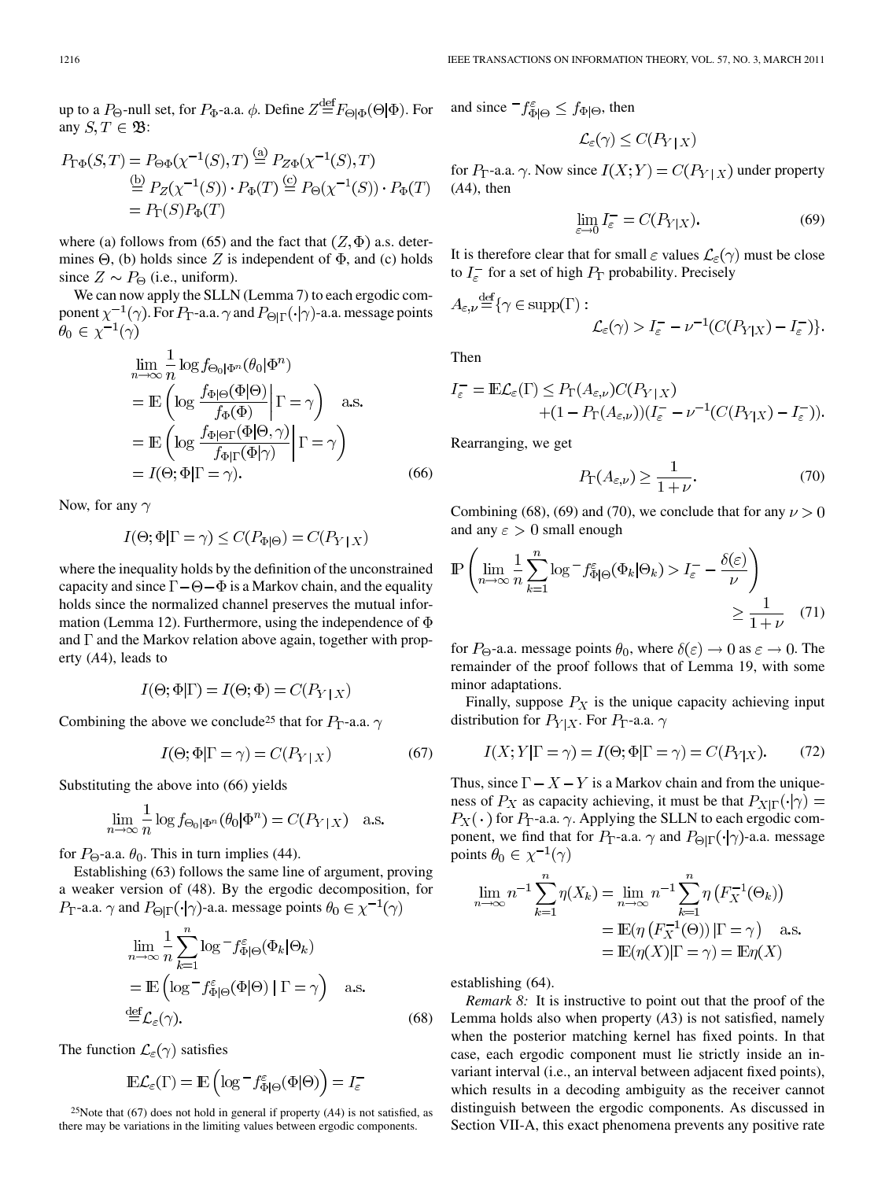up to a $P_\Theta$-null set, for $P_\Phi$-a.a. $\phi$. Define $Z \stackrel{\text{def}}{=} F_{\Theta|\Phi}(\Theta|\Phi)$. For any $S, T \in \mathfrak{B}$:

$$
\begin{aligned}
P_{\Gamma\Phi}(S,T) &= P_{\Theta\Phi}(\chi^{-1}(S),T) \stackrel{\text{(a)}}{=} P_{Z\Phi}(\chi^{-1}(S),T) \\
&\stackrel{\text{(b)}}{=} P_Z(\chi^{-1}(S)) \cdot P_\Phi(T) \stackrel{\text{(c)}}{=} P_\Theta(\chi^{-1}(S)) \cdot P_\Phi(T) \\
&= P_\Gamma(S) P_\Phi(T)
\end{aligned}
$$

where (a) follows from (65) and the fact that $(Z, \Phi)$ a.s. determines $\Theta$, (b) holds since $Z$ is independent of $\Phi$, and (c) holds since $Z \sim P_\Theta$ (i.e., uniform).

We can now apply the SLLN (Lemma 7) to each ergodic component $\chi^{-1}(\gamma)$. For $P_\Gamma$-a.a. $\gamma$ and $P_{\Theta|\Gamma}(\cdot|\gamma)$-a.a. message points $\theta_0 \in \chi^{-1}(\gamma)$

$$
\begin{aligned}
\lim_{n\to\infty} \frac{1}{n} \log f_{\Theta_0|\Phi^n}(\theta_0|\Phi^n)
&= \mathbb{E}\left( \log \frac{f_{\Phi|\Theta}(\Phi|\Theta)}{f_\Phi(\Phi)} \,\middle|\, \Gamma = \gamma \right) \quad \text{a.s.} \\
&= \mathbb{E}\left( \log \frac{f_{\Phi|\Theta\Gamma}(\Phi|\Theta,\gamma)}{f_{\Phi|\Gamma}(\Phi|\gamma)} \,\middle|\, \Gamma = \gamma \right) \\
&= I(\Theta;\Phi|\Gamma=\gamma).
\end{aligned} \tag{66}
$$

Now, for any $\gamma$

$$
I(\Theta;\Phi|\Gamma=\gamma) \le C(P_{\Phi|\Theta}) = C(P_{Y|X})
$$

where the inequality holds by the definition of the unconstrained capacity and since $\Gamma - \Theta - \Phi$ is a Markov chain, and the equality holds since the normalized channel preserves the mutual information (Lemma 12). Furthermore, using the independence of $\Phi$ and $\Gamma$ and the Markov relation above again, together with property (*A*4), leads to

$$
I(\Theta;\Phi|\Gamma) = I(\Theta;\Phi) = C(P_{Y|X})
$$

Combining the above we conclude[25] that for $P_\Gamma$-a.a. $\gamma$

$$
I(\Theta;\Phi|\Gamma=\gamma) = C(P_{Y|X}) \tag{67}
$$

Substituting the above into (66) yields

$$
\lim_{n\to\infty} \frac{1}{n} \log f_{\Theta_0|\Phi^n}(\theta_0|\Phi^n) = C(P_{Y|X}) \quad \text{a.s.}
$$

for $P_\Theta$-a.a. $\theta_0$. This in turn implies (44).

Establishing (63) follows the same line of argument, proving a weaker version of (48). By the ergodic decomposition, for $P_\Gamma$-a.a. $\gamma$ and $P_{\Theta|\Gamma}(\cdot|\gamma)$-a.a. message points $\theta_0 \in \chi^{-1}(\gamma)$

$$
\begin{aligned}
\lim_{n\to\infty} \frac{1}{n} \sum_{k=1}^n \log^- f^\varepsilon_{\Phi|\Theta}(\Phi_k|\Theta_k)
&= \mathbb{E}\left( \log^- f^\varepsilon_{\Phi|\Theta}(\Phi|\Theta) \mid \Gamma=\gamma \right) \quad \text{a.s.} \\
&\stackrel{\text{def}}{=} \mathcal{L}_\varepsilon(\gamma).
\end{aligned} \tag{68}
$$

The function $\mathcal{L}_\varepsilon(\gamma)$ satisfies

$$
\mathbb{E}\mathcal{L}_\varepsilon(\Gamma) = \mathbb{E}\left( \log^- f^\varepsilon_{\Phi|\Theta}(\Phi|\Theta) \right) = I^-_\varepsilon
$$

[25]Note that (67) does not hold in general if property (*A*4) is not satisfied, as there may be variations in the limiting values between ergodic components.

and since $^- f^\varepsilon_{\Phi|\Theta} \le f_{\Phi|\Theta}$, then

$$
\mathcal{L}_\varepsilon(\gamma) \le C(P_{Y|X})
$$

for $P_\Gamma$-a.a. $\gamma$. Now since $I(X;Y) = C(P_{Y|X})$ under property (*A*4), then

$$
\lim_{\varepsilon\to 0} I^-_\varepsilon = C(P_{Y|X}). \tag{69}
$$

It is therefore clear that for small $\varepsilon$ values $\mathcal{L}_\varepsilon(\gamma)$ must be close to $I^-_\varepsilon$ for a set of high $P_\Gamma$ probability. Precisely

$$
A_{\varepsilon,\nu} \stackrel{\text{def}}{=} \{\gamma \in \operatorname{supp}(\Gamma) : \mathcal{L}_\varepsilon(\gamma) > I^-_\varepsilon - \nu^{-1}(C(P_{Y|X}) - I^-_\varepsilon)\}.
$$

Then

$$
\begin{aligned}
I^-_\varepsilon = \mathbb{E}\mathcal{L}_\varepsilon(\Gamma) \le{}& P_\Gamma(A_{\varepsilon,\nu}) C(P_{Y|X}) \\
&+ (1 - P_\Gamma(A_{\varepsilon,\nu}))(I^-_\varepsilon - \nu^{-1}(C(P_{Y|X}) - I^-_\varepsilon)).
\end{aligned}
$$

Rearranging, we get

$$
P_\Gamma(A_{\varepsilon,\nu}) \ge \frac{1}{1+\nu}. \tag{70}
$$

Combining (68), (69) and (70), we conclude that for any $\nu > 0$ and any $\varepsilon > 0$ small enough

$$
\mathbb{P}\left( \lim_{n\to\infty} \frac{1}{n} \sum_{k=1}^n \log^- f^\varepsilon_{\Phi|\Theta}(\Phi_k|\Theta_k) > I^-_\varepsilon - \frac{\delta(\varepsilon)}{\nu} \right) \ge \frac{1}{1+\nu} \tag{71}
$$

for $P_\Theta$-a.a. message points $\theta_0$, where $\delta(\varepsilon) \to 0$ as $\varepsilon \to 0$. The remainder of the proof follows that of Lemma 19, with some minor adaptations.

Finally, suppose $P_X$ is the unique capacity achieving input distribution for $P_{Y|X}$. For $P_\Gamma$-a.a. $\gamma$

$$
I(X;Y|\Gamma=\gamma) = I(\Theta;\Phi|\Gamma=\gamma) = C(P_{Y|X}). \tag{72}
$$

Thus, since $\Gamma - X - Y$ is a Markov chain and from the uniqueness of $P_X$ as capacity achieving, it must be that $P_{X|\Gamma}(\cdot|\gamma) = P_X(\cdot)$ for $P_\Gamma$-a.a. $\gamma$. Applying the SLLN to each ergodic component, we find that for $P_\Gamma$-a.a. $\gamma$ and $P_{\Theta|\Gamma}(\cdot|\gamma)$-a.a. message points $\theta_0 \in \chi^{-1}(\gamma)$

$$
\begin{aligned}
\lim_{n\to\infty} n^{-1} \sum_{k=1}^n \eta(X_k) &= \lim_{n\to\infty} n^{-1} \sum_{k=1}^n \eta\left(F_X^{-1}(\Theta_k)\right) \\
&= \mathbb{E}(\eta\left(F_X^{-1}(\Theta)\right) | \Gamma=\gamma) \quad \text{a.s.} \\
&= \mathbb{E}(\eta(X)|\Gamma=\gamma) = \mathbb{E}\eta(X)
\end{aligned}
$$

establishing (64).

*Remark 8:* It is instructive to point out that the proof of the Lemma holds also when property (*A*3) is not satisfied, namely when the posterior matching kernel has fixed points. In that case, each ergodic component must lie strictly inside an invariant interval (i.e., an interval between adjacent fixed points), which results in a decoding ambiguity as the receiver cannot distinguish between the ergodic components. As discussed in Section VII-A, this exact phenomena prevents any positive rate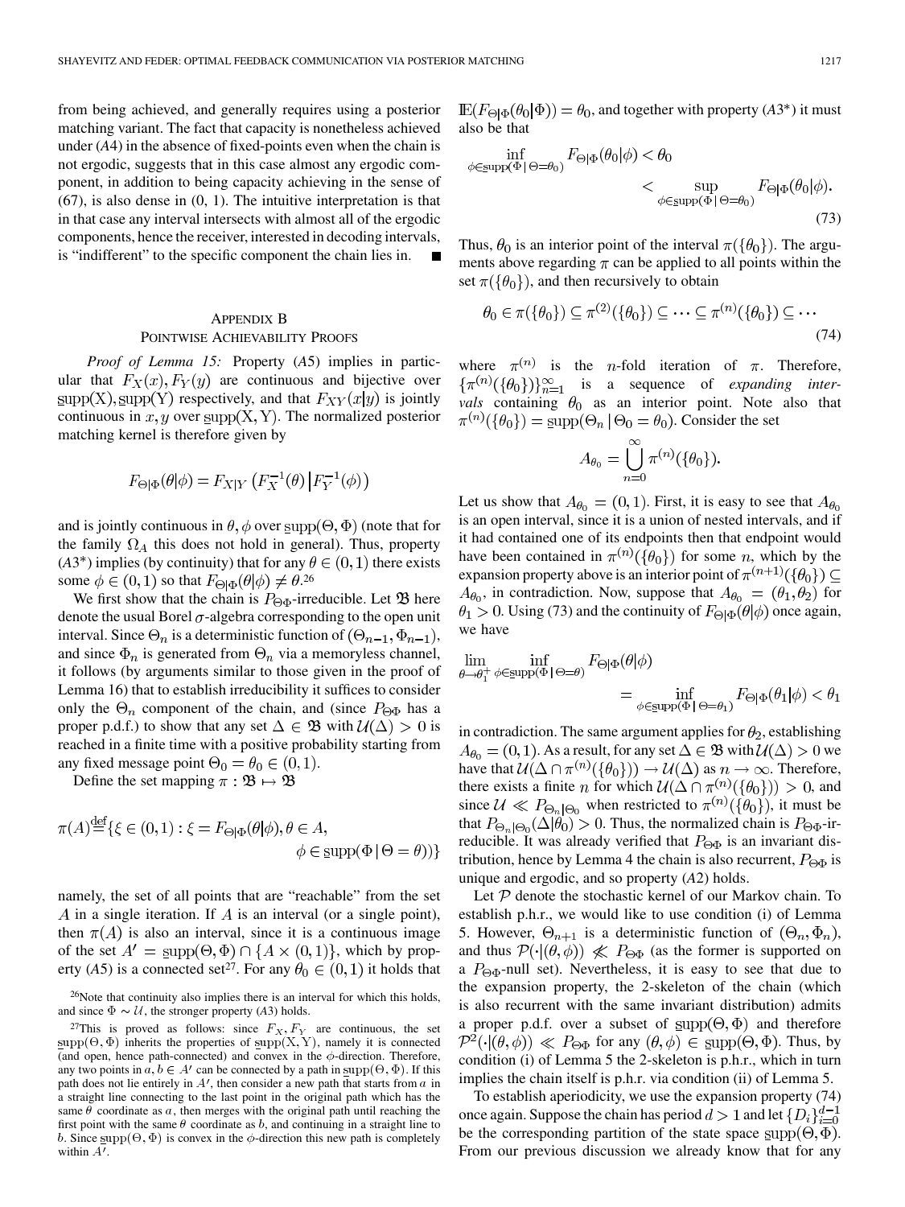from being achieved, and generally requires using a posterior matching variant. The fact that capacity is nonetheless achieved under (*A*4) in the absence of fixed-points even when the chain is not ergodic, suggests that in this case almost any ergodic component, in addition to being capacity achieving in the sense of (67), is also dense in (0, 1). The intuitive interpretation is that in that case any interval intersects with almost all of the ergodic components, hence the receiver, interested in decoding intervals, is "indifferent" to the specific component the chain lies in. ■

## Appendix B
## Pointwise Achievability Proofs

*Proof of Lemma 15:* Property (*A*5) implies in particular that $F_X(x), F_Y(y)$ are continuous and bijective over $\underline{\mathrm{supp}}(\mathrm{X}), \underline{\mathrm{supp}}(\mathrm{Y})$ respectively, and that $F_{XY}(x|y)$ is jointly continuous in $x, y$ over $\underline{\mathrm{supp}}(\mathrm{X}, \mathrm{Y})$. The normalized posterior matching kernel is therefore given by

$$F_{\Theta|\Phi}(\theta|\phi) = F_{X|Y}\left(F_X^{-1}(\theta)\,\middle|\,F_Y^{-1}(\phi)\right)$$

and is jointly continuous in $\theta, \phi$ over $\underline{\mathrm{supp}}(\Theta, \Phi)$ (note that for the family $\Omega_A$ this does not hold in general). Thus, property (*A*3\*) implies (by continuity) that for any $\theta \in (0, 1)$ there exists some $\phi \in (0, 1)$ so that $F_{\Theta|\Phi}(\theta|\phi) \neq \theta$.[26]

We first show that the chain is $P_{\Theta\Phi}$-irreducible. Let $\mathfrak{B}$ here denote the usual Borel $\sigma$-algebra corresponding to the open unit interval. Since $\Theta_n$ is a deterministic function of $(\Theta_{n-1}, \Phi_{n-1})$, and since $\Phi_n$ is generated from $\Theta_n$ via a memoryless channel, it follows (by arguments similar to those given in the proof of Lemma 16) that to establish irreducibility it suffices to consider only the $\Theta_n$ component of the chain, and (since $P_{\Theta\Phi}$ has a proper p.d.f.) to show that any set $\Delta \in \mathfrak{B}$ with $\mathcal{U}(\Delta) > 0$ is reached in a finite time with a positive probability starting from any fixed message point $\Theta_0 = \theta_0 \in (0, 1)$.

Define the set mapping $\pi : \mathfrak{B} \mapsto \mathfrak{B}$

$$\pi(A) \stackrel{\text{def}}{=} \{\xi \in (0,1) : \xi = F_{\Theta|\Phi}(\theta|\phi), \theta \in A, \phi \in \underline{\mathrm{supp}}(\Phi \mid \Theta = \theta)\}$$

namely, the set of all points that are "reachable" from the set $A$ in a single iteration. If $A$ is an interval (or a single point), then $\pi(A)$ is also an interval, since it is a continuous image of the set $A' = \underline{\mathrm{supp}}(\Theta, \Phi) \cap \{A \times (0, 1)\}$, which by property (*A*5) is a connected set[27]. For any $\theta_0 \in (0, 1)$ it holds that $\mathbb{E}(F_{\Theta|\Phi}(\theta_0|\Phi)) = \theta_0$, and together with property (*A*3\*) it must also be that

$$\inf_{\phi \in \underline{\mathrm{supp}}(\Phi \mid \Theta = \theta_0)} F_{\Theta|\Phi}(\theta_0|\phi) < \theta_0 < \sup_{\phi \in \underline{\mathrm{supp}}(\Phi \mid \Theta = \theta_0)} F_{\Theta|\Phi}(\theta_0|\phi). \tag{73}$$

Thus, $\theta_0$ is an interior point of the interval $\pi(\{\theta_0\})$. The arguments above regarding $\pi$ can be applied to all points within the set $\pi(\{\theta_0\})$, and then recursively to obtain

$$\theta_0 \in \pi(\{\theta_0\}) \subseteq \pi^{(2)}(\{\theta_0\}) \subseteq \cdots \subseteq \pi^{(n)}(\{\theta_0\}) \subseteq \cdots \tag{74}$$

where $\pi^{(n)}$ is the $n$-fold iteration of $\pi$. Therefore, $\{\pi^{(n)}(\{\theta_0\})\}_{n=1}^{\infty}$ is a sequence of *expanding intervals* containing $\theta_0$ as an interior point. Note also that $\pi^{(n)}(\{\theta_0\}) = \underline{\mathrm{supp}}(\Theta_n \mid \Theta_0 = \theta_0)$. Consider the set

$$A_{\theta_0} = \bigcup_{n=0}^{\infty} \pi^{(n)}(\{\theta_0\}).$$

Let us show that $A_{\theta_0} = (0, 1)$. First, it is easy to see that $A_{\theta_0}$ is an open interval, since it is a union of nested intervals, and if it had contained one of its endpoints then that endpoint would have been contained in $\pi^{(n)}(\{\theta_0\})$ for some $n$, which by the expansion property above is an interior point of $\pi^{(n+1)}(\{\theta_0\}) \subseteq A_{\theta_0}$, in contradiction. Now, suppose that $A_{\theta_0} = (\theta_1, \theta_2)$ for $\theta_1 > 0$. Using (73) and the continuity of $F_{\Theta|\Phi}(\theta|\phi)$ once again, we have

$$\lim_{\theta \to \theta_1^+} \inf_{\phi \in \underline{\mathrm{supp}}(\Phi \mid \Theta = \theta)} F_{\Theta|\Phi}(\theta|\phi) = \inf_{\phi \in \underline{\mathrm{supp}}(\Phi \mid \Theta = \theta_1)} F_{\Theta|\Phi}(\theta_1|\phi) < \theta_1$$

in contradiction. The same argument applies for $\theta_2$, establishing $A_{\theta_0} = (0, 1)$. As a result, for any set $\Delta \in \mathfrak{B}$ with $\mathcal{U}(\Delta) > 0$ we have that $\mathcal{U}(\Delta \cap \pi^{(n)}(\{\theta_0\})) \to \mathcal{U}(\Delta)$ as $n \to \infty$. Therefore, there exists a finite $n$ for which $\mathcal{U}(\Delta \cap \pi^{(n)}(\{\theta_0\})) > 0$, and since $\mathcal{U} \ll P_{\Theta_n|\Theta_0}$ when restricted to $\pi^{(n)}(\{\theta_0\})$, it must be that $P_{\Theta_n|\Theta_0}(\Delta|\theta_0) > 0$. Thus, the normalized chain is $P_{\Theta\Phi}$-irreducible. It was already verified that $P_{\Theta\Phi}$ is an invariant distribution, hence by Lemma 4 the chain is also recurrent, $P_{\Theta\Phi}$ is unique and ergodic, and so property (*A*2) holds.

Let $\mathcal{P}$ denote the stochastic kernel of our Markov chain. To establish p.h.r., we would like to use condition (i) of Lemma 5. However, $\Theta_{n+1}$ is a deterministic function of $(\Theta_n, \Phi_n)$, and thus $\mathcal{P}(\cdot|(\theta, \phi)) \not\ll P_{\Theta\Phi}$ (as the former is supported on a $P_{\Theta\Phi}$-null set). Nevertheless, it is easy to see that due to the expansion property, the 2-skeleton of the chain (which is also recurrent with the same invariant distribution) admits a proper p.d.f. over a subset of $\underline{\mathrm{supp}}(\Theta, \Phi)$ and therefore $\mathcal{P}^2(\cdot|(\theta, \phi)) \ll P_{\Theta\Phi}$ for any $(\theta, \phi) \in \underline{\mathrm{supp}}(\Theta, \Phi)$. Thus, by condition (i) of Lemma 5 the 2-skeleton is p.h.r., which in turn implies the chain itself is p.h.r. via condition (ii) of Lemma 5.

To establish aperiodicity, we use the expansion property (74) once again. Suppose the chain has period $d > 1$ and let $\{D_i\}_{i=0}^{d-1}$ be the corresponding partition of the state space $\underline{\mathrm{supp}}(\Theta, \Phi)$. From our previous discussion we already know that for any

---

[26] Note that continuity also implies there is an interval for which this holds, and since $\Phi \sim \mathcal{U}$, the stronger property (*A*3) holds.

[27] This is proved as follows: since $F_X, F_Y$ are continuous, the set $\underline{\mathrm{supp}}(\Theta, \Phi)$ inherits the properties of $\underline{\mathrm{supp}}(\mathrm{X}, \mathrm{Y})$, namely it is connected (and open, hence path-connected) and convex in the $\phi$-direction. Therefore, any two points in $a, b \in A'$ can be connected by a path in $\underline{\mathrm{supp}}(\Theta, \Phi)$. If this path does not lie entirely in $A'$, then consider a new path that starts from $a$ in a straight line connecting to the last point in the original path which has the same $\theta$ coordinate as $a$, then merges with the original path until reaching the first point with the same $\theta$ coordinate as $b$, and continuing in a straight line to $b$. Since $\underline{\mathrm{supp}}(\Theta, \Phi)$ is convex in the $\phi$-direction this new path is completely within $A'$.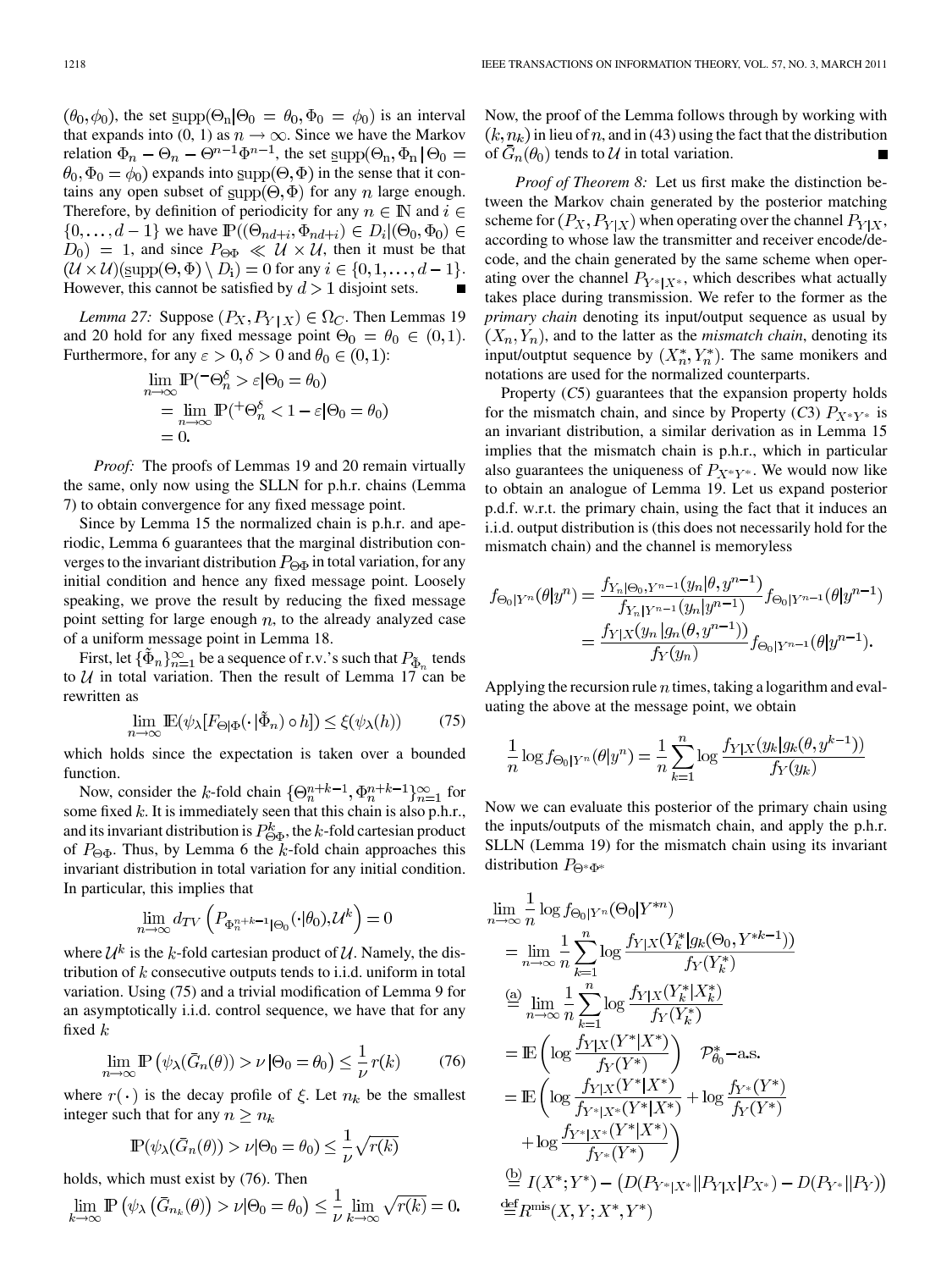$(\theta_0, \phi_0)$, the set $\underline{\rm supp}(\Theta_n | \Theta_0 = \theta_0, \Phi_0 = \phi_0)$ is an interval that expands into (0, 1) as $n \to \infty$. Since we have the Markov relation $\Phi_n - \Theta_n - \Theta^{n-1}\Phi^{n-1}$, the set $\underline{\rm supp}(\Theta_n, \Phi_n | \Theta_0 = \theta_0, \Phi_0 = \phi_0)$ expands into $\underline{\rm supp}(\Theta, \Phi)$ in the sense that it contains any open subset of $\underline{\rm supp}(\Theta, \Phi)$ for any $n$ large enough. Therefore, by definition of periodicity for any $n \in \mathbb{N}$ and $i \in \{0, \ldots, d-1\}$ we have $\mathbb{P}((\Theta_{nd+i}, \Phi_{nd+i}) \in D_i | (\Theta_0, \Phi_0) \in D_0) = 1$, and since $P_{\Theta\Phi} \ll \mathcal{U} \times \mathcal{U}$, then it must be that $(\mathcal{U} \times \mathcal{U})(\underline{\rm supp}(\Theta, \Phi) \setminus D_i) = 0$ for any $i \in \{0, 1, \ldots, d-1\}$. However, this cannot be satisfied by $d > 1$ disjoint sets. ∎

*Lemma 27:* Suppose $(P_X, P_{Y|X}) \in \Omega_C$. Then Lemmas 19 and 20 hold for any fixed message point $\Theta_0 = \theta_0 \in (0, 1)$. Furthermore, for any $\varepsilon > 0, \delta > 0$ and $\theta_0 \in (0, 1)$:

$$\begin{aligned}
\lim_{n\to\infty} \mathbb{P}({}^{-}\Theta_n^\delta > \varepsilon | \Theta_0 = \theta_0) \\
= \lim_{n\to\infty} \mathbb{P}({}^{+}\Theta_n^\delta < 1 - \varepsilon | \Theta_0 = \theta_0) \\
= 0.
\end{aligned}$$

*Proof:* The proofs of Lemmas 19 and 20 remain virtually the same, only now using the SLLN for p.h.r. chains (Lemma 7) to obtain convergence for any fixed message point.

Since by Lemma 15 the normalized chain is p.h.r. and aperiodic, Lemma 6 guarantees that the marginal distribution converges to the invariant distribution $P_{\Theta\Phi}$ in total variation, for any initial condition and hence any fixed message point. Loosely speaking, we prove the result by reducing the fixed message point setting for large enough $n$, to the already analyzed case of a uniform message point in Lemma 18.

First, let $\{\tilde{\Phi}_n\}_{n=1}^\infty$ be a sequence of r.v.'s such that $P_{\tilde{\Phi}_n}$ tends to $\mathcal{U}$ in total variation. Then the result of Lemma 17 can be rewritten as

$$\lim_{n\to\infty} \mathbb{E}(\psi_\lambda[F_{\Theta|\Phi}(\cdot|\tilde{\Phi}_n) \circ h]) \le \xi(\psi_\lambda(h)) \tag{75}$$

which holds since the expectation is taken over a bounded function.

Now, consider the $k$-fold chain $\{\Theta_n^{n+k-1}, \Phi_n^{n+k-1}\}_{n=1}^\infty$ for some fixed $k$. It is immediately seen that this chain is also p.h.r., and its invariant distribution is $P_{\Theta\Phi}^k$, the $k$-fold cartesian product of $P_{\Theta\Phi}$. Thus, by Lemma 6 the $k$-fold chain approaches this invariant distribution in total variation for any initial condition. In particular, this implies that

$$\lim_{n\to\infty} d_{TV}\left(P_{\Phi_n^{n+k-1}|\Theta_0}(\cdot|\theta_0), \mathcal{U}^k\right) = 0$$

where $\mathcal{U}^k$ is the $k$-fold cartesian product of $\mathcal{U}$. Namely, the distribution of $k$ consecutive outputs tends to i.i.d. uniform in total variation. Using (75) and a trivial modification of Lemma 9 for an asymptotically i.i.d. control sequence, we have that for any fixed $k$

$$\lim_{n\to\infty} \mathbb{P}\left(\psi_\lambda(\bar{G}_n(\theta)) > \nu | \Theta_0 = \theta_0\right) \le \frac{1}{\nu} r(k) \tag{76}$$

where $r(\cdot)$ is the decay profile of $\xi$. Let $n_k$ be the smallest integer such that for any $n \ge n_k$

$$\mathbb{P}(\psi_\lambda(\bar{G}_n(\theta)) > \nu | \Theta_0 = \theta_0) \le \frac{1}{\nu}\sqrt{r(k)}$$

holds, which must exist by (76). Then

$$\lim_{k\to\infty} \mathbb{P}\left(\psi_\lambda\left(\bar{G}_{n_k}(\theta)\right) > \nu | \Theta_0 = \theta_0\right) \le \frac{1}{\nu}\lim_{k\to\infty}\sqrt{r(k)} = 0.$$

Now, the proof of the Lemma follows through by working with $(k, n_k)$ in lieu of $n$, and in (43) using the fact that the distribution of $\bar{G}_n(\theta_0)$ tends to $\mathcal{U}$ in total variation. ∎

*Proof of Theorem 8:* Let us first make the distinction between the Markov chain generated by the posterior matching scheme for $(P_X, P_{Y|X})$ when operating over the channel $P_{Y|X}$, according to whose law the transmitter and receiver encode/decode, and the chain generated by the same scheme when operating over the channel $P_{Y^*|X^*}$, which describes what actually takes place during transmission. We refer to the former as the *primary chain* denoting its input/output sequence as usual by $(X_n, Y_n)$, and to the latter as the *mismatch chain*, denoting its input/outptut sequence by $(X_n^*, Y_n^*)$. The same monikers and notations are used for the normalized counterparts.

Property (C5) guarantees that the expansion property holds for the mismatch chain, and since by Property (C3) $P_{X^*Y^*}$ is an invariant distribution, a similar derivation as in Lemma 15 implies that the mismatch chain is p.h.r., which in particular also guarantees the uniqueness of $P_{X^*Y^*}$. We would now like to obtain an analogue of Lemma 19. Let us expand posterior p.d.f. w.r.t. the primary chain, using the fact that it induces an i.i.d. output distribution is (this does not necessarily hold for the mismatch chain) and the channel is memoryless

$$\begin{aligned}
f_{\Theta_0|Y^n}(\theta|y^n) &= \frac{f_{Y_n|\Theta_0, Y^{n-1}}(y_n|\theta, y^{n-1})}{f_{Y_n|Y^{n-1}}(y_n|y^{n-1})} f_{\Theta_0|Y^{n-1}}(\theta|y^{n-1}) \\
&= \frac{f_{Y|X}(y_n|g_n(\theta, y^{n-1}))}{f_Y(y_n)} f_{\Theta_0|Y^{n-1}}(\theta|y^{n-1}).
\end{aligned}$$

Applying the recursion rule $n$ times, taking a logarithm and evaluating the above at the message point, we obtain

$$\frac{1}{n}\log f_{\Theta_0|Y^n}(\theta|y^n) = \frac{1}{n}\sum_{k=1}^n \log\frac{f_{Y|X}(y_k|g_k(\theta, y^{k-1}))}{f_Y(y_k)}$$

Now we can evaluate this posterior of the primary chain using the inputs/outputs of the mismatch chain, and apply the p.h.r. SLLN (Lemma 19) for the mismatch chain using its invariant distribution $P_{\Theta^*\Phi^*}$

$$\begin{aligned}
&\lim_{n\to\infty}\frac{1}{n}\log f_{\Theta_0|Y^n}(\Theta_0|Y^{*n}) \\
&= \lim_{n\to\infty}\frac{1}{n}\sum_{k=1}^n \log\frac{f_{Y|X}(Y_k^*|g_k(\Theta_0, Y^{*k-1}))}{f_Y(Y_k^*)} \\
&\overset{(a)}{=} \lim_{n\to\infty}\frac{1}{n}\sum_{k=1}^n \log\frac{f_{Y|X}(Y_k^*|X_k^*)}{f_Y(Y_k^*)} \\
&= \mathbb{E}\left(\log\frac{f_{Y|X}(Y^*|X^*)}{f_Y(Y^*)}\right) \quad \mathcal{P}_{\theta_0}^*\text{–a.s.} \\
&= \mathbb{E}\left(\log\frac{f_{Y|X}(Y^*|X^*)}{f_{Y^*|X^*}(Y^*|X^*)} + \log\frac{f_{Y^*}(Y^*)}{f_Y(Y^*)}\right. \\
&\qquad \left. + \log\frac{f_{Y^*|X^*}(Y^*|X^*)}{f_{Y^*}(Y^*)}\right) \\
&\overset{(b)}{=} I(X^*; Y^*) - \left(D(P_{Y^*|X^*}\|P_{Y|X}|P_{X^*}) - D(P_{Y^*}\|P_Y)\right) \\
&\overset{\rm def}{=} R^{\rm mis}(X, Y; X^*, Y^*)
\end{aligned}$$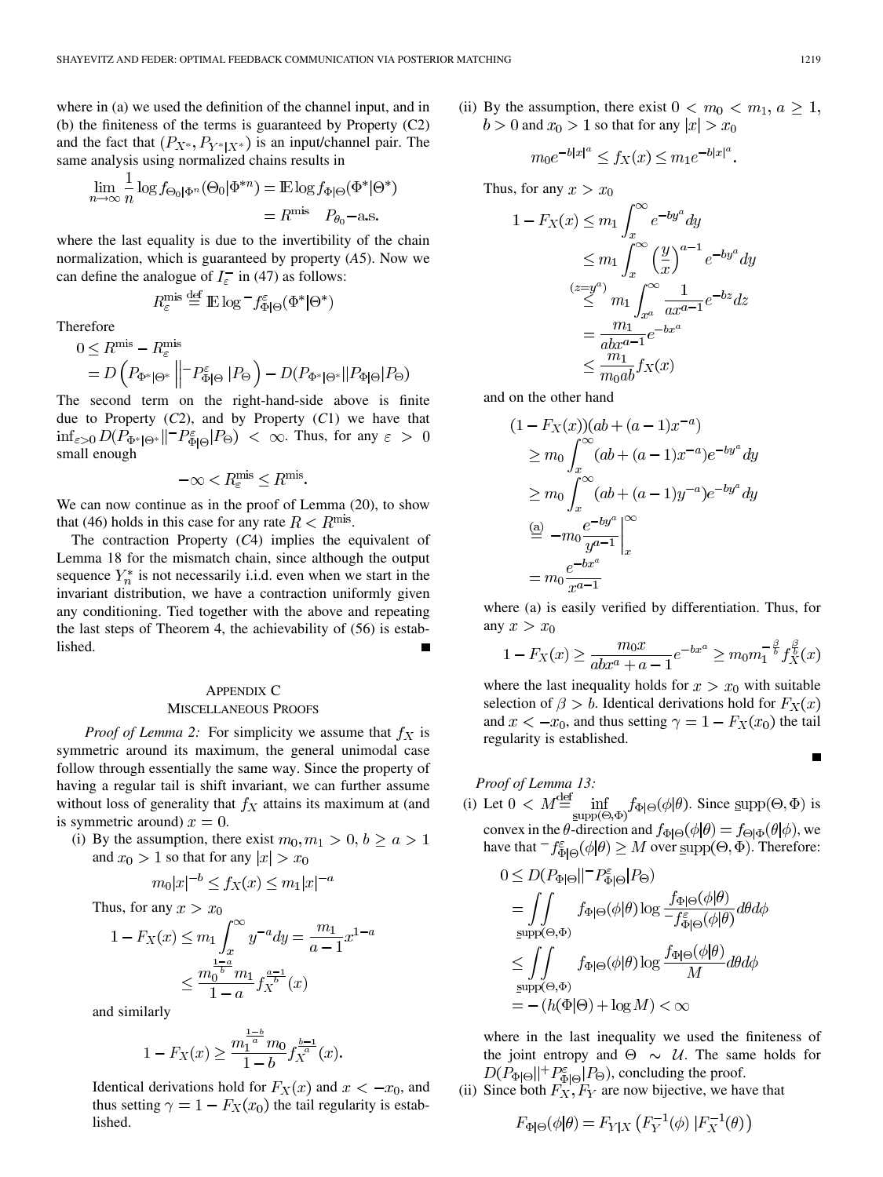where in (a) we used the definition of the channel input, and in (b) the finiteness of the terms is guaranteed by Property (C2) and the fact that $(P_{X^*}, P_{Y^*|X^*})$ is an input/channel pair. The same analysis using normalized chains results in

$$\lim_{n\to\infty} \frac{1}{n} \log f_{\Theta_0|\Phi^n}(\Theta_0|\Phi^{*n}) = \mathbb{E} \log f_{\Phi|\Theta}(\Phi^*|\Theta^*) = R^{\rm mis} \quad P_{\theta_0}\text{-a.s.}$$

where the last equality is due to the invertibility of the chain normalization, which is guaranteed by property ($A5$). Now we can define the analogue of $I_\varepsilon^-$ in (47) as follows:

$$R_\varepsilon^{\rm mis} \stackrel{\rm def}{=} \mathbb{E} \log {}^- f_{\Phi|\Theta}^\varepsilon(\Phi^*|\Theta^*)$$

Therefore

$$\begin{aligned} 0 &\le R^{\rm mis} - R_\varepsilon^{\rm mis} \\ &= D\left(P_{\Phi^*|\Theta^*} \left\|{}^- P_{\Phi|\Theta}^\varepsilon \right| P_\Theta\right) - D(P_{\Phi^*|\Theta^*} \| P_{\Phi|\Theta} | P_\Theta) \end{aligned}$$

The second term on the right-hand-side above is finite due to Property ($C2$), and by Property ($C1$) we have that $\inf_{\varepsilon>0} D(P_{\Phi^*|\Theta^*} \|{}^- P_{\Phi|\Theta}^\varepsilon | P_\Theta) < \infty$. Thus, for any $\varepsilon > 0$ small enough

$$-\infty < R_\varepsilon^{\rm mis} \le R^{\rm mis}.$$

We can now continue as in the proof of Lemma (20), to show that (46) holds in this case for any rate $R < R^{\rm mis}$.

The contraction Property ($C4$) implies the equivalent of Lemma 18 for the mismatch chain, since although the output sequence $Y_n^*$ is not necessarily i.i.d. even when we start in the invariant distribution, we have a contraction uniformly given any conditioning. Tied together with the above and repeating the last steps of Theorem 4, the achievability of (56) is established. ∎

## Appendix C
## Miscellaneous Proofs

*Proof of Lemma 2:* For simplicity we assume that $f_X$ is symmetric around its maximum, the general unimodal case follow through essentially the same way. Since the property of having a regular tail is shift invariant, we can further assume without loss of generality that $f_X$ attains its maximum at (and is symmetric around) $x = 0$.

(i) By the assumption, there exist $m_0, m_1 > 0$, $b \ge a > 1$ and $x_0 > 1$ so that for any $|x| > x_0$

$$m_0|x|^{-b} \le f_X(x) \le m_1|x|^{-a}$$

Thus, for any $x > x_0$

$$\begin{aligned} 1 - F_X(x) &\le m_1 \int_x^\infty y^{-a} dy = \frac{m_1}{a-1} x^{1-a} \\ &\le \frac{m_0^{\frac{1-a}{b}} m_1}{1-a} f_X^{\frac{a-1}{b}}(x) \end{aligned}$$

and similarly

$$1 - F_X(x) \ge \frac{m_1^{\frac{1-b}{a}} m_0}{1-b} f_X^{\frac{b-1}{a}}(x).$$

Identical derivations hold for $F_X(x)$ and $x < -x_0$, and thus setting $\gamma = 1 - F_X(x_0)$ the tail regularity is established.

(ii) By the assumption, there exist $0 < m_0 < m_1$, $a \ge 1$, $b > 0$ and $x_0 > 1$ so that for any $|x| > x_0$

$$m_0 e^{-b|x|^a} \le f_X(x) \le m_1 e^{-b|x|^a}.$$

Thus, for any $x > x_0$

$$\begin{aligned} 1 - F_X(x) &\le m_1 \int_x^\infty e^{-by^a} dy \\ &\le m_1 \int_x^\infty \left(\frac{y}{x}\right)^{a-1} e^{-by^a} dy \\ &\stackrel{(z=y^a)}{\le} m_1 \int_{x^a}^\infty \frac{1}{ax^{a-1}} e^{-bz} dz \\ &= \frac{m_1}{abx^{a-1}} e^{-bx^a} \\ &\le \frac{m_1}{m_0 ab} f_X(x) \end{aligned}$$

and on the other hand

$$\begin{aligned} (1 - F_X(x))&(ab + (a-1)x^{-a}) \\ &\ge m_0 \int_x^\infty (ab + (a-1)x^{-a}) e^{-by^a} dy \\ &\ge m_0 \int_x^\infty (ab + (a-1)y^{-a}) e^{-by^a} dy \\ &\stackrel{(a)}{=} -m_0 \frac{e^{-by^a}}{y^{a-1}} \Big|_x^\infty \\ &= m_0 \frac{e^{-bx^a}}{x^{a-1}} \end{aligned}$$

where (a) is easily verified by differentiation. Thus, for any $x > x_0$

$$1 - F_X(x) \ge \frac{m_0 x}{abx^a + a - 1} e^{-bx^a} \ge m_0 m_1^{-\frac{\beta}{b}} f_X^{\frac{\beta}{b}}(x)$$

where the last inequality holds for $x > x_0$ with suitable selection of $\beta > b$. Identical derivations hold for $F_X(x)$ and $x < -x_0$, and thus setting $\gamma = 1 - F_X(x_0)$ the tail regularity is established. ∎

*Proof of Lemma 13:*

(i) Let $0 < M \stackrel{\rm def}{=} \inf_{\underline{\rm supp}(\Theta,\Phi)} f_{\Phi|\Theta}(\phi|\theta)$. Since $\underline{\rm supp}(\Theta, \Phi)$ is convex in the $\theta$-direction and $f_{\Phi|\Theta}(\phi|\theta) = f_{\Theta|\Phi}(\theta|\phi)$, we have that ${}^- f_{\Phi|\Theta}^\varepsilon(\phi|\theta) \ge M$ over $\underline{\rm supp}(\Theta, \Phi)$. Therefore:

$$\begin{aligned} 0 &\le D(P_{\Phi|\Theta} \|{}^- P_{\Phi|\Theta}^\varepsilon | P_\Theta) \\ &= \iint_{\underline{\rm supp}(\Theta,\Phi)} f_{\Phi|\Theta}(\phi|\theta) \log \frac{f_{\Phi|\Theta}(\phi|\theta)}{{}^- f_{\Phi|\Theta}^\varepsilon(\phi|\theta)} d\theta d\phi \\ &\le \iint_{\underline{\rm supp}(\Theta,\Phi)} f_{\Phi|\Theta}(\phi|\theta) \log \frac{f_{\Phi|\Theta}(\phi|\theta)}{M} d\theta d\phi \\ &= -(h(\Phi|\Theta) + \log M) < \infty \end{aligned}$$

where in the last inequality we used the finiteness of the joint entropy and $\Theta \sim \mathcal{U}$. The same holds for $D(P_{\Phi|\Theta} \|{}^+ P_{\Phi|\Theta}^\varepsilon | P_\Theta)$, concluding the proof.

(ii) Since both $F_X, F_Y$ are now bijective, we have that

$$F_{\Phi|\Theta}(\phi|\theta) = F_{Y|X}\left(F_Y^{-1}(\phi) \,|F_X^{-1}(\theta)\right)$$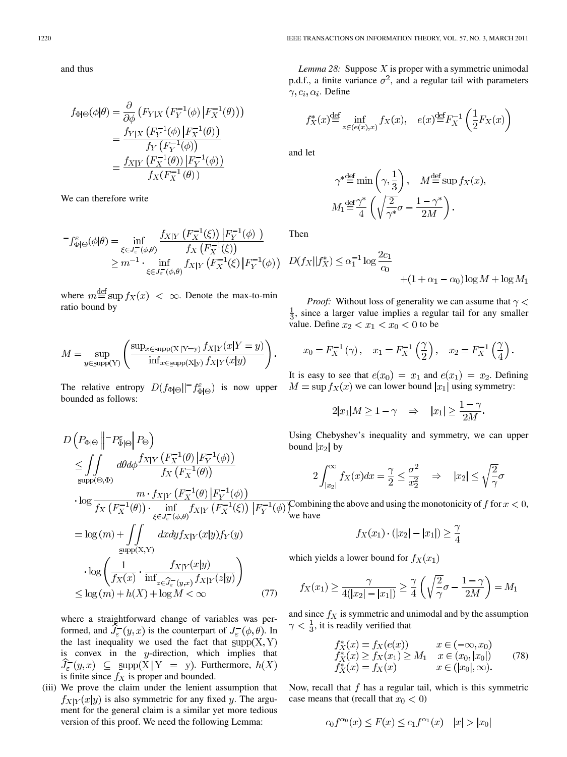and thus

$$
\begin{aligned}
f_{\Phi|\Theta}(\phi|\theta) &= \frac{\partial}{\partial \phi}\left(F_{Y|X}\left(F_Y^{-1}(\phi)\,\middle|\,F_X^{-1}(\theta)\right)\right) \\
&= \frac{f_{Y|X}\left(F_Y^{-1}(\phi)\,\middle|\,F_X^{-1}(\theta)\right)}{f_Y\left(F_Y^{-1}(\phi)\right)} \\
&= \frac{f_{X|Y}\left(F_X^{-1}(\theta)\,\middle|\,F_Y^{-1}(\phi)\right)}{f_X(F_X^{-1}(\theta))}
\end{aligned}
$$

We can therefore write

$$
\begin{aligned}
{}^{-}f^{\varepsilon}_{\Phi|\Theta}(\phi|\theta) &= \inf_{\xi\in J_{\varepsilon}^{-}(\phi,\theta)} \frac{f_{X|Y}\left(F_X^{-1}(\xi)\,\middle|\,F_Y^{-1}(\phi)\right)}{f_X\left(F_X^{-1}(\xi)\right)} \\
&\geq m^{-1}\cdot \inf_{\xi\in J_{\varepsilon}^{-}(\phi,\theta)} f_{X|Y}\left(F_X^{-1}(\xi)\,\middle|\,F_Y^{-1}(\phi)\right)
\end{aligned}
$$

where $m \stackrel{\text{def}}{=} \sup f_X(x) < \infty$. Denote the max-to-min ratio bound by

$$
M = \sup_{y\in\text{supp}(Y)}\left(\frac{\sup_{x\in\text{supp}(X|Y=y)} f_{X|Y}(x|Y=y)}{\inf_{x\in\text{supp}(X|y)} f_{X|Y}(x|y)}\right).
$$

The relative entropy $D(f_{\Phi|\Theta}\|{}^{-}f^{\varepsilon}_{\Phi|\Theta})$ is now upper bounded as follows:

$$
\begin{aligned}
&D\left(P_{\Phi|\Theta}\,\middle\|\,{}^{-}P^{\varepsilon}_{\Phi|\Theta}\,\middle|\,P_{\Theta}\right) \\
&\leq \iint_{\text{supp}(\Theta,\Phi)} d\theta d\phi \frac{f_{X|Y}\left(F_X^{-1}(\theta)\,\middle|\,F_Y^{-1}(\phi)\right)}{f_X\left(F_X^{-1}(\theta)\right)} \\
&\quad\cdot \log\frac{m\cdot f_{X|Y}\left(F_X^{-1}(\theta)\,\middle|\,F_Y^{-1}(\phi)\right)}{f_X\left(F_X^{-1}(\theta)\right)\cdot \inf_{\xi\in J_{\varepsilon}^{-}(\phi,\theta)} f_{X|Y}\left(F_X^{-1}(\xi)\,\middle|\,F_Y^{-1}(\phi)\right)} \\
&= \log(m) + \iint_{\text{supp}(X,Y)} dxdy f_{X|Y}(x|y) f_Y(y) \\
&\quad\cdot \log\left(\frac{1}{f_X(x)}\cdot \frac{f_{X|Y}(x|y)}{\inf_{z\in\widehat{J}_{\varepsilon}^{-}(y,x)} f_{X|Y}(z|y)}\right) \\
&\leq \log(m) + h(X) + \log M < \infty
\end{aligned}
\tag{77}
$$

where a straightforward change of variables was performed, and $\widehat{J}_{\varepsilon}^{-}(y,x)$ is the counterpart of $J_{\varepsilon}^{-}(\phi,\theta)$. In the last inequality we used the fact that $\text{supp}(X,Y)$ is convex in the $y$-direction, which implies that $\widehat{J}_{\varepsilon}^{-}(y,x) \subseteq \text{supp}(X\,|\,Y=y)$. Furthermore, $h(X)$ is finite since $f_X$ is proper and bounded.

(iii) We prove the claim under the lenient assumption that $f_{X|Y}(x|y)$ is also symmetric for any fixed $y$. The argument for the general claim is a similar yet more tedious version of this proof. We need the following Lemma:

*Lemma 28:* Suppose $X$ is proper with a symmetric unimodal p.d.f., a finite variance $\sigma^2$, and a regular tail with parameters $\gamma, c_i, \alpha_i$. Define

$$
f_X^*(x) \stackrel{\text{def}}{=} \inf_{z\in(e(x),x)} f_X(x), \quad e(x) \stackrel{\text{def}}{=} F_X^{-1}\left(\frac{1}{2}F_X(x)\right)
$$

and let

$$
\gamma^* \stackrel{\text{def}}{=} \min\left(\gamma, \frac{1}{3}\right), \quad M \stackrel{\text{def}}{=} \sup f_X(x),
$$
$$
M_1 \stackrel{\text{def}}{=} \frac{\gamma^*}{4}\left(\sqrt{\frac{2}{\gamma^*}}\sigma - \frac{1-\gamma^*}{2M}\right).
$$

Then

$$
D(f_X\|f_X^*) \leq \alpha_1^{-1}\log\frac{2c_1}{c_0} + (1+\alpha_1-\alpha_0)\log M + \log M_1
$$

*Proof:* Without loss of generality we can assume that $\gamma < \frac{1}{3}$, since a larger value implies a regular tail for any smaller value. Define $x_2 < x_1 < x_0 < 0$ to be

$$
x_0 = F_X^{-1}(\gamma), \quad x_1 = F_X^{-1}\left(\frac{\gamma}{2}\right), \quad x_2 = F_X^{-1}\left(\frac{\gamma}{4}\right).
$$

It is easy to see that $e(x_0) = x_1$ and $e(x_1) = x_2$. Defining $M = \sup f_X(x)$ we can lower bound $|x_1|$ using symmetry:

$$
2|x_1|M \geq 1-\gamma \quad\Rightarrow\quad |x_1| \geq \frac{1-\gamma}{2M}.
$$

Using Chebyshev's inequality and symmetry, we can upper bound $|x_2|$ by

$$
2\int_{|x_2|}^{\infty} f_X(x)dx = \frac{\gamma}{2} \leq \frac{\sigma^2}{x_2^2} \quad\Rightarrow\quad |x_2| \leq \sqrt{\frac{2}{\gamma}}\sigma
$$

Combining the above and using the monotonicity of $f$ for $x<0$, we have

$$
f_X(x_1)\cdot(|x_2|-|x_1|) \geq \frac{\gamma}{4}
$$

which yields a lower bound for $f_X(x_1)$

$$
f_X(x_1) \geq \frac{\gamma}{4(|x_2|-|x_1|)} \geq \frac{\gamma}{4}\left(\sqrt{\frac{2}{\gamma}}\sigma - \frac{1-\gamma}{2M}\right) = M_1
$$

and since $f_X$ is symmetric and unimodal and by the assumption $\gamma < \frac{1}{3}$, it is readily verified that

$$
\begin{array}{ll}
f_X^*(x) = f_X(e(x)) & x\in(-\infty, x_0) \\
f_X^*(x) \geq f_X(x_1) \geq M_1 & x\in(x_0, |x_0|) \\
f_X^*(x) = f_X(x) & x\in(|x_0|, \infty).
\end{array}
\tag{78}
$$

Now, recall that $f$ has a regular tail, which is this symmetric case means that (recall that $x_0 < 0$)

$$
c_0 f^{\alpha_0}(x) \leq F(x) \leq c_1 f^{\alpha_1}(x) \quad |x| > |x_0|
$$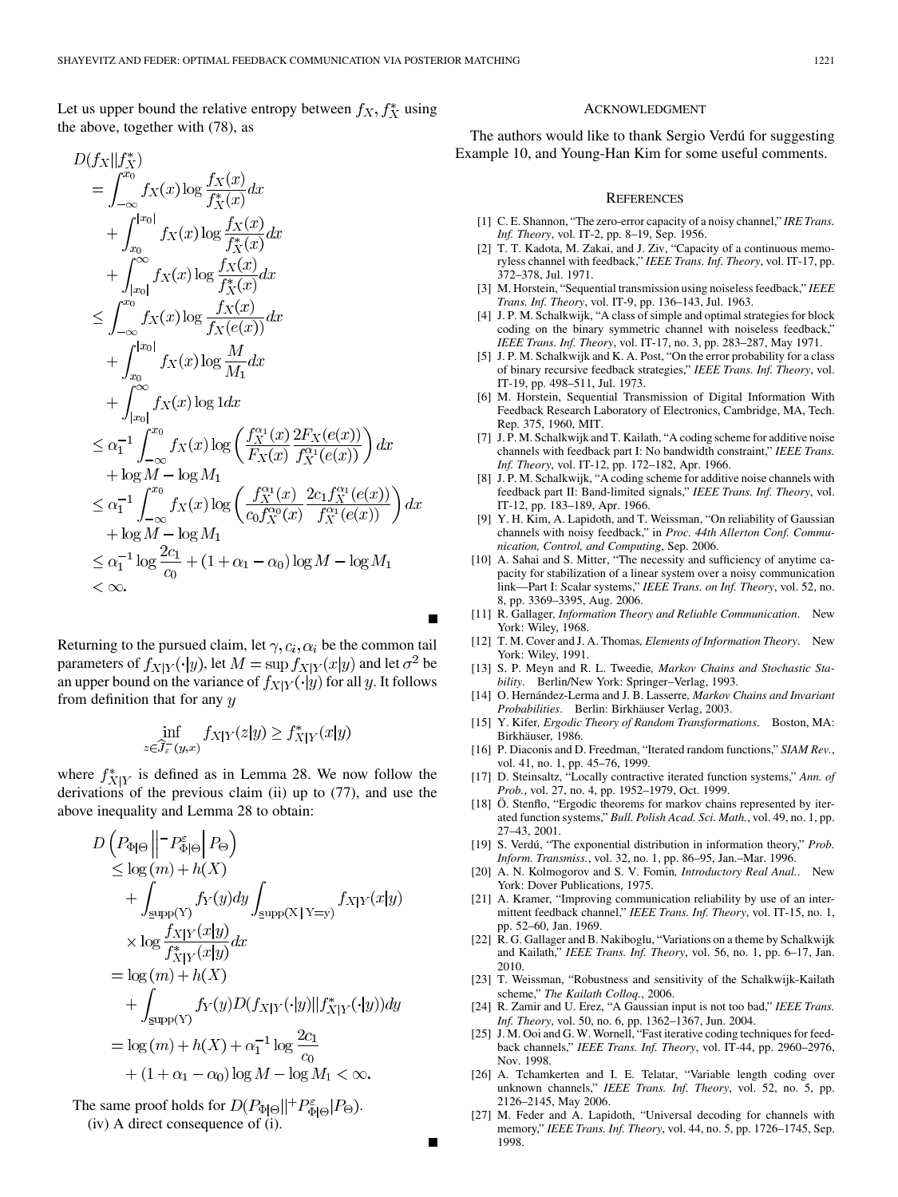Let us upper bound the relative entropy between $f_X, f_X^*$ using the above, together with (78), as

$$
\begin{aligned}
D(f_X\|f_X^*) &= \int_{-\infty}^{x_0} f_X(x)\log\frac{f_X(x)}{f_X^*(x)}dx \\
&\quad + \int_{x_0}^{|x_0|} f_X(x)\log\frac{f_X(x)}{f_X^*(x)}dx \\
&\quad + \int_{|x_0|}^{\infty} f_X(x)\log\frac{f_X(x)}{f_X^*(x)}dx \\
&\le \int_{-\infty}^{x_0} f_X(x)\log\frac{f_X(x)}{f_X(e(x))}dx \\
&\quad + \int_{x_0}^{|x_0|} f_X(x)\log\frac{M}{M_1}dx \\
&\quad + \int_{|x_0|}^{\infty} f_X(x)\log 1 dx \\
&\le \alpha_1^{-1}\int_{-\infty}^{x_0} f_X(x)\log\left(\frac{f_X^{\alpha_1}(x)}{F_X(x)}\frac{2F_X(e(x))}{f_X^{\alpha_1}(e(x))}\right)dx \\
&\quad + \log M - \log M_1 \\
&\le \alpha_1^{-1}\int_{-\infty}^{x_0} f_X(x)\log\left(\frac{f_X^{\alpha_1}(x)}{c_0 f_X^{\alpha_0}(x)}\frac{2c_1 f_X^{\alpha_1}(e(x))}{f_X^{\alpha_1}(e(x))}\right)dx \\
&\quad + \log M - \log M_1 \\
&\le \alpha_1^{-1}\log\frac{2c_1}{c_0} + (1+\alpha_1-\alpha_0)\log M - \log M_1 \\
&< \infty.
\end{aligned}
$$

■

Returning to the pursued claim, let $\gamma, c_i, \alpha_i$ be the common tail parameters of $f_{X|Y}(\cdot|y)$, let $M = \sup f_{X|Y}(x|y)$ and let $\sigma^2$ be an upper bound on the variance of $f_{X|Y}(\cdot|y)$ for all $y$. It follows from definition that for any $y$

$$
\inf_{z\in\widehat{\mathcal{J}}_\varepsilon^-(y,x)} f_{X|Y}(z|y) \ge f_{X|Y}^*(x|y)
$$

where $f_{X|Y}^*$ is defined as in Lemma 28. We now follow the derivations of the previous claim (ii) up to (77), and use the above inequality and Lemma 28 to obtain:

$$
\begin{aligned}
D\left(P_{\Phi|\Theta}\right\|^{-}P_{\Phi|\Theta}^{\varepsilon}\left|P_\Theta\right) &\le \log(m) + h(X) \\
&\quad + \int_{\underline{\mathrm{supp}}(Y)} f_Y(y)dy\int_{\underline{\mathrm{supp}}(X|Y=y)} f_{X|Y}(x|y) \\
&\quad \times \log\frac{f_{X|Y}(x|y)}{f_{X|Y}^*(x|y)}dx \\
&= \log(m) + h(X) \\
&\quad + \int_{\underline{\mathrm{supp}}(Y)} f_Y(y)D(f_{X|Y}(\cdot|y)\|f_{X|Y}^*(\cdot|y))dy \\
&= \log(m) + h(X) + \alpha_1^{-1}\log\frac{2c_1}{c_0} \\
&\quad + (1+\alpha_1-\alpha_0)\log M - \log M_1 < \infty.
\end{aligned}
$$

The same proof holds for $D(P_{\Phi|\Theta}\|^{+}P_{\Phi|\Theta}^{\varepsilon}|P_\Theta)$.

(iv) A direct consequence of (i). ■

## Acknowledgment

The authors would like to thank Sergio Verdú for suggesting Example 10, and Young-Han Kim for some useful comments.

## References

[1] C. E. Shannon, "The zero-error capacity of a noisy channel," *IRE Trans. Inf. Theory*, vol. IT-2, pp. 8–19, Sep. 1956.

[2] T. T. Kadota, M. Zakai, and J. Ziv, "Capacity of a continuous memoryless channel with feedback," *IEEE Trans. Inf. Theory*, vol. IT-17, pp. 372–378, Jul. 1971.

[3] M. Horstein, "Sequential transmission using noiseless feedback," *IEEE Trans. Inf. Theory*, vol. IT-9, pp. 136–143, Jul. 1963.

[4] J. P. M. Schalkwijk, "A class of simple and optimal strategies for block coding on the binary symmetric channel with noiseless feedback," *IEEE Trans. Inf. Theory*, vol. IT-17, no. 3, pp. 283–287, May 1971.

[5] J. P. M. Schalkwijk and K. A. Post, "On the error probability for a class of binary recursive feedback strategies," *IEEE Trans. Inf. Theory*, vol. IT-19, pp. 498–511, Jul. 1973.

[6] M. Horstein, Sequential Transmission of Digital Information With Feedback Research Laboratory of Electronics, Cambridge, MA, Tech. Rep. 375, 1960, MIT.

[7] J. P. M. Schalkwijk and T. Kailath, "A coding scheme for additive noise channels with feedback part I: No bandwidth constraint," *IEEE Trans. Inf. Theory*, vol. IT-12, pp. 172–182, Apr. 1966.

[8] J. P. M. Schalkwijk, "A coding scheme for additive noise channels with feedback part II: Band-limited signals," *IEEE Trans. Inf. Theory*, vol. IT-12, pp. 183–189, Apr. 1966.

[9] Y. H. Kim, A. Lapidoth, and T. Weissman, "On reliability of Gaussian channels with noisy feedback," in *Proc. 44th Allerton Conf. Communication, Control, and Computing*, Sep. 2006.

[10] A. Sahai and S. Mitter, "The necessity and sufficiency of anytime capacity for stabilization of a linear system over a noisy communication link—Part I: Scalar systems," *IEEE Trans. on Inf. Theory*, vol. 52, no. 8, pp. 3369–3395, Aug. 2006.

[11] R. Gallager, *Information Theory and Reliable Communication*. New York: Wiley, 1968.

[12] T. M. Cover and J. A. Thomas, *Elements of Information Theory*. New York: Wiley, 1991.

[13] S. P. Meyn and R. L. Tweedie, *Markov Chains and Stochastic Stability*. Berlin/New York: Springer–Verlag, 1993.

[14] O. Hernández-Lerma and J. B. Lasserre, *Markov Chains and Invariant Probabilities*. Berlin: Birkhäuser Verlag, 2003.

[15] Y. Kifer, *Ergodic Theory of Random Transformations*. Boston, MA: Birkhäuser, 1986.

[16] P. Diaconis and D. Freedman, "Iterated random functions," *SIAM Rev.*, vol. 41, no. 1, pp. 45–76, 1999.

[17] D. Steinsaltz, "Locally contractive iterated function systems," *Ann. of Prob.*, vol. 27, no. 4, pp. 1952–1979, Oct. 1999.

[18] Ö. Stenflo, "Ergodic theorems for markov chains represented by iterated function systems," *Bull. Polish Acad. Sci. Math.*, vol. 49, no. 1, pp. 27–43, 2001.

[19] S. Verdú, "The exponential distribution in information theory," *Prob. Inform. Transmiss.*, vol. 32, no. 1, pp. 86–95, Jan.–Mar. 1996.

[20] A. N. Kolmogorov and S. V. Fomin, *Introductory Real Anal.*. New York: Dover Publications, 1975.

[21] A. Kramer, "Improving communication reliability by use of an intermittent feedback channel," *IEEE Trans. Inf. Theory*, vol. IT-15, no. 1, pp. 52–60, Jan. 1969.

[22] R. G. Gallager and B. Nakiboglu, "Variations on a theme by Schalkwijk and Kailath," *IEEE Trans. Inf. Theory*, vol. 56, no. 1, pp. 6–17, Jan. 2010.

[23] T. Weissman, "Robustness and sensitivity of the Schalkwijk-Kailath scheme," *The Kailath Colloq.*, 2006.

[24] R. Zamir and U. Erez, "A Gaussian input is not too bad," *IEEE Trans. Inf. Theory*, vol. 50, no. 6, pp. 1362–1367, Jun. 2004.

[25] J. M. Ooi and G. W. Wornell, "Fast iterative coding techniques for feedback channels," *IEEE Trans. Inf. Theory*, vol. IT-44, pp. 2960–2976, Nov. 1998.

[26] A. Tchamkerten and I. E. Telatar, "Variable length coding over unknown channels," *IEEE Trans. Inf. Theory*, vol. 52, no. 5, pp. 2126–2145, May 2006.

[27] M. Feder and A. Lapidoth, "Universal decoding for channels with memory," *IEEE Trans. Inf. Theory*, vol. 44, no. 5, pp. 1726–1745, Sep. 1998.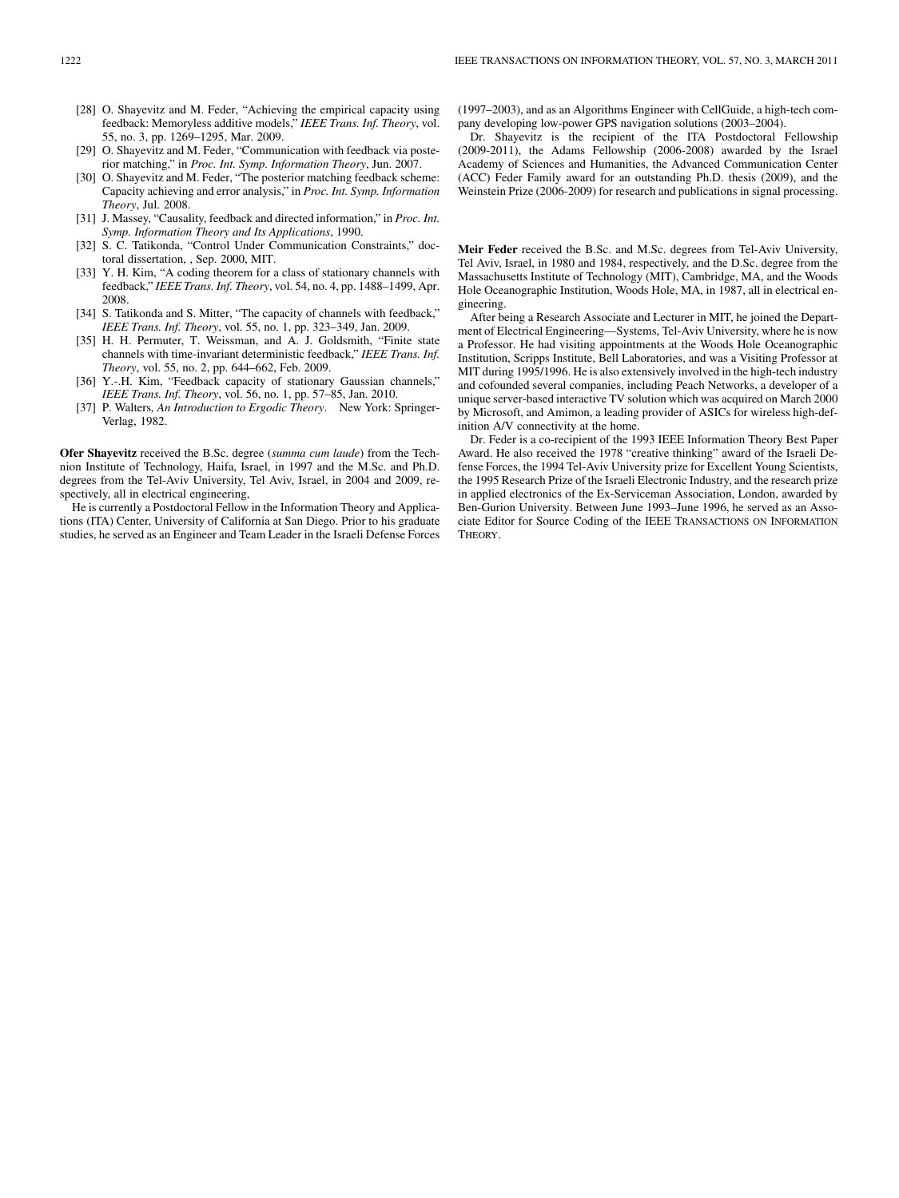[28] O. Shayevitz and M. Feder, "Achieving the empirical capacity using feedback: Memoryless additive models," *IEEE Trans. Inf. Theory*, vol. 55, no. 3, pp. 1269–1295, Mar. 2009.

[29] O. Shayevitz and M. Feder, "Communication with feedback via posterior matching," in *Proc. Int. Symp. Information Theory*, Jun. 2007.

[30] O. Shayevitz and M. Feder, "The posterior matching feedback scheme: Capacity achieving and error analysis," in *Proc. Int. Symp. Information Theory*, Jul. 2008.

[31] J. Massey, "Causality, feedback and directed information," in *Proc. Int. Symp. Information Theory and Its Applications*, 1990.

[32] S. C. Tatikonda, "Control Under Communication Constraints," doctoral dissertation, , Sep. 2000, MIT.

[33] Y. H. Kim, "A coding theorem for a class of stationary channels with feedback," *IEEE Trans. Inf. Theory*, vol. 54, no. 4, pp. 1488–1499, Apr. 2008.

[34] S. Tatikonda and S. Mitter, "The capacity of channels with feedback," *IEEE Trans. Inf. Theory*, vol. 55, no. 1, pp. 323–349, Jan. 2009.

[35] H. H. Permuter, T. Weissman, and A. J. Goldsmith, "Finite state channels with time-invariant deterministic feedback," *IEEE Trans. Inf. Theory*, vol. 55, no. 2, pp. 644–662, Feb. 2009.

[36] Y.-.H. Kim, "Feedback capacity of stationary Gaussian channels," *IEEE Trans. Inf. Theory*, vol. 56, no. 1, pp. 57–85, Jan. 2010.

[37] P. Walters, *An Introduction to Ergodic Theory*. New York: Springer-Verlag, 1982.

**Ofer Shayevitz** received the B.Sc. degree (*summa cum laude*) from the Technion Institute of Technology, Haifa, Israel, in 1997 and the M.Sc. and Ph.D. degrees from the Tel-Aviv University, Tel Aviv, Israel, in 2004 and 2009, respectively, all in electrical engineering,

He is currently a Postdoctoral Fellow in the Information Theory and Applications (ITA) Center, University of California at San Diego. Prior to his graduate studies, he served as an Engineer and Team Leader in the Israeli Defense Forces (1997–2003), and as an Algorithms Engineer with CellGuide, a high-tech company developing low-power GPS navigation solutions (2003–2004).

Dr. Shayevitz is the recipient of the ITA Postdoctoral Fellowship (2009-2011), the Adams Fellowship (2006-2008) awarded by the Israel Academy of Sciences and Humanities, the Advanced Communication Center (ACC) Feder Family award for an outstanding Ph.D. thesis (2009), and the Weinstein Prize (2006-2009) for research and publications in signal processing.

**Meir Feder** received the B.Sc. and M.Sc. degrees from Tel-Aviv University, Tel Aviv, Israel, in 1980 and 1984, respectively, and the D.Sc. degree from the Massachusetts Institute of Technology (MIT), Cambridge, MA, and the Woods Hole Oceanographic Institution, Woods Hole, MA, in 1987, all in electrical engineering.

After being a Research Associate and Lecturer in MIT, he joined the Department of Electrical Engineering—Systems, Tel-Aviv University, where he is now a Professor. He had visiting appointments at the Woods Hole Oceanographic Institution, Scripps Institute, Bell Laboratories, and was a Visiting Professor at MIT during 1995/1996. He is also extensively involved in the high-tech industry and cofounded several companies, including Peach Networks, a developer of a unique server-based interactive TV solution which was acquired on March 2000 by Microsoft, and Amimon, a leading provider of ASICs for wireless high-definition A/V connectivity at the home.

Dr. Feder is a co-recipient of the 1993 IEEE Information Theory Best Paper Award. He also received the 1978 "creative thinking" award of the Israeli Defense Forces, the 1994 Tel-Aviv University prize for Excellent Young Scientists, the 1995 Research Prize of the Israeli Electronic Industry, and the research prize in applied electronics of the Ex-Serviceman Association, London, awarded by Ben-Gurion University. Between June 1993–June 1996, he served as an Associate Editor for Source Coding of the IEEE TRANSACTIONS ON INFORMATION THEORY.